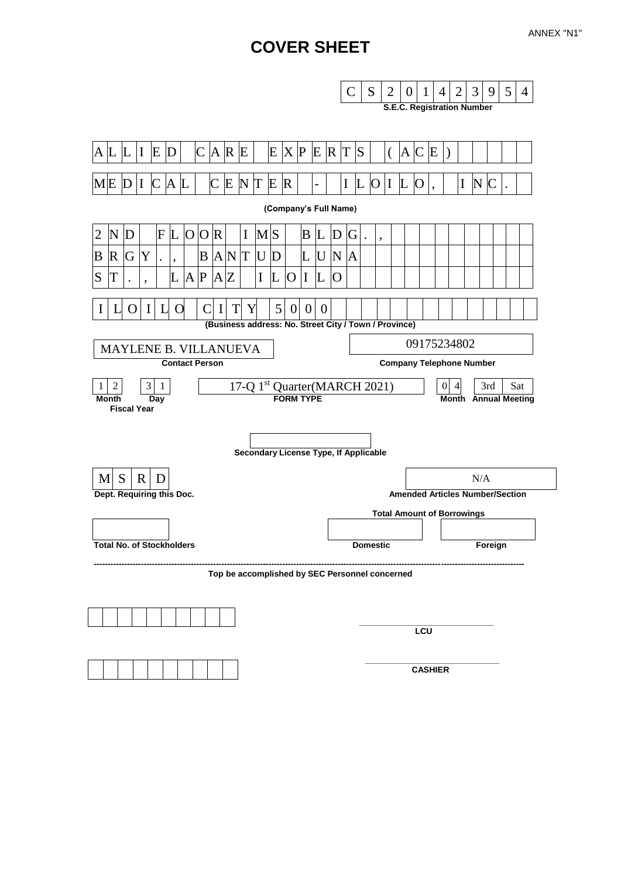ANNEX "N1"

# COVER SHEET

CS201423954

**S.E.C. Registration Number**

ALLIED CARE EXPERTS (ACE) MEDICAL CENTER - ILOILO, INC.

**(Company's Full Name)**

2ND FLOOR IMS BLDG., BRGY., BANTUD LUNA ST., LAPAZ ILOILO

ILOILO CITY 5000

**(Business address: No. Street City / Town / Province)**

MAYLENE B. VILLANUEVA

**Contact Person**

09175234802

**Company Telephone Number**

| 12 | 31 | 17-Q 1st Quarter(MARCH 2021) | 04 | 3rd Sat |
|---|---|---|---|---|
| Month | Day | FORM TYPE | Month | Annual Meeting |

**Fiscal Year**

**Secondary License Type, If Applicable**

MSRD

**Dept. Requiring this Doc.**

N/A

**Amended Articles Number/Section**

**Total Amount of Borrowings**

**Total No. of Stockholders** **Domestic** **Foreign**

---

**Top be accomplished by SEC Personnel concerned**

**LCU**

**CASHIER**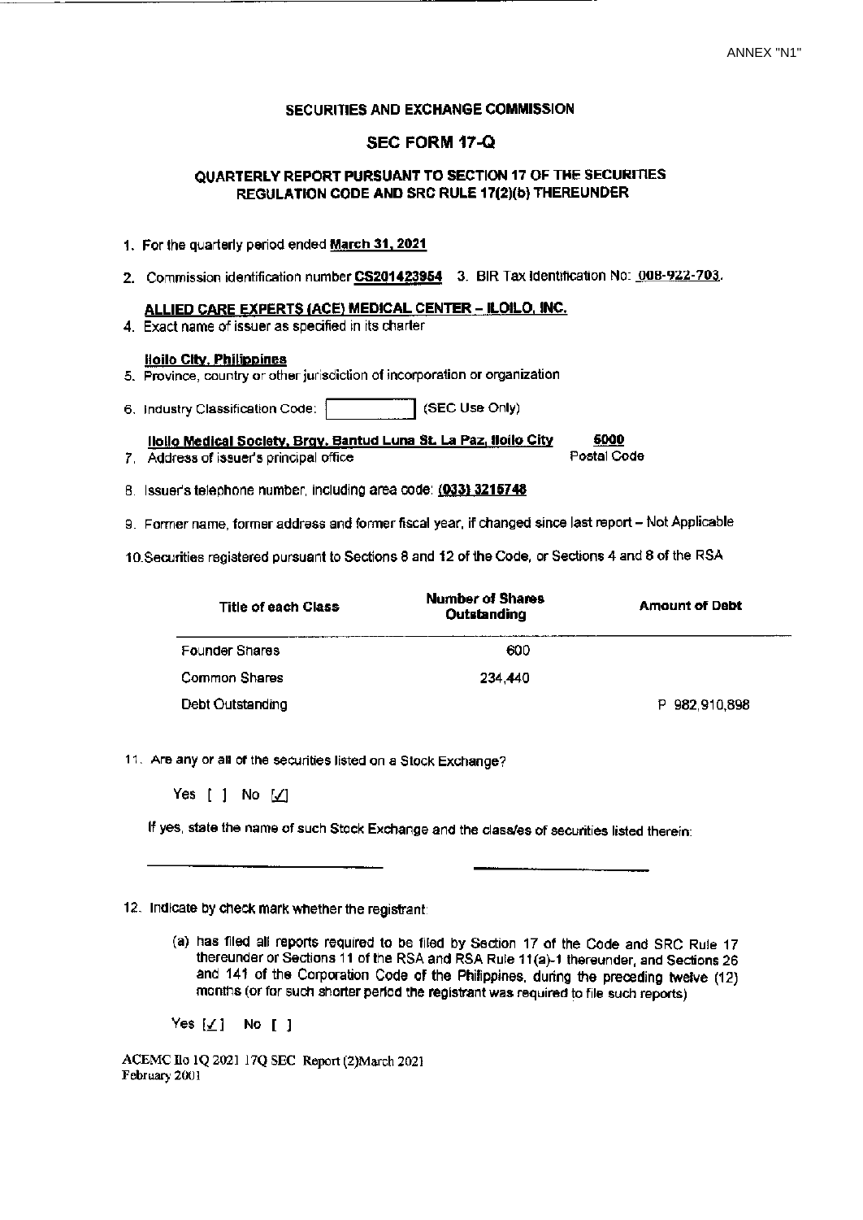ANNEX "N1"

**SECURITIES AND EXCHANGE COMMISSION**

## SEC FORM 17-Q

**QUARTERLY REPORT PURSUANT TO SECTION 17 OF THE SECURITIES REGULATION CODE AND SRC RULE 17(2)(b) THEREUNDER**

1. For the quarterly period ended **March 31, 2021**

2. Commission identification number **CS201423954** 3. BIR Tax Identification No: 008-922-703.

   **ALLIED CARE EXPERTS (ACE) MEDICAL CENTER – ILOILO, INC.**

4. Exact name of issuer as specified in its charter

   **Iloilo City, Philippines**

5. Province, country or other jurisdiction of incorporation or organization

6. Industry Classification Code: [ ] (SEC Use Only)

   **Iloilo Medical Society, Brgy. Bantud Luna St. La Paz, Iloilo City** **5000**

7. Address of issuer's principal office Postal Code

8. Issuer's telephone number, including area code: **(033) 3215748**

9. Former name, former address and former fiscal year, if changed since last report – Not Applicable

10. Securities registered pursuant to Sections 8 and 12 of the Code, or Sections 4 and 8 of the RSA

| Title of each Class | Number of Shares Outstanding | Amount of Debt |
|---|---|---|
| Founder Shares | 600 | |
| Common Shares | 234,440 | |
| Debt Outstanding | | P 982,910,898 |

11. Are any or all of the securities listed on a Stock Exchange?

    Yes [ ] No [✓]

    If yes, state the name of such Stock Exchange and the class/es of securities listed therein:

12. Indicate by check mark whether the registrant:

    (a) has filed all reports required to be filed by Section 17 of the Code and SRC Rule 17 thereunder or Sections 11 of the RSA and RSA Rule 11(a)-1 thereunder, and Sections 26 and 141 of the Corporation Code of the Philippines, during the preceding twelve (12) months (or for such shorter period the registrant was required to file such reports)

    Yes [✓] No [ ]

ACEMC Ilo 1Q 2021 17Q SEC Report (2)March 2021
February 2001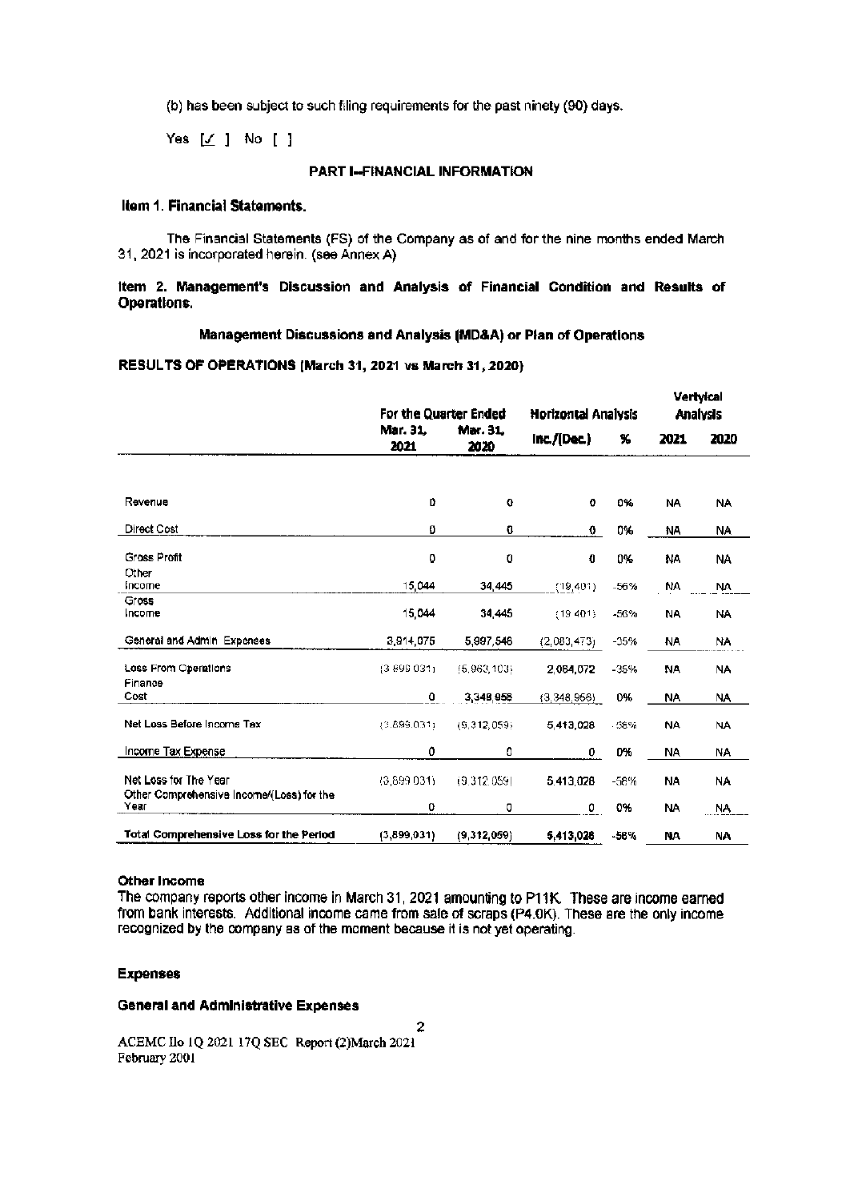(b) has been subject to such filing requirements for the past ninety (90) days.

Yes [✓ ] No [ ]

## PART I–FINANCIAL INFORMATION

### Item 1. Financial Statements.

The Financial Statements (FS) of the Company as of and for the nine months ended March 31, 2021 is incorporated herein. (see Annex A)

### Item 2. Management's Discussion and Analysis of Financial Condition and Results of Operations.

#### Management Discussions and Analysis (MD&A) or Plan of Operations

**RESULTS OF OPERATIONS (March 31, 2021 vs March 31, 2020)**

| | For the Quarter Ended | | Horizontal Analysis | | Vertyical Analysis | |
|---|---|---|---|---|---|---|
| | Mar. 31, 2021 | Mar. 31, 2020 | Inc./(Dec.) | % | 2021 | 2020 |
| Revenue | 0 | 0 | 0 | 0% | NA | NA |
| Direct Cost | 0 | 0 | 0 | 0% | NA | NA |
| Gross Profit | 0 | 0 | 0 | 0% | NA | NA |
| Other Income | 15,044 | 34,445 | (19,401) | -56% | NA | NA |
| Gross Income | 15,044 | 34,445 | (19,401) | -56% | NA | NA |
| General and Admin Expenses | 3,914,075 | 5,997,548 | (2,083,473) | -35% | NA | NA |
| Loss From Operations | (3,899,031) | (5,963,103) | 2,064,072 | -35% | NA | NA |
| Finance Cost | 0 | 3,348,956 | (3,348,956) | 0% | NA | NA |
| Net Loss Before Income Tax | (3,899,031) | (9,312,059) | 5,413,028 | -58% | NA | NA |
| Income Tax Expense | 0 | 0 | 0 | 0% | NA | NA |
| Net Loss for The Year | (3,899,031) | (9,312,059) | 5,413,028 | -58% | NA | NA |
| Other Comprehensive Income/(Loss) for the Year | 0 | 0 | 0 | 0% | NA | NA |
| **Total Comprehensive Loss for the Period** | **(3,899,031)** | **(9,312,059)** | **5,413,028** | **-58%** | **NA** | **NA** |

**Other Income**

The company reports other income in March 31, 2021 amounting to P11K. These are income earned from bank interests. Additional income came from sale of scraps (P4.0K). These are the only income recognized by the company as of the moment because it is not yet operating.

**Expenses**

**General and Administrative Expenses**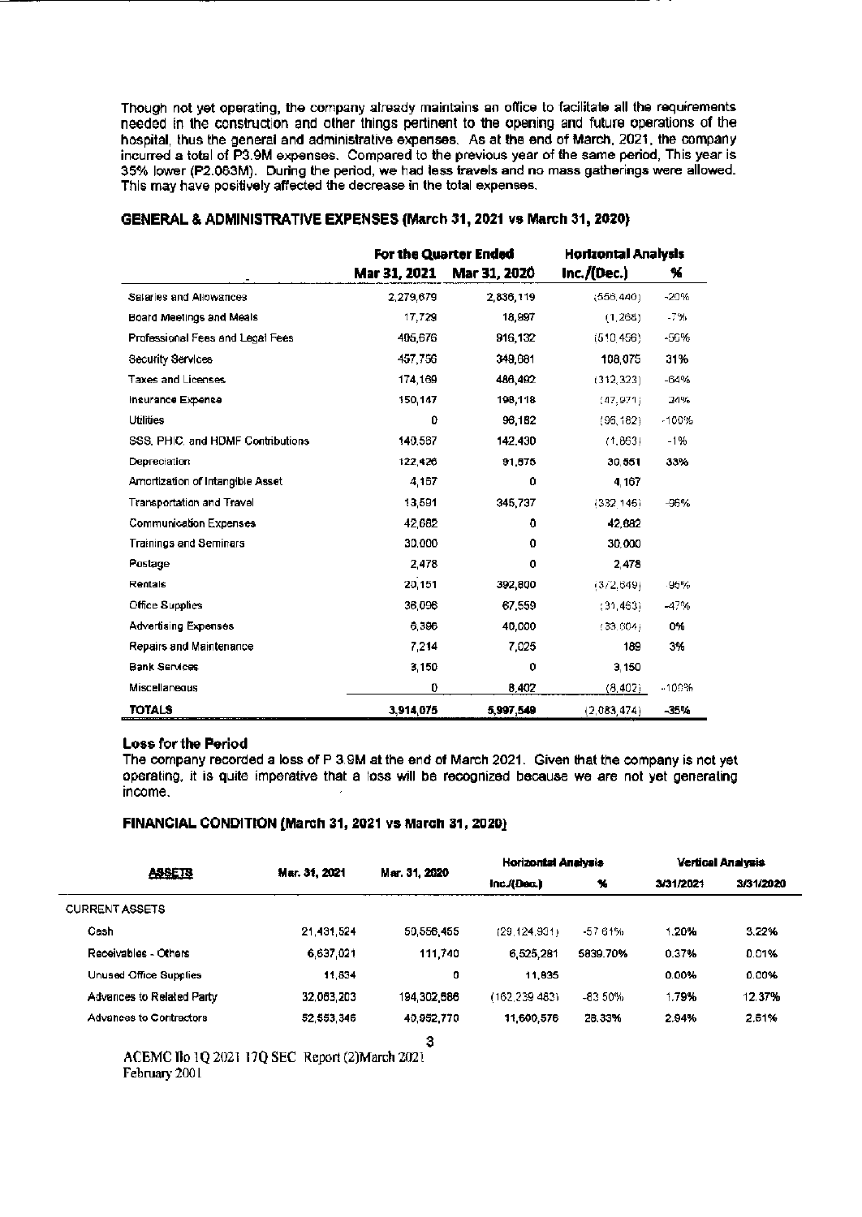Though not yet operating, the company already maintains an office to facilitate all the requirements needed in the construction and other things pertinent to the opening and future operations of the hospital, thus the general and administrative expenses. As at the end of March, 2021, the company incurred a total of P3.9M expenses. Compared to the previous year of the same period, This year is 35% lower (P2.083M). During the period, we had less travels and no mass gatherings were allowed. This may have positively affected the decrease in the total expenses.

### GENERAL & ADMINISTRATIVE EXPENSES (March 31, 2021 vs March 31, 2020)

| | For the Quarter Ended | | Horizontal Analysis | |
|---|---|---|---|---|
| | Mar 31, 2021 | Mar 31, 2020 | Inc./(Dec.) | % |
| Salaries and Allowances | 2,279,679 | 2,836,119 | (556,440) | -20% |
| Board Meetings and Meals | 17,729 | 18,997 | (1,268) | -7% |
| Professional Fees and Legal Fees | 405,676 | 916,132 | (510,456) | -56% |
| Security Services | 457,756 | 349,681 | 108,075 | 31% |
| Taxes and Licenses | 174,169 | 486,492 | (312,323) | -64% |
| Insurance Expense | 150,147 | 198,118 | (47,971) | -24% |
| Utilities | 0 | 96,182 | (96,182) | -100% |
| SSS, PHIC and HDMF Contributions | 140,567 | 142,430 | (1,863) | -1% |
| Depreciation | 122,426 | 91,875 | 30,551 | 33% |
| Amortization of Intangible Asset | 4,167 | 0 | 4,167 | |
| Transportation and Travel | 13,591 | 345,737 | (332,146) | -96% |
| Communication Expenses | 42,682 | 0 | 42,682 | |
| Trainings and Seminars | 30,000 | 0 | 30,000 | |
| Postage | 2,478 | 0 | 2,478 | |
| Rentals | 20,151 | 392,800 | (372,649) | -95% |
| Office Supplies | 36,096 | 67,559 | (31,463) | -47% |
| Advertising Expenses | 6,396 | 40,000 | (33,604) | 0% |
| Repairs and Maintenance | 7,214 | 7,025 | 189 | 3% |
| Bank Services | 3,150 | 0 | 3,150 | |
| Miscellaneous | 0 | 8,402 | (8,402) | -100% |
| **TOTALS** | **3,914,075** | **5,997,549** | (2,083,474) | **-35%** |

### Loss for the Period

The company recorded a loss of P 3.9M at the end of March 2021. Given that the company is not yet operating, it is quite imperative that a loss will be recognized because we are not yet generating income.

### FINANCIAL CONDITION (March 31, 2021 vs March 31, 2020)

| ASSETS | Mar. 31, 2021 | Mar. 31, 2020 | Horizontal Analysis | | Vertical Analysis | |
|---|---|---|---|---|---|---|
| | | | Inc./(Dec.) | % | 3/31/2021 | 3/31/2020 |
| CURRENT ASSETS | | | | | | |
| Cash | 21,431,524 | 50,556,455 | (29,124,931) | -57.61% | 1.20% | 3.22% |
| Receivables - Others | 6,637,021 | 111,740 | 6,525,281 | 5839.70% | 0.37% | 0.01% |
| Unused Office Supplies | 11,834 | 0 | 11,835 | | 0.00% | 0.00% |
| Advances to Related Party | 32,063,203 | 194,302,686 | (162,239,483) | -83.50% | 1.79% | 12.37% |
| Advances to Contractors | 52,553,346 | 40,952,770 | 11,600,576 | 28.33% | 2.94% | 2.61% |

ACEMC Ilo 1Q 2021 17Q SEC Report (2)March 2021
February 2001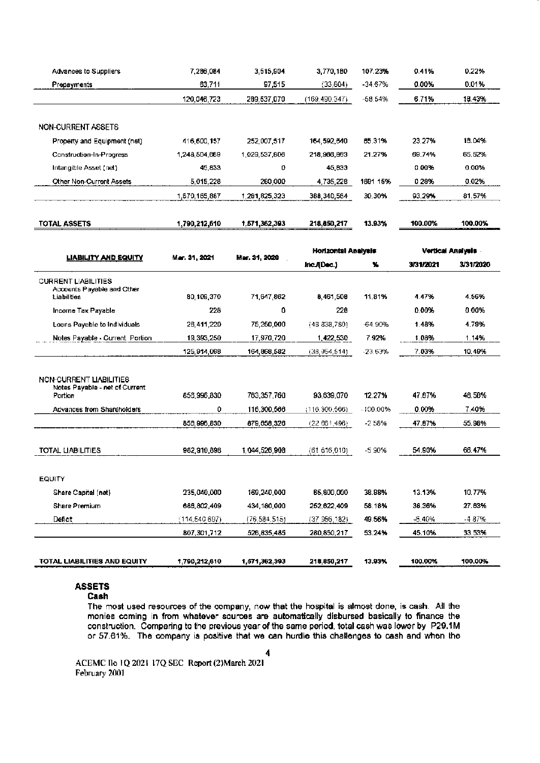| | | | | | | |
|---|---|---|---|---|---|---|
| Advances to Suppliers | 7,286,084 | 3,515,904 | 3,770,180 | 107.23% | 0.41% | 0.22% |
| Prepayments | 63,711 | 97,515 | (33,804) | -34.67% | 0.00% | 0.01% |
| | 120,046,723 | 289,537,070 | (169,490,347) | -58.54% | 6.71% | 18.43% |
| NON-CURRENT ASSETS | | | | | | |
| Property and Equipment (net) | 416,600,157 | 252,007,517 | 164,592,640 | 65.31% | 23.27% | 16.04% |
| Construction-In-Progress | 1,248,504,669 | 1,029,537,606 | 218,966,863 | 21.27% | 69.74% | 65.52% |
| Intangible Asset (net) | 45,833 | 0 | 45,833 | | 0.00% | 0.00% |
| Other Non-Current Assets | 5,015,228 | 280,000 | 4,735,228 | 1691.15% | 0.28% | 0.02% |
| | 1,670,165,887 | 1,281,825,323 | 388,340,564 | 30.30% | 93.29% | 81.57% |
| **TOTAL ASSETS** | **1,790,212,610** | **1,571,362,393** | **218,850,217** | **13.93%** | **100.00%** | **100.00%** |

| LIABILITY AND EQUITY | Mar. 31, 2021 | Mar. 31, 2020 | Horizontal Analysis | | Vertical Analysis | |
|---|---|---|---|---|---|---|
| | | | Inc./(Dec.) | % | 3/31/2021 | 3/31/2020 |
| CURRENT LIABILITIES | | | | | | |
| Accounts Payable and Other Liabilities | 80,109,370 | 71,647,862 | 8,461,508 | 11.81% | 4.47% | 4.56% |
| Income Tax Payable | 228 | 0 | 228 | | 0.00% | 0.00% |
| Loans Payable to Individuals | 26,411,220 | 75,250,000 | (48,838,780) | -64.90% | 1.48% | 4.79% |
| Notes Payable - Current Portion | 19,393,250 | 17,970,720 | 1,422,530 | 7.92% | 1.08% | 1.14% |
| | 125,914,068 | 164,868,582 | (38,954,514) | -23.63% | 7.03% | 10.49% |
| NON-CURRENT LIABILITIES | | | | | | |
| Notes Payable - net of Current Portion | 856,996,830 | 763,357,760 | 93,639,070 | 12.27% | 47.87% | 48.58% |
| Advances from Shareholders | 0 | 116,300,566 | (116,300,566) | -100.00% | 0.00% | 7.40% |
| | 856,996,830 | 879,658,326 | (22,661,496) | -2.58% | 47.87% | 55.98% |
| TOTAL LIABILITIES | 982,910,898 | 1,044,526,908 | (61,616,010) | -5.90% | 54.90% | 66.47% |
| EQUITY | | | | | | |
| Share Capital (net) | 235,040,000 | 169,240,000 | 65,800,000 | 38.88% | 13.13% | 10.77% |
| Share Premium | 686,802,409 | 434,180,000 | 252,622,409 | 58.18% | 38.36% | 27.63% |
| Deficit | (114,540,697) | (76,584,515) | (37,956,182) | 49.56% | -6.40% | -4.87% |
| | 807,301,712 | 526,835,485 | 280,850,217 | 53.24% | 45.10% | 33.53% |
| **TOTAL LIABILITIES AND EQUITY** | **1,790,212,610** | **1,571,362,393** | **218,850,217** | **13.93%** | **100.00%** | **100.00%** |

## ASSETS

### Cash

The most used resources of the company, now that the hospital is almost done, is cash. All the monies coming in from whatever sources are automatically disbursed basically to finance the construction. Comparing to the previous year of the same period, total cash was lower by P29.1M or 57.61%. The company is positive that we can hurdle this challenges to cash and when the

ACEMC Ilo 1Q 2021 17Q SEC Report (2)March 2021
February 2001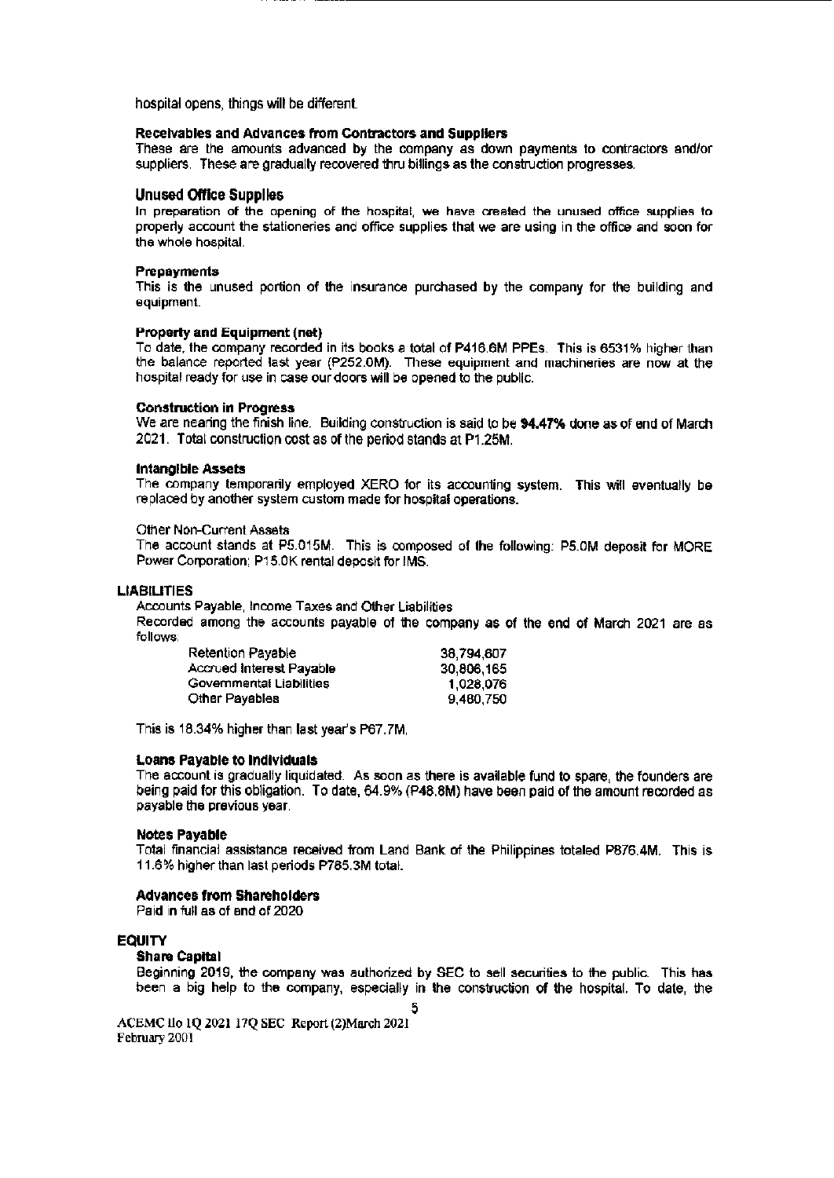hospital opens, things will be different.

### Receivables and Advances from Contractors and Suppliers

These are the amounts advanced by the company as down payments to contractors and/or suppliers. These are gradually recovered thru billings as the construction progresses.

### Unused Office Supplies

In preparation of the opening of the hospital, we have created the unused office supplies to properly account the stationeries and office supplies that we are using in the office and soon for the whole hospital.

### Prepayments

This is the unused portion of the insurance purchased by the company for the building and equipment.

### Property and Equipment (net)

To date, the company recorded in its books a total of P416.6M PPEs. This is 6531% higher than the balance reported last year (P252.0M). These equipment and machineries are now at the hospital ready for use in case our doors will be opened to the public.

### Construction in Progress

We are nearing the finish line. Building construction is said to be **94.47%** done as of end of March 2021. Total construction cost as of the period stands at P1.25M.

### Intangible Assets

The company temporarily employed XERO for its accounting system. This will eventually be replaced by another system custom made for hospital operations.

Other Non-Current Assets

The account stands at P5.015M. This is composed of the following: P5.0M deposit for MORE Power Corporation; P15.0K rental deposit for IMS.

## LIABILITIES

Accounts Payable, Income Taxes and Other Liabilities

Recorded among the accounts payable of the company as of the end of March 2021 are as follows:

| | |
|---|---|
| Retention Payable | 38,794,607 |
| Accrued Interest Payable | 30,806,165 |
| Governmental Liabilities | 1,028,076 |
| Other Payables | 9,480,750 |

This is 18.34% higher than last year's P67.7M.

### Loans Payable to Individuals

The account is gradually liquidated. As soon as there is available fund to spare, the founders are being paid for this obligation. To date, 64.9% (P48.8M) have been paid of the amount recorded as payable the previous year.

### Notes Payable

Total financial assistance received from Land Bank of the Philippines totaled P876.4M. This is 11.6% higher than last periods P785.3M total.

### Advances from Shareholders

Paid in full as of end of 2020

## EQUITY

### Share Capital

Beginning 2019, the company was authorized by SEC to sell securities to the public. This has been a big help to the company, especially in the construction of the hospital. To date, the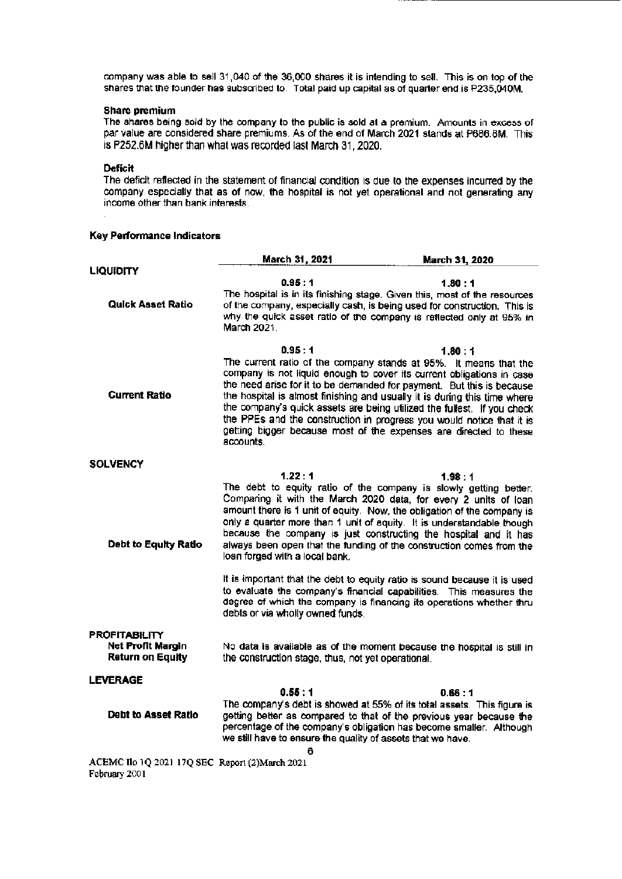company was able to sell 31,040 of the 36,000 shares it is intending to sell. This is on top of the shares that the founder has subscribed to. Total paid up capital as of quarter end is P235,040M.

**Share premium**

The shares being sold by the company to the public is sold at a premium. Amounts in excess of par value are considered share premiums. As of the end of March 2021 stands at P686.8M. This is P252.6M higher than what was recorded last March 31, 2020.

**Deficit**

The deficit reflected in the statement of financial condition is due to the expenses incurred by the company especially that as of now, the hospital is not yet operational and not generating any income other than bank interests.

**Key Performance Indicators**

| | March 31, 2021 | March 31, 2020 |
|---|---|---|
| **LIQUIDITY** | | |
| **Quick Asset Ratio** | 0.95 : 1 | 1.80 : 1 |
| | The hospital is in its finishing stage. Given this, most of the resources of the company, especially cash, is being used for construction. This is why the quick asset ratio of the company is reflected only at 95% in March 2021. | |
| **Current Ratio** | 0.95 : 1 | 1.80 : 1 |
| | The current ratio of the company stands at 95%. It means that the company is not liquid enough to cover its current obligations in case the need arise for it to be demanded for payment. But this is because the hospital is almost finishing and usually it is during this time where the company's quick assets are being utilized the fullest. If you check the PPEs and the construction in progress you would notice that it is getting bigger because most of the expenses are directed to these accounts. | |
| **SOLVENCY** | | |
| **Debt to Equity Ratio** | 1.22 : 1 | 1.98 : 1 |
| | The debt to equity ratio of the company is slowly getting better. Comparing it with the March 2020 data, for every 2 units of loan amount there is 1 unit of equity. Now, the obligation of the company is only a quarter more than 1 unit of equity. It is understandable though because the company is just constructing the hospital and it has always been open that the funding of the construction comes from the loan forged with a local bank. | |
| | It is important that the debt to equity ratio is sound because it is used to evaluate the company's financial capabilities. This measures the degree of which the company is financing its operations whether thru debts or via wholly owned funds. | |
| **PROFITABILITY** | | |
| **Net Profit Margin** / **Return on Equity** | No data is available as of the moment because the hospital is still in the construction stage, thus, not yet operational. | |
| **LEVERAGE** | | |
| **Debt to Asset Ratio** | 0.55 : 1 | 0.66 : 1 |
| | The company's debt is showed at 55% of its total assets. This figure is getting better as compared to that of the previous year because the percentage of the company's obligation has become smaller. Although we still have to ensure the quality of assets that we have. | |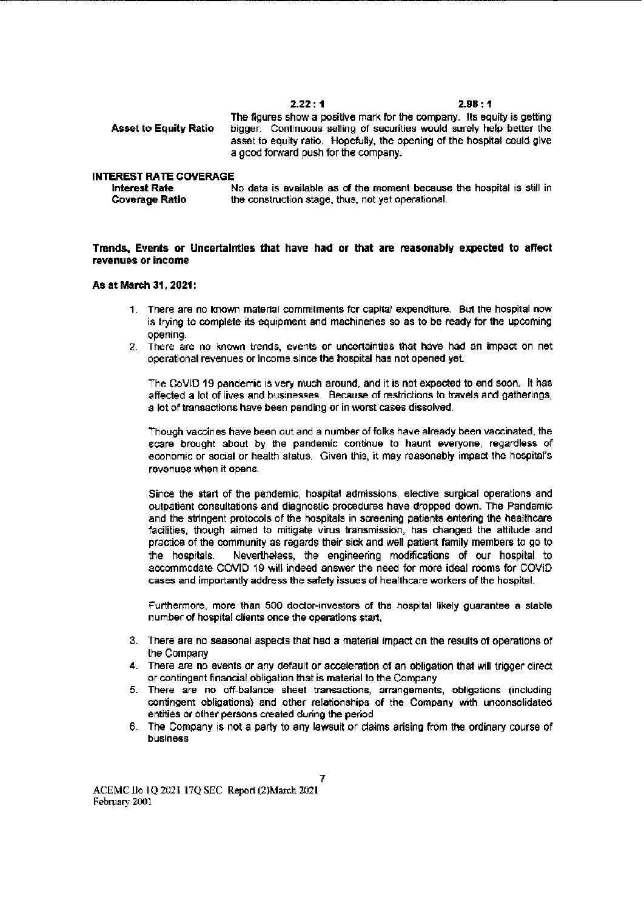| | 2.22 : 1 | 2.98 : 1 |
|---|---|---|
| **Asset to Equity Ratio** | The figures show a positive mark for the company. Its equity is getting bigger. Continuous selling of securities would surely help better the asset to equity ratio. Hopefully, the opening of the hospital could give a good forward push for the company. | |

**INTEREST RATE COVERAGE**

| | |
|---|---|
| **Interest Rate Coverage Ratio** | No data is available as of the moment because the hospital is still in the construction stage, thus, not yet operational. |

**Trends, Events or Uncertainties that have had or that are reasonably expected to affect revenues or income**

**As at March 31, 2021:**

1. There are no known material commitments for capital expenditure. But the hospital now is trying to complete its equipment and machineries so as to be ready for the upcoming opening.
2. There are no known trends, events or uncertainties that have had an impact on net operational revenues or income since the hospital has not opened yet.

   The CoVID 19 pandemic is very much around, and it is not expected to end soon. It has affected a lot of lives and businesses. Because of restrictions to travels and gatherings, a lot of transactions have been pending or in worst cases dissolved.

   Though vaccines have been out and a number of folks have already been vaccinated, the scare brought about by the pandemic continue to haunt everyone, regardless of economic or social or health status. Given this, it may reasonably impact the hospital's revenues when it opens.

   Since the start of the pandemic, hospital admissions, elective surgical operations and outpatient consultations and diagnostic procedures have dropped down. The Pandemic and the stringent protocols of the hospitals in screening patients entering the healthcare facilities, though aimed to mitigate virus transmission, has changed the attitude and practice of the community as regards their sick and well patient family members to go to the hospitals. Nevertheless, the engineering modifications of our hospital to accommodate COVID 19 will indeed answer the need for more ideal rooms for COVID cases and importantly address the safety issues of healthcare workers of the hospital.

   Furthermore, more than 500 doctor-investors of the hospital likely guarantee a stable number of hospital clients once the operations start.

3. There are no seasonal aspects that had a material impact on the results of operations of the Company
4. There are no events or any default or acceleration of an obligation that will trigger direct or contingent financial obligation that is material to the Company
5. There are no off-balance sheet transactions, arrangements, obligations (including contingent obligations) and other relationships of the Company with unconsolidated entities or other persons created during the period
6. The Company is not a party to any lawsuit or claims arising from the ordinary course of business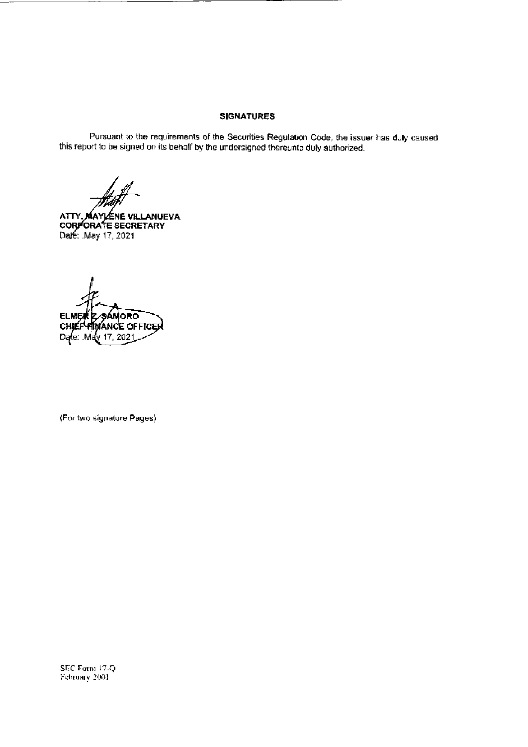## SIGNATURES

Pursuant to the requirements of the Securities Regulation Code, the issuer has duly caused this report to be signed on its behalf by the undersigned thereunto duly authorized.

**ATTY. MAYLENE VILLANUEVA**
**CORPORATE SECRETARY**
Date: .May 17, 2021

**ELMER Z. SAMORO**
**CHIEF FINANCE OFFICER**
Date: .May 17, 2021

(For two signature Pages)

SEC Form 17-Q
February 2001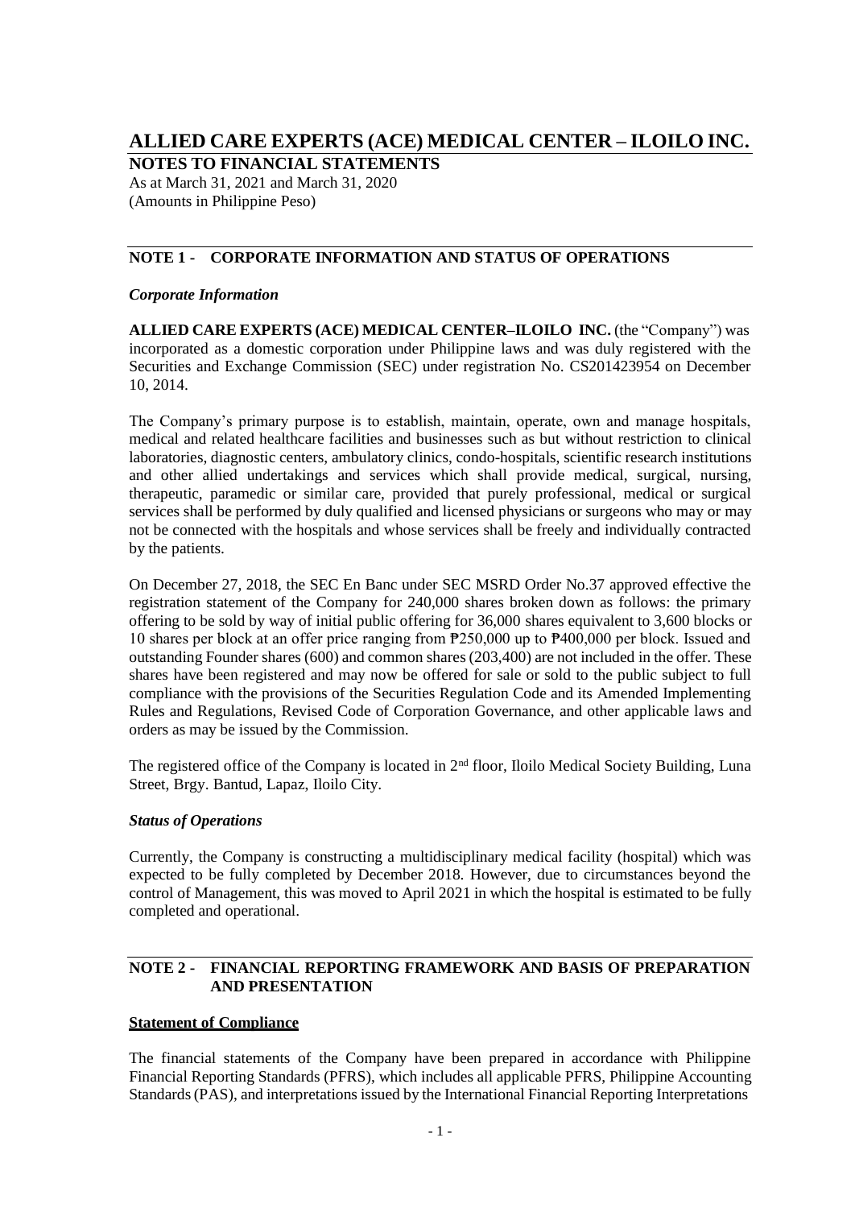# ALLIED CARE EXPERTS (ACE) MEDICAL CENTER – ILOILO INC.

**NOTES TO FINANCIAL STATEMENTS**

As at March 31, 2021 and March 31, 2020
(Amounts in Philippine Peso)

## NOTE 1 - CORPORATE INFORMATION AND STATUS OF OPERATIONS

### *Corporate Information*

**ALLIED CARE EXPERTS (ACE) MEDICAL CENTER–ILOILO INC.** (the "Company") was incorporated as a domestic corporation under Philippine laws and was duly registered with the Securities and Exchange Commission (SEC) under registration No. CS201423954 on December 10, 2014.

The Company's primary purpose is to establish, maintain, operate, own and manage hospitals, medical and related healthcare facilities and businesses such as but without restriction to clinical laboratories, diagnostic centers, ambulatory clinics, condo-hospitals, scientific research institutions and other allied undertakings and services which shall provide medical, surgical, nursing, therapeutic, paramedic or similar care, provided that purely professional, medical or surgical services shall be performed by duly qualified and licensed physicians or surgeons who may or may not be connected with the hospitals and whose services shall be freely and individually contracted by the patients.

On December 27, 2018, the SEC En Banc under SEC MSRD Order No.37 approved effective the registration statement of the Company for 240,000 shares broken down as follows: the primary offering to be sold by way of initial public offering for 36,000 shares equivalent to 3,600 blocks or 10 shares per block at an offer price ranging from ₱250,000 up to ₱400,000 per block. Issued and outstanding Founder shares (600) and common shares (203,400) are not included in the offer. These shares have been registered and may now be offered for sale or sold to the public subject to full compliance with the provisions of the Securities Regulation Code and its Amended Implementing Rules and Regulations, Revised Code of Corporation Governance, and other applicable laws and orders as may be issued by the Commission.

The registered office of the Company is located in 2nd floor, Iloilo Medical Society Building, Luna Street, Brgy. Bantud, Lapaz, Iloilo City.

### *Status of Operations*

Currently, the Company is constructing a multidisciplinary medical facility (hospital) which was expected to be fully completed by December 2018. However, due to circumstances beyond the control of Management, this was moved to April 2021 in which the hospital is estimated to be fully completed and operational.

## NOTE 2 - FINANCIAL REPORTING FRAMEWORK AND BASIS OF PREPARATION AND PRESENTATION

### Statement of Compliance

The financial statements of the Company have been prepared in accordance with Philippine Financial Reporting Standards (PFRS), which includes all applicable PFRS, Philippine Accounting Standards (PAS), and interpretations issued by the International Financial Reporting Interpretations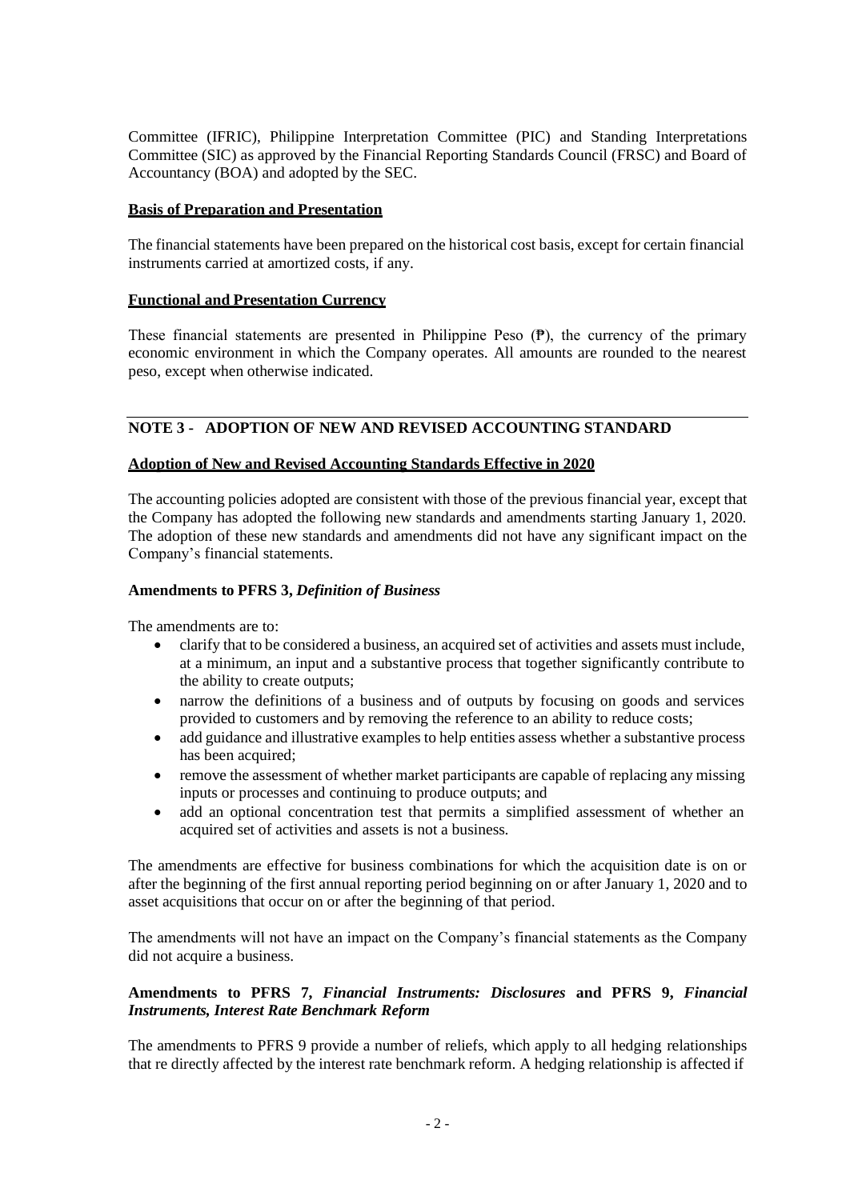Committee (IFRIC), Philippine Interpretation Committee (PIC) and Standing Interpretations Committee (SIC) as approved by the Financial Reporting Standards Council (FRSC) and Board of Accountancy (BOA) and adopted by the SEC.

**Basis of Preparation and Presentation**

The financial statements have been prepared on the historical cost basis, except for certain financial instruments carried at amortized costs, if any.

**Functional and Presentation Currency**

These financial statements are presented in Philippine Peso (₱), the currency of the primary economic environment in which the Company operates. All amounts are rounded to the nearest peso, except when otherwise indicated.

## NOTE 3 - ADOPTION OF NEW AND REVISED ACCOUNTING STANDARD

**Adoption of New and Revised Accounting Standards Effective in 2020**

The accounting policies adopted are consistent with those of the previous financial year, except that the Company has adopted the following new standards and amendments starting January 1, 2020. The adoption of these new standards and amendments did not have any significant impact on the Company's financial statements.

**Amendments to PFRS 3, *Definition of Business***

The amendments are to:

- clarify that to be considered a business, an acquired set of activities and assets must include, at a minimum, an input and a substantive process that together significantly contribute to the ability to create outputs;
- narrow the definitions of a business and of outputs by focusing on goods and services provided to customers and by removing the reference to an ability to reduce costs;
- add guidance and illustrative examples to help entities assess whether a substantive process has been acquired;
- remove the assessment of whether market participants are capable of replacing any missing inputs or processes and continuing to produce outputs; and
- add an optional concentration test that permits a simplified assessment of whether an acquired set of activities and assets is not a business.

The amendments are effective for business combinations for which the acquisition date is on or after the beginning of the first annual reporting period beginning on or after January 1, 2020 and to asset acquisitions that occur on or after the beginning of that period.

The amendments will not have an impact on the Company's financial statements as the Company did not acquire a business.

**Amendments to PFRS 7, *Financial Instruments: Disclosures* and PFRS 9, *Financial Instruments, Interest Rate Benchmark Reform***

The amendments to PFRS 9 provide a number of reliefs, which apply to all hedging relationships that re directly affected by the interest rate benchmark reform. A hedging relationship is affected if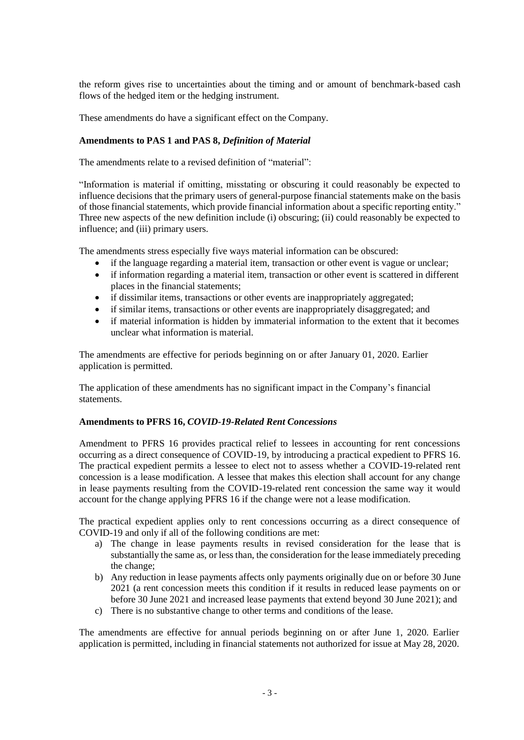the reform gives rise to uncertainties about the timing and or amount of benchmark-based cash flows of the hedged item or the hedging instrument.

These amendments do have a significant effect on the Company.

**Amendments to PAS 1 and PAS 8, *Definition of Material***

The amendments relate to a revised definition of "material":

"Information is material if omitting, misstating or obscuring it could reasonably be expected to influence decisions that the primary users of general-purpose financial statements make on the basis of those financial statements, which provide financial information about a specific reporting entity." Three new aspects of the new definition include (i) obscuring; (ii) could reasonably be expected to influence; and (iii) primary users.

The amendments stress especially five ways material information can be obscured:

- if the language regarding a material item, transaction or other event is vague or unclear;
- if information regarding a material item, transaction or other event is scattered in different places in the financial statements;
- if dissimilar items, transactions or other events are inappropriately aggregated;
- if similar items, transactions or other events are inappropriately disaggregated; and
- if material information is hidden by immaterial information to the extent that it becomes unclear what information is material.

The amendments are effective for periods beginning on or after January 01, 2020. Earlier application is permitted.

The application of these amendments has no significant impact in the Company's financial statements.

**Amendments to PFRS 16, *COVID-19-Related Rent Concessions***

Amendment to PFRS 16 provides practical relief to lessees in accounting for rent concessions occurring as a direct consequence of COVID-19, by introducing a practical expedient to PFRS 16. The practical expedient permits a lessee to elect not to assess whether a COVID-19-related rent concession is a lease modification. A lessee that makes this election shall account for any change in lease payments resulting from the COVID-19-related rent concession the same way it would account for the change applying PFRS 16 if the change were not a lease modification.

The practical expedient applies only to rent concessions occurring as a direct consequence of COVID-19 and only if all of the following conditions are met:

a) The change in lease payments results in revised consideration for the lease that is substantially the same as, or less than, the consideration for the lease immediately preceding the change;
b) Any reduction in lease payments affects only payments originally due on or before 30 June 2021 (a rent concession meets this condition if it results in reduced lease payments on or before 30 June 2021 and increased lease payments that extend beyond 30 June 2021); and
c) There is no substantive change to other terms and conditions of the lease.

The amendments are effective for annual periods beginning on or after June 1, 2020. Earlier application is permitted, including in financial statements not authorized for issue at May 28, 2020.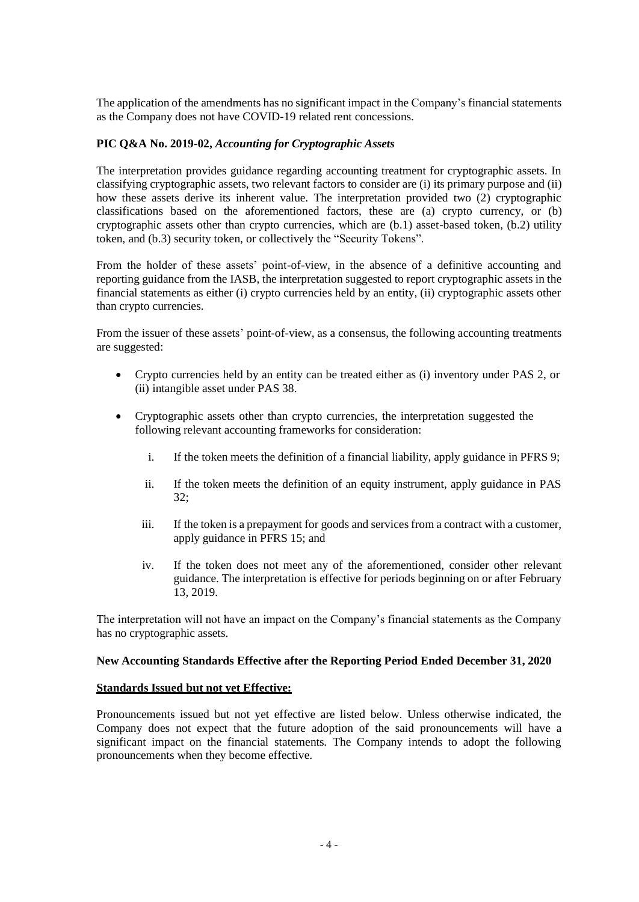The application of the amendments has no significant impact in the Company's financial statements as the Company does not have COVID-19 related rent concessions.

**PIC Q&A No. 2019-02, *Accounting for Cryptographic Assets***

The interpretation provides guidance regarding accounting treatment for cryptographic assets. In classifying cryptographic assets, two relevant factors to consider are (i) its primary purpose and (ii) how these assets derive its inherent value. The interpretation provided two (2) cryptographic classifications based on the aforementioned factors, these are (a) crypto currency, or (b) cryptographic assets other than crypto currencies, which are (b.1) asset-based token, (b.2) utility token, and (b.3) security token, or collectively the "Security Tokens".

From the holder of these assets' point-of-view, in the absence of a definitive accounting and reporting guidance from the IASB, the interpretation suggested to report cryptographic assets in the financial statements as either (i) crypto currencies held by an entity, (ii) cryptographic assets other than crypto currencies.

From the issuer of these assets' point-of-view, as a consensus, the following accounting treatments are suggested:

- Crypto currencies held by an entity can be treated either as (i) inventory under PAS 2, or (ii) intangible asset under PAS 38.
- Cryptographic assets other than crypto currencies, the interpretation suggested the following relevant accounting frameworks for consideration:
    i. If the token meets the definition of a financial liability, apply guidance in PFRS 9;
    ii. If the token meets the definition of an equity instrument, apply guidance in PAS 32;
    iii. If the token is a prepayment for goods and services from a contract with a customer, apply guidance in PFRS 15; and
    iv. If the token does not meet any of the aforementioned, consider other relevant guidance. The interpretation is effective for periods beginning on or after February 13, 2019.

The interpretation will not have an impact on the Company's financial statements as the Company has no cryptographic assets.

**New Accounting Standards Effective after the Reporting Period Ended December 31, 2020**

**Standards Issued but not yet Effective:**

Pronouncements issued but not yet effective are listed below. Unless otherwise indicated, the Company does not expect that the future adoption of the said pronouncements will have a significant impact on the financial statements. The Company intends to adopt the following pronouncements when they become effective.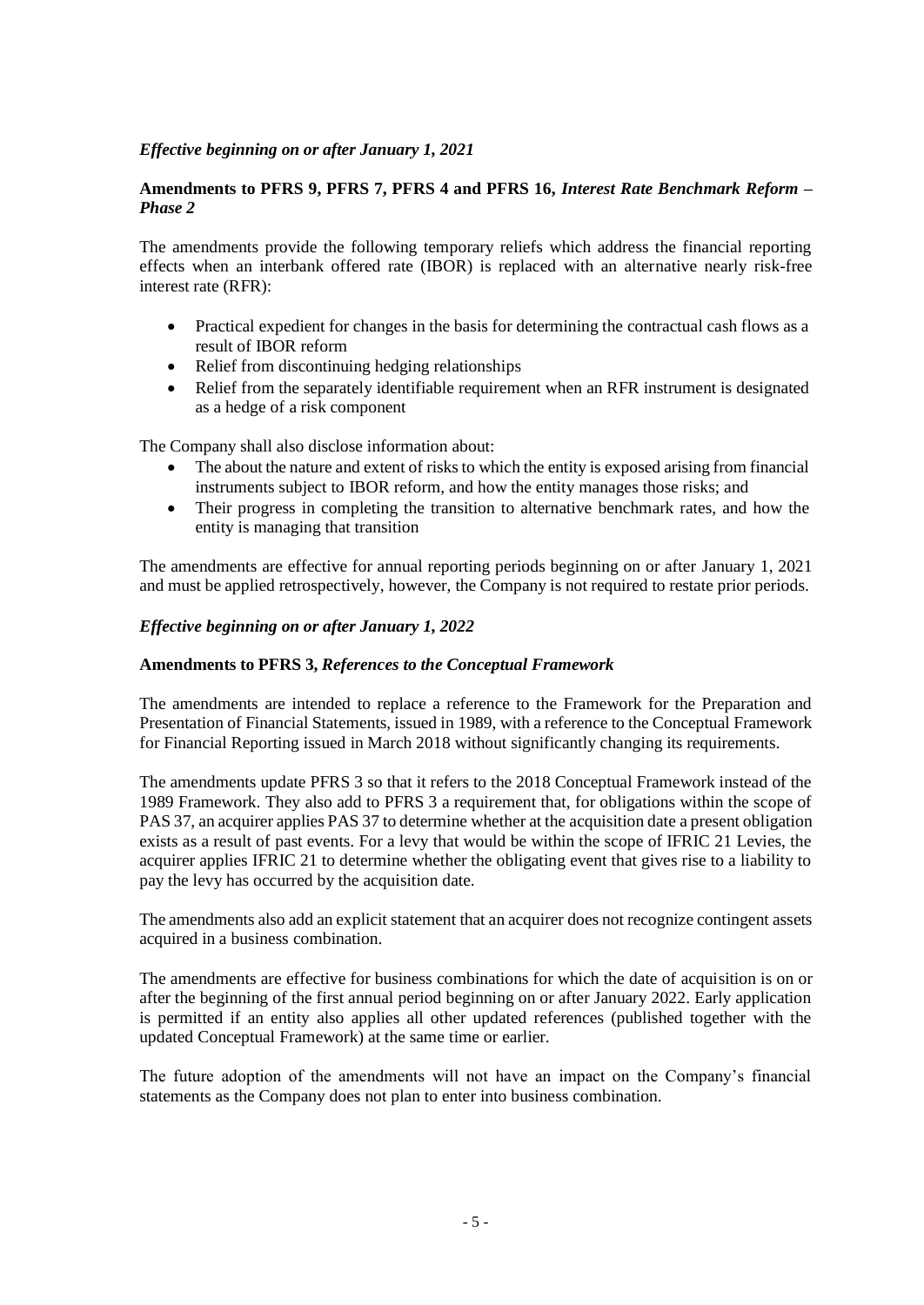*Effective beginning on or after January 1, 2021*

**Amendments to PFRS 9, PFRS 7, PFRS 4 and PFRS 16, *Interest Rate Benchmark Reform – Phase 2***

The amendments provide the following temporary reliefs which address the financial reporting effects when an interbank offered rate (IBOR) is replaced with an alternative nearly risk-free interest rate (RFR):

- Practical expedient for changes in the basis for determining the contractual cash flows as a result of IBOR reform
- Relief from discontinuing hedging relationships
- Relief from the separately identifiable requirement when an RFR instrument is designated as a hedge of a risk component

The Company shall also disclose information about:

- The about the nature and extent of risks to which the entity is exposed arising from financial instruments subject to IBOR reform, and how the entity manages those risks; and
- Their progress in completing the transition to alternative benchmark rates, and how the entity is managing that transition

The amendments are effective for annual reporting periods beginning on or after January 1, 2021 and must be applied retrospectively, however, the Company is not required to restate prior periods.

*Effective beginning on or after January 1, 2022*

**Amendments to PFRS 3, *References to the Conceptual Framework***

The amendments are intended to replace a reference to the Framework for the Preparation and Presentation of Financial Statements, issued in 1989, with a reference to the Conceptual Framework for Financial Reporting issued in March 2018 without significantly changing its requirements.

The amendments update PFRS 3 so that it refers to the 2018 Conceptual Framework instead of the 1989 Framework. They also add to PFRS 3 a requirement that, for obligations within the scope of PAS 37, an acquirer applies PAS 37 to determine whether at the acquisition date a present obligation exists as a result of past events. For a levy that would be within the scope of IFRIC 21 Levies, the acquirer applies IFRIC 21 to determine whether the obligating event that gives rise to a liability to pay the levy has occurred by the acquisition date.

The amendments also add an explicit statement that an acquirer does not recognize contingent assets acquired in a business combination.

The amendments are effective for business combinations for which the date of acquisition is on or after the beginning of the first annual period beginning on or after January 2022. Early application is permitted if an entity also applies all other updated references (published together with the updated Conceptual Framework) at the same time or earlier.

The future adoption of the amendments will not have an impact on the Company's financial statements as the Company does not plan to enter into business combination.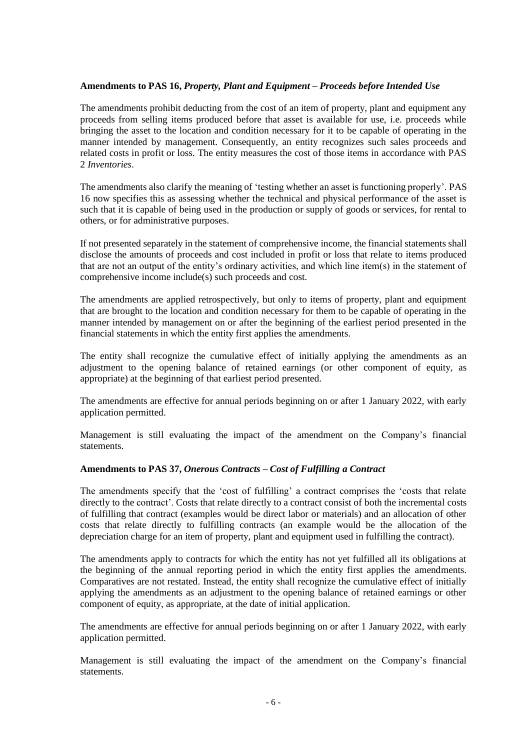**Amendments to PAS 16, *Property, Plant and Equipment – Proceeds before Intended Use***

The amendments prohibit deducting from the cost of an item of property, plant and equipment any proceeds from selling items produced before that asset is available for use, i.e. proceeds while bringing the asset to the location and condition necessary for it to be capable of operating in the manner intended by management. Consequently, an entity recognizes such sales proceeds and related costs in profit or loss. The entity measures the cost of those items in accordance with PAS 2 *Inventories*.

The amendments also clarify the meaning of 'testing whether an asset is functioning properly'. PAS 16 now specifies this as assessing whether the technical and physical performance of the asset is such that it is capable of being used in the production or supply of goods or services, for rental to others, or for administrative purposes.

If not presented separately in the statement of comprehensive income, the financial statements shall disclose the amounts of proceeds and cost included in profit or loss that relate to items produced that are not an output of the entity's ordinary activities, and which line item(s) in the statement of comprehensive income include(s) such proceeds and cost.

The amendments are applied retrospectively, but only to items of property, plant and equipment that are brought to the location and condition necessary for them to be capable of operating in the manner intended by management on or after the beginning of the earliest period presented in the financial statements in which the entity first applies the amendments.

The entity shall recognize the cumulative effect of initially applying the amendments as an adjustment to the opening balance of retained earnings (or other component of equity, as appropriate) at the beginning of that earliest period presented.

The amendments are effective for annual periods beginning on or after 1 January 2022, with early application permitted.

Management is still evaluating the impact of the amendment on the Company's financial statements.

**Amendments to PAS 37, *Onerous Contracts – Cost of Fulfilling a Contract***

The amendments specify that the 'cost of fulfilling' a contract comprises the 'costs that relate directly to the contract'. Costs that relate directly to a contract consist of both the incremental costs of fulfilling that contract (examples would be direct labor or materials) and an allocation of other costs that relate directly to fulfilling contracts (an example would be the allocation of the depreciation charge for an item of property, plant and equipment used in fulfilling the contract).

The amendments apply to contracts for which the entity has not yet fulfilled all its obligations at the beginning of the annual reporting period in which the entity first applies the amendments. Comparatives are not restated. Instead, the entity shall recognize the cumulative effect of initially applying the amendments as an adjustment to the opening balance of retained earnings or other component of equity, as appropriate, at the date of initial application.

The amendments are effective for annual periods beginning on or after 1 January 2022, with early application permitted.

Management is still evaluating the impact of the amendment on the Company's financial statements.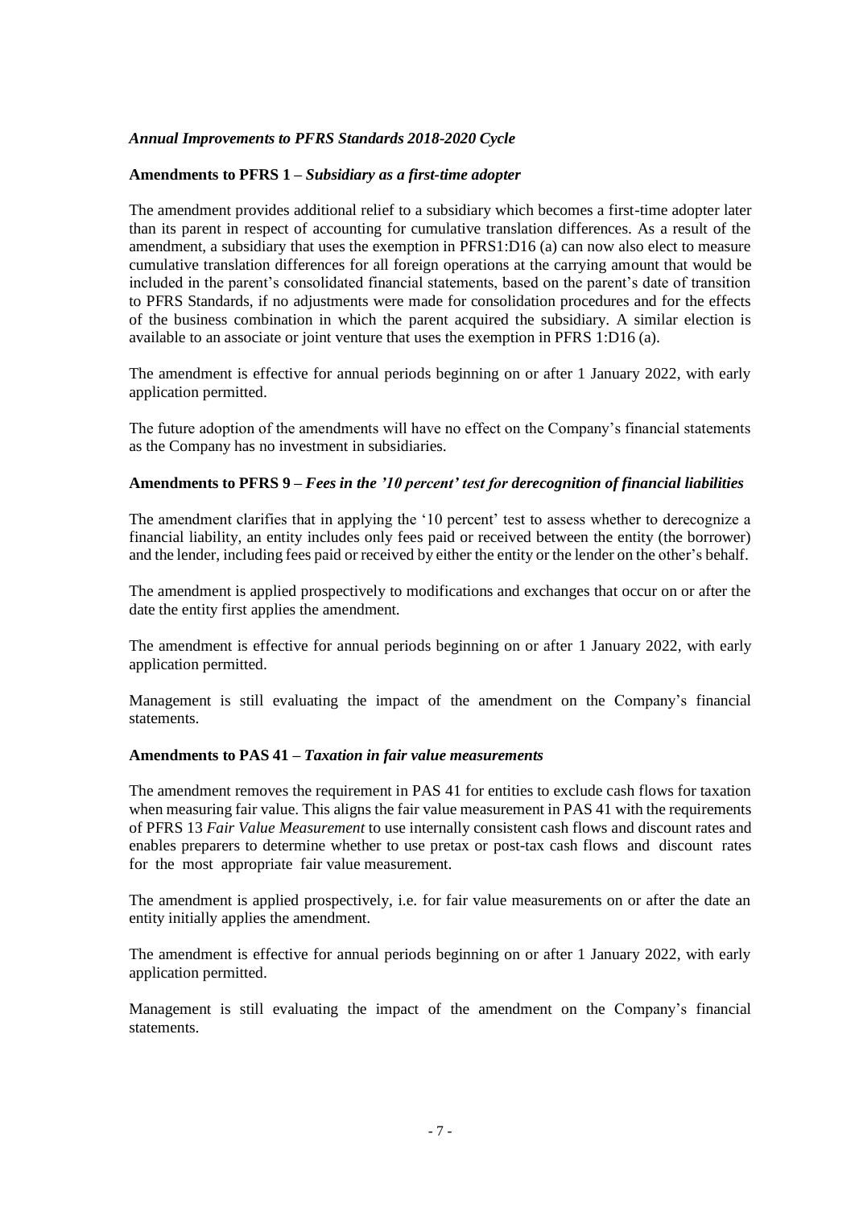*Annual Improvements to PFRS Standards 2018-2020 Cycle*

**Amendments to PFRS 1 –** ***Subsidiary as a first-time adopter***

The amendment provides additional relief to a subsidiary which becomes a first-time adopter later than its parent in respect of accounting for cumulative translation differences. As a result of the amendment, a subsidiary that uses the exemption in PFRS1:D16 (a) can now also elect to measure cumulative translation differences for all foreign operations at the carrying amount that would be included in the parent's consolidated financial statements, based on the parent's date of transition to PFRS Standards, if no adjustments were made for consolidation procedures and for the effects of the business combination in which the parent acquired the subsidiary. A similar election is available to an associate or joint venture that uses the exemption in PFRS 1:D16 (a).

The amendment is effective for annual periods beginning on or after 1 January 2022, with early application permitted.

The future adoption of the amendments will have no effect on the Company's financial statements as the Company has no investment in subsidiaries.

**Amendments to PFRS 9 –** ***Fees in the '10 percent' test for derecognition of financial liabilities***

The amendment clarifies that in applying the '10 percent' test to assess whether to derecognize a financial liability, an entity includes only fees paid or received between the entity (the borrower) and the lender, including fees paid or received by either the entity or the lender on the other's behalf.

The amendment is applied prospectively to modifications and exchanges that occur on or after the date the entity first applies the amendment.

The amendment is effective for annual periods beginning on or after 1 January 2022, with early application permitted.

Management is still evaluating the impact of the amendment on the Company's financial statements.

**Amendments to PAS 41 –** ***Taxation in fair value measurements***

The amendment removes the requirement in PAS 41 for entities to exclude cash flows for taxation when measuring fair value. This aligns the fair value measurement in PAS 41 with the requirements of PFRS 13 *Fair Value Measurement* to use internally consistent cash flows and discount rates and enables preparers to determine whether to use pretax or post-tax cash flows and discount rates for the most appropriate fair value measurement.

The amendment is applied prospectively, i.e. for fair value measurements on or after the date an entity initially applies the amendment.

The amendment is effective for annual periods beginning on or after 1 January 2022, with early application permitted.

Management is still evaluating the impact of the amendment on the Company's financial statements.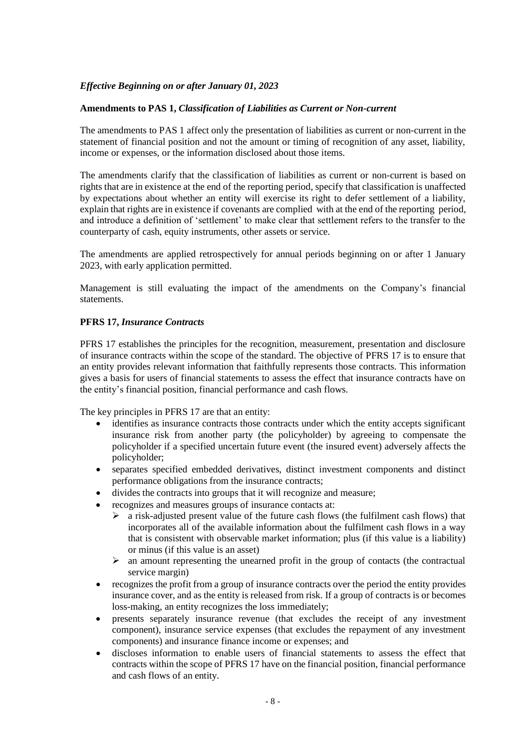*Effective Beginning on or after January 01, 2023*

**Amendments to PAS 1,** ***Classification of Liabilities as Current or Non-current***

The amendments to PAS 1 affect only the presentation of liabilities as current or non-current in the statement of financial position and not the amount or timing of recognition of any asset, liability, income or expenses, or the information disclosed about those items.

The amendments clarify that the classification of liabilities as current or non-current is based on rights that are in existence at the end of the reporting period, specify that classification is unaffected by expectations about whether an entity will exercise its right to defer settlement of a liability, explain that rights are in existence if covenants are complied with at the end of the reporting period, and introduce a definition of 'settlement' to make clear that settlement refers to the transfer to the counterparty of cash, equity instruments, other assets or service.

The amendments are applied retrospectively for annual periods beginning on or after 1 January 2023, with early application permitted.

Management is still evaluating the impact of the amendments on the Company's financial statements.

**PFRS 17,** ***Insurance Contracts***

PFRS 17 establishes the principles for the recognition, measurement, presentation and disclosure of insurance contracts within the scope of the standard. The objective of PFRS 17 is to ensure that an entity provides relevant information that faithfully represents those contracts. This information gives a basis for users of financial statements to assess the effect that insurance contracts have on the entity's financial position, financial performance and cash flows.

The key principles in PFRS 17 are that an entity:

- identifies as insurance contracts those contracts under which the entity accepts significant insurance risk from another party (the policyholder) by agreeing to compensate the policyholder if a specified uncertain future event (the insured event) adversely affects the policyholder;
- separates specified embedded derivatives, distinct investment components and distinct performance obligations from the insurance contracts;
- divides the contracts into groups that it will recognize and measure;
- recognizes and measures groups of insurance contacts at:
  - a risk-adjusted present value of the future cash flows (the fulfilment cash flows) that incorporates all of the available information about the fulfilment cash flows in a way that is consistent with observable market information; plus (if this value is a liability) or minus (if this value is an asset)
  - an amount representing the unearned profit in the group of contacts (the contractual service margin)
- recognizes the profit from a group of insurance contracts over the period the entity provides insurance cover, and as the entity is released from risk. If a group of contracts is or becomes loss-making, an entity recognizes the loss immediately;
- presents separately insurance revenue (that excludes the receipt of any investment component), insurance service expenses (that excludes the repayment of any investment components) and insurance finance income or expenses; and
- discloses information to enable users of financial statements to assess the effect that contracts within the scope of PFRS 17 have on the financial position, financial performance and cash flows of an entity.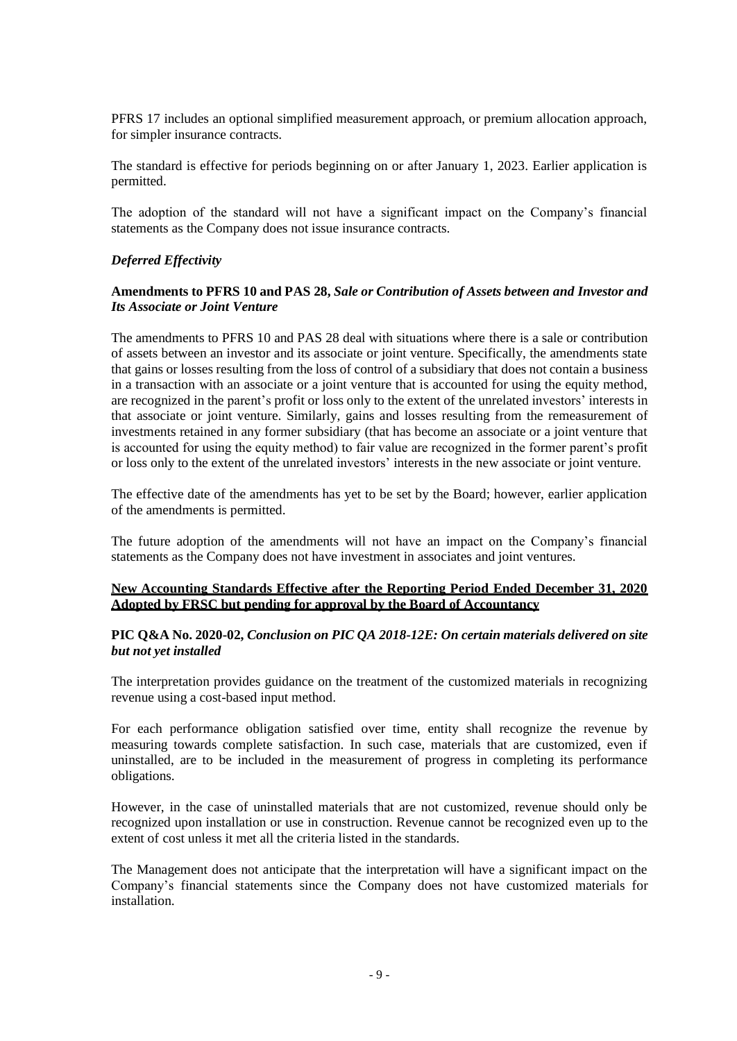PFRS 17 includes an optional simplified measurement approach, or premium allocation approach, for simpler insurance contracts.

The standard is effective for periods beginning on or after January 1, 2023. Earlier application is permitted.

The adoption of the standard will not have a significant impact on the Company's financial statements as the Company does not issue insurance contracts.

### *Deferred Effectivity*

**Amendments to PFRS 10 and PAS 28, *Sale or Contribution of Assets between and Investor and Its Associate or Joint Venture***

The amendments to PFRS 10 and PAS 28 deal with situations where there is a sale or contribution of assets between an investor and its associate or joint venture. Specifically, the amendments state that gains or losses resulting from the loss of control of a subsidiary that does not contain a business in a transaction with an associate or a joint venture that is accounted for using the equity method, are recognized in the parent's profit or loss only to the extent of the unrelated investors' interests in that associate or joint venture. Similarly, gains and losses resulting from the remeasurement of investments retained in any former subsidiary (that has become an associate or a joint venture that is accounted for using the equity method) to fair value are recognized in the former parent's profit or loss only to the extent of the unrelated investors' interests in the new associate or joint venture.

The effective date of the amendments has yet to be set by the Board; however, earlier application of the amendments is permitted.

The future adoption of the amendments will not have an impact on the Company's financial statements as the Company does not have investment in associates and joint ventures.

### New Accounting Standards Effective after the Reporting Period Ended December 31, 2020 Adopted by FRSC but pending for approval by the Board of Accountancy

**PIC Q&A No. 2020-02, *Conclusion on PIC QA 2018-12E: On certain materials delivered on site but not yet installed***

The interpretation provides guidance on the treatment of the customized materials in recognizing revenue using a cost-based input method.

For each performance obligation satisfied over time, entity shall recognize the revenue by measuring towards complete satisfaction. In such case, materials that are customized, even if uninstalled, are to be included in the measurement of progress in completing its performance obligations.

However, in the case of uninstalled materials that are not customized, revenue should only be recognized upon installation or use in construction. Revenue cannot be recognized even up to the extent of cost unless it met all the criteria listed in the standards.

The Management does not anticipate that the interpretation will have a significant impact on the Company's financial statements since the Company does not have customized materials for installation.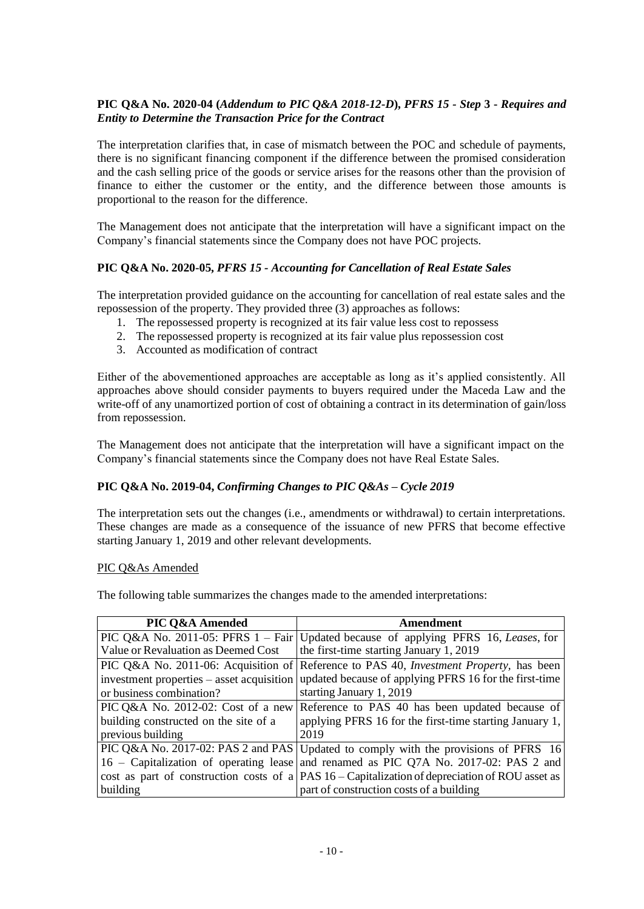**PIC Q&A No. 2020-04 (*Addendum to PIC Q&A 2018-12-D*), *PFRS 15 - Step* 3 *- Requires and Entity to Determine the Transaction Price for the Contract***

The interpretation clarifies that, in case of mismatch between the POC and schedule of payments, there is no significant financing component if the difference between the promised consideration and the cash selling price of the goods or service arises for the reasons other than the provision of finance to either the customer or the entity, and the difference between those amounts is proportional to the reason for the difference.

The Management does not anticipate that the interpretation will have a significant impact on the Company's financial statements since the Company does not have POC projects.

**PIC Q&A No. 2020-05, *PFRS 15 - Accounting for Cancellation of Real Estate Sales***

The interpretation provided guidance on the accounting for cancellation of real estate sales and the repossession of the property. They provided three (3) approaches as follows:

1. The repossessed property is recognized at its fair value less cost to repossess
2. The repossessed property is recognized at its fair value plus repossession cost
3. Accounted as modification of contract

Either of the abovementioned approaches are acceptable as long as it's applied consistently. All approaches above should consider payments to buyers required under the Maceda Law and the write-off of any unamortized portion of cost of obtaining a contract in its determination of gain/loss from repossession.

The Management does not anticipate that the interpretation will have a significant impact on the Company's financial statements since the Company does not have Real Estate Sales.

**PIC Q&A No. 2019-04, *Confirming Changes to PIC Q&As – Cycle 2019***

The interpretation sets out the changes (i.e., amendments or withdrawal) to certain interpretations. These changes are made as a consequence of the issuance of new PFRS that become effective starting January 1, 2019 and other relevant developments.

PIC Q&As Amended

The following table summarizes the changes made to the amended interpretations:

| PIC Q&A Amended | Amendment |
|---|---|
| PIC Q&A No. 2011-05: PFRS 1 – Fair Value or Revaluation as Deemed Cost | Updated because of applying PFRS 16, *Leases*, for the first-time starting January 1, 2019 |
| PIC Q&A No. 2011-06: Acquisition of investment properties – asset acquisition or business combination? | Reference to PAS 40, *Investment Property*, has been updated because of applying PFRS 16 for the first-time starting January 1, 2019 |
| PIC Q&A No. 2012-02: Cost of a new building constructed on the site of a previous building | Reference to PAS 40 has been updated because of applying PFRS 16 for the first-time starting January 1, 2019 |
| PIC Q&A No. 2017-02: PAS 2 and PAS 16 – Capitalization of operating lease cost as part of construction costs of a building | Updated to comply with the provisions of PFRS 16 and renamed as PIC Q7A No. 2017-02: PAS 2 and PAS 16 – Capitalization of depreciation of ROU asset as part of construction costs of a building |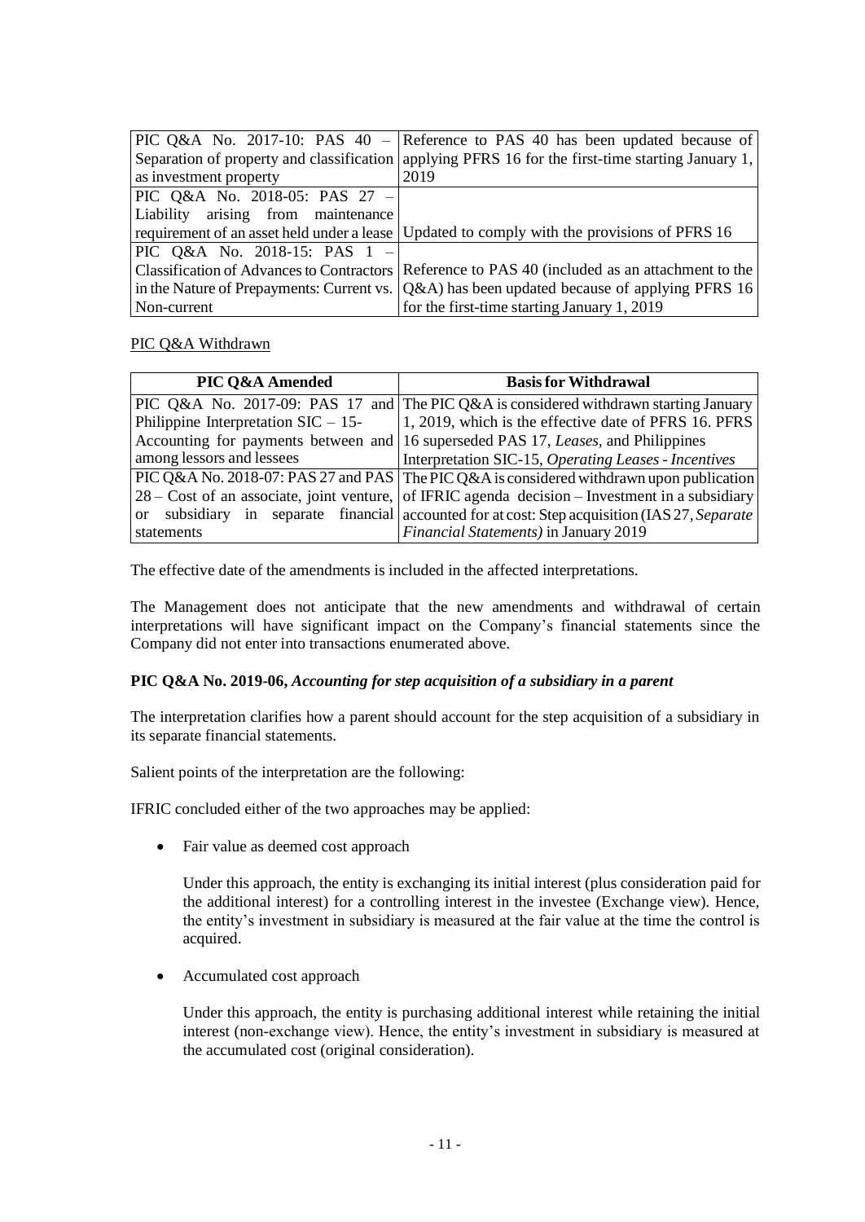| | |
|---|---|
| PIC Q&A No. 2017-10: PAS 40 – Separation of property and classification as investment property | Reference to PAS 40 has been updated because of applying PFRS 16 for the first-time starting January 1, 2019 |
| PIC Q&A No. 2018-05: PAS 27 – Liability arising from maintenance requirement of an asset held under a lease | Updated to comply with the provisions of PFRS 16 |
| PIC Q&A No. 2018-15: PAS 1 – Classification of Advances to Contractors in the Nature of Prepayments: Current vs. Non-current | Reference to PAS 40 (included as an attachment to the Q&A) has been updated because of applying PFRS 16 for the first-time starting January 1, 2019 |

PIC Q&A Withdrawn

| PIC Q&A Amended | Basis for Withdrawal |
|---|---|
| PIC Q&A No. 2017-09: PAS 17 and Philippine Interpretation SIC – 15- Accounting for payments between and among lessors and lessees | The PIC Q&A is considered withdrawn starting January 1, 2019, which is the effective date of PFRS 16. PFRS 16 superseded PAS 17, *Leases*, and Philippines Interpretation SIC-15, *Operating Leases - Incentives* |
| PIC Q&A No. 2018-07: PAS 27 and PAS 28 – Cost of an associate, joint venture, or subsidiary in separate financial statements | The PIC Q&A is considered withdrawn upon publication of IFRIC agenda decision – Investment in a subsidiary accounted for at cost: Step acquisition (IAS 27, *Separate Financial Statements)* in January 2019 |

The effective date of the amendments is included in the affected interpretations.

The Management does not anticipate that the new amendments and withdrawal of certain interpretations will have significant impact on the Company's financial statements since the Company did not enter into transactions enumerated above.

**PIC Q&A No. 2019-06,** ***Accounting for step acquisition of a subsidiary in a parent***

The interpretation clarifies how a parent should account for the step acquisition of a subsidiary in its separate financial statements.

Salient points of the interpretation are the following:

IFRIC concluded either of the two approaches may be applied:

- Fair value as deemed cost approach

  Under this approach, the entity is exchanging its initial interest (plus consideration paid for the additional interest) for a controlling interest in the investee (Exchange view). Hence, the entity's investment in subsidiary is measured at the fair value at the time the control is acquired.

- Accumulated cost approach

  Under this approach, the entity is purchasing additional interest while retaining the initial interest (non-exchange view). Hence, the entity's investment in subsidiary is measured at the accumulated cost (original consideration).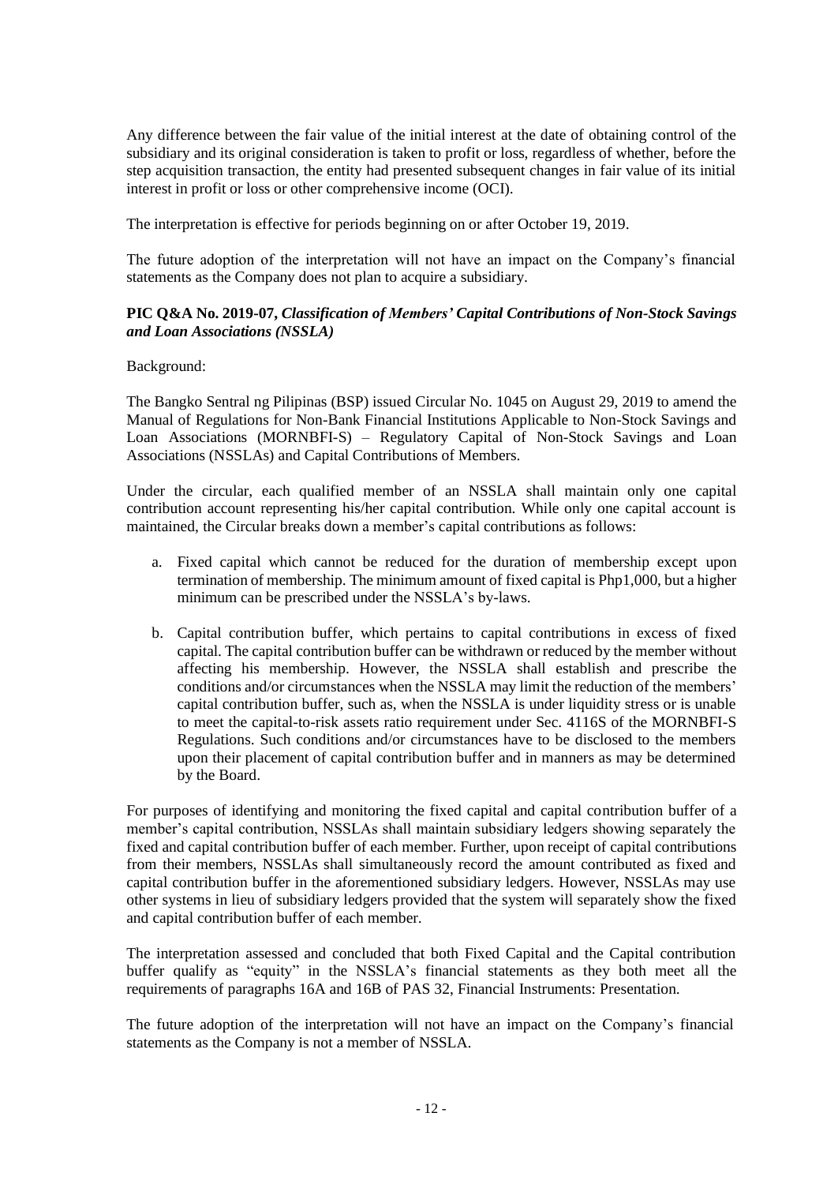Any difference between the fair value of the initial interest at the date of obtaining control of the subsidiary and its original consideration is taken to profit or loss, regardless of whether, before the step acquisition transaction, the entity had presented subsequent changes in fair value of its initial interest in profit or loss or other comprehensive income (OCI).

The interpretation is effective for periods beginning on or after October 19, 2019.

The future adoption of the interpretation will not have an impact on the Company's financial statements as the Company does not plan to acquire a subsidiary.

**PIC Q&A No. 2019-07,** ***Classification of Members' Capital Contributions of Non-Stock Savings and Loan Associations (NSSLA)***

Background:

The Bangko Sentral ng Pilipinas (BSP) issued Circular No. 1045 on August 29, 2019 to amend the Manual of Regulations for Non-Bank Financial Institutions Applicable to Non-Stock Savings and Loan Associations (MORNBFI-S) – Regulatory Capital of Non-Stock Savings and Loan Associations (NSSLAs) and Capital Contributions of Members.

Under the circular, each qualified member of an NSSLA shall maintain only one capital contribution account representing his/her capital contribution. While only one capital account is maintained, the Circular breaks down a member's capital contributions as follows:

a. Fixed capital which cannot be reduced for the duration of membership except upon termination of membership. The minimum amount of fixed capital is Php1,000, but a higher minimum can be prescribed under the NSSLA's by-laws.

b. Capital contribution buffer, which pertains to capital contributions in excess of fixed capital. The capital contribution buffer can be withdrawn or reduced by the member without affecting his membership. However, the NSSLA shall establish and prescribe the conditions and/or circumstances when the NSSLA may limit the reduction of the members' capital contribution buffer, such as, when the NSSLA is under liquidity stress or is unable to meet the capital-to-risk assets ratio requirement under Sec. 4116S of the MORNBFI-S Regulations. Such conditions and/or circumstances have to be disclosed to the members upon their placement of capital contribution buffer and in manners as may be determined by the Board.

For purposes of identifying and monitoring the fixed capital and capital contribution buffer of a member's capital contribution, NSSLAs shall maintain subsidiary ledgers showing separately the fixed and capital contribution buffer of each member. Further, upon receipt of capital contributions from their members, NSSLAs shall simultaneously record the amount contributed as fixed and capital contribution buffer in the aforementioned subsidiary ledgers. However, NSSLAs may use other systems in lieu of subsidiary ledgers provided that the system will separately show the fixed and capital contribution buffer of each member.

The interpretation assessed and concluded that both Fixed Capital and the Capital contribution buffer qualify as "equity" in the NSSLA's financial statements as they both meet all the requirements of paragraphs 16A and 16B of PAS 32, Financial Instruments: Presentation.

The future adoption of the interpretation will not have an impact on the Company's financial statements as the Company is not a member of NSSLA.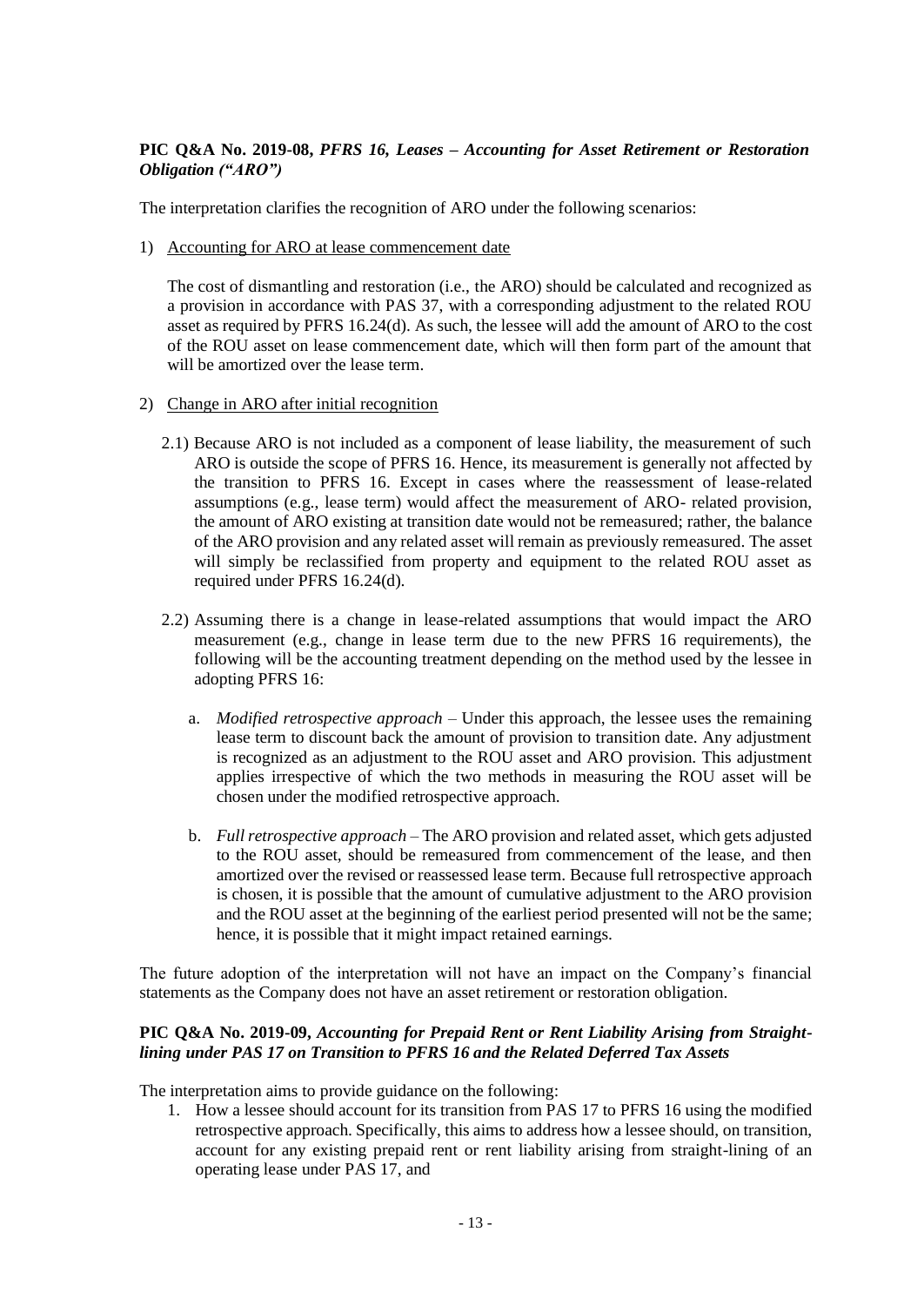**PIC Q&A No. 2019-08, *PFRS 16, Leases – Accounting for Asset Retirement or Restoration Obligation ("ARO")***

The interpretation clarifies the recognition of ARO under the following scenarios:

1) Accounting for ARO at lease commencement date

   The cost of dismantling and restoration (i.e., the ARO) should be calculated and recognized as a provision in accordance with PAS 37, with a corresponding adjustment to the related ROU asset as required by PFRS 16.24(d). As such, the lessee will add the amount of ARO to the cost of the ROU asset on lease commencement date, which will then form part of the amount that will be amortized over the lease term.

2) Change in ARO after initial recognition

   2.1) Because ARO is not included as a component of lease liability, the measurement of such ARO is outside the scope of PFRS 16. Hence, its measurement is generally not affected by the transition to PFRS 16. Except in cases where the reassessment of lease-related assumptions (e.g., lease term) would affect the measurement of ARO- related provision, the amount of ARO existing at transition date would not be remeasured; rather, the balance of the ARO provision and any related asset will remain as previously remeasured. The asset will simply be reclassified from property and equipment to the related ROU asset as required under PFRS 16.24(d).

   2.2) Assuming there is a change in lease-related assumptions that would impact the ARO measurement (e.g., change in lease term due to the new PFRS 16 requirements), the following will be the accounting treatment depending on the method used by the lessee in adopting PFRS 16:

      a. *Modified retrospective approach* – Under this approach, the lessee uses the remaining lease term to discount back the amount of provision to transition date. Any adjustment is recognized as an adjustment to the ROU asset and ARO provision. This adjustment applies irrespective of which the two methods in measuring the ROU asset will be chosen under the modified retrospective approach.

      b. *Full retrospective approach* – The ARO provision and related asset, which gets adjusted to the ROU asset, should be remeasured from commencement of the lease, and then amortized over the revised or reassessed lease term. Because full retrospective approach is chosen, it is possible that the amount of cumulative adjustment to the ARO provision and the ROU asset at the beginning of the earliest period presented will not be the same; hence, it is possible that it might impact retained earnings.

The future adoption of the interpretation will not have an impact on the Company's financial statements as the Company does not have an asset retirement or restoration obligation.

**PIC Q&A No. 2019-09, *Accounting for Prepaid Rent or Rent Liability Arising from Straight-lining under PAS 17 on Transition to PFRS 16 and the Related Deferred Tax Assets***

The interpretation aims to provide guidance on the following:

1. How a lessee should account for its transition from PAS 17 to PFRS 16 using the modified retrospective approach. Specifically, this aims to address how a lessee should, on transition, account for any existing prepaid rent or rent liability arising from straight-lining of an operating lease under PAS 17, and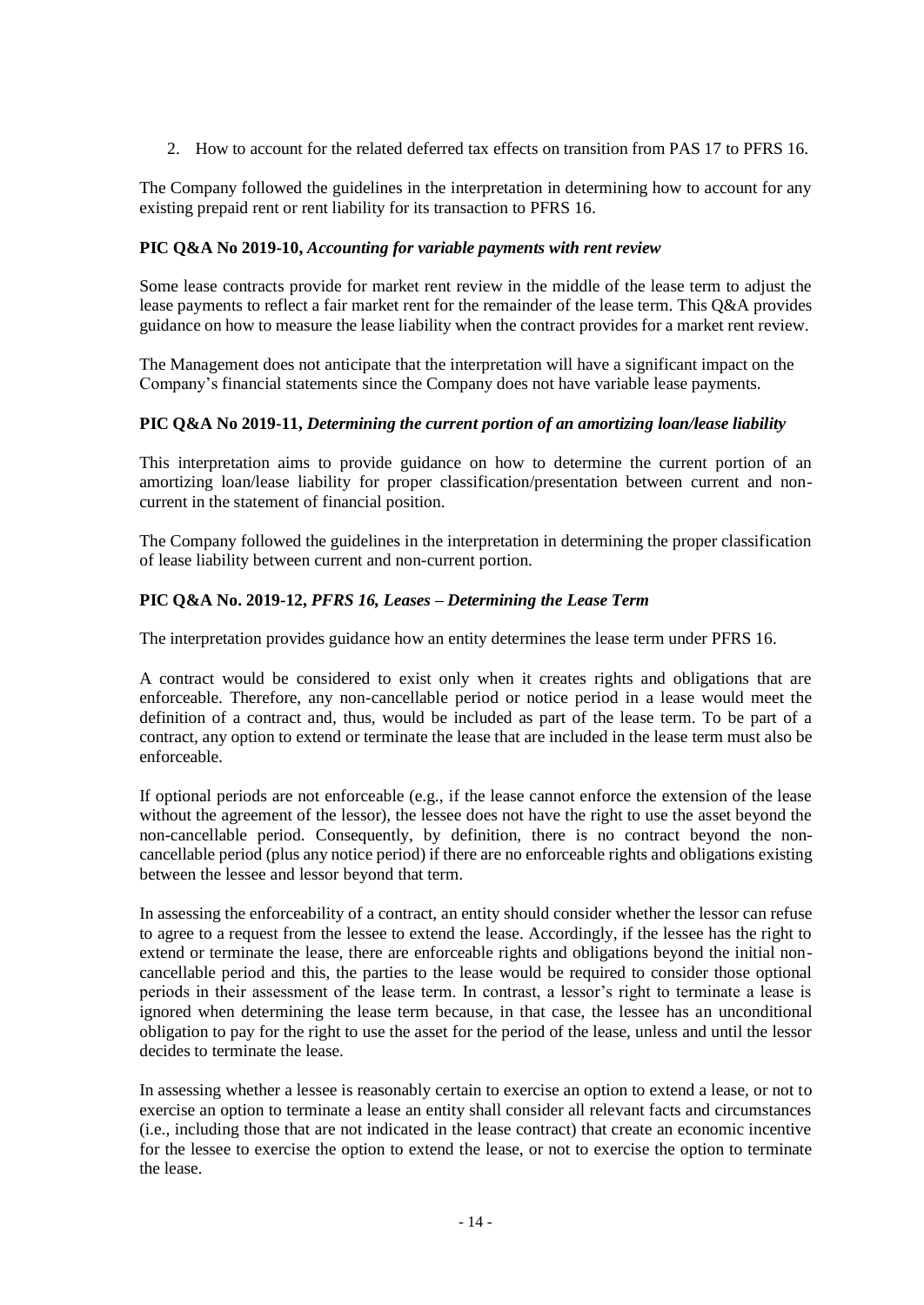2. How to account for the related deferred tax effects on transition from PAS 17 to PFRS 16.

The Company followed the guidelines in the interpretation in determining how to account for any existing prepaid rent or rent liability for its transaction to PFRS 16.

**PIC Q&A No 2019-10,** ***Accounting for variable payments with rent review***

Some lease contracts provide for market rent review in the middle of the lease term to adjust the lease payments to reflect a fair market rent for the remainder of the lease term. This Q&A provides guidance on how to measure the lease liability when the contract provides for a market rent review.

The Management does not anticipate that the interpretation will have a significant impact on the Company's financial statements since the Company does not have variable lease payments.

**PIC Q&A No 2019-11,** ***Determining the current portion of an amortizing loan/lease liability***

This interpretation aims to provide guidance on how to determine the current portion of an amortizing loan/lease liability for proper classification/presentation between current and non-current in the statement of financial position.

The Company followed the guidelines in the interpretation in determining the proper classification of lease liability between current and non-current portion.

**PIC Q&A No. 2019-12,** ***PFRS 16, Leases – Determining the Lease Term***

The interpretation provides guidance how an entity determines the lease term under PFRS 16.

A contract would be considered to exist only when it creates rights and obligations that are enforceable. Therefore, any non-cancellable period or notice period in a lease would meet the definition of a contract and, thus, would be included as part of the lease term. To be part of a contract, any option to extend or terminate the lease that are included in the lease term must also be enforceable.

If optional periods are not enforceable (e.g., if the lease cannot enforce the extension of the lease without the agreement of the lessor), the lessee does not have the right to use the asset beyond the non-cancellable period. Consequently, by definition, there is no contract beyond the non-cancellable period (plus any notice period) if there are no enforceable rights and obligations existing between the lessee and lessor beyond that term.

In assessing the enforceability of a contract, an entity should consider whether the lessor can refuse to agree to a request from the lessee to extend the lease. Accordingly, if the lessee has the right to extend or terminate the lease, there are enforceable rights and obligations beyond the initial non-cancellable period and this, the parties to the lease would be required to consider those optional periods in their assessment of the lease term. In contrast, a lessor's right to terminate a lease is ignored when determining the lease term because, in that case, the lessee has an unconditional obligation to pay for the right to use the asset for the period of the lease, unless and until the lessor decides to terminate the lease.

In assessing whether a lessee is reasonably certain to exercise an option to extend a lease, or not to exercise an option to terminate a lease an entity shall consider all relevant facts and circumstances (i.e., including those that are not indicated in the lease contract) that create an economic incentive for the lessee to exercise the option to extend the lease, or not to exercise the option to terminate the lease.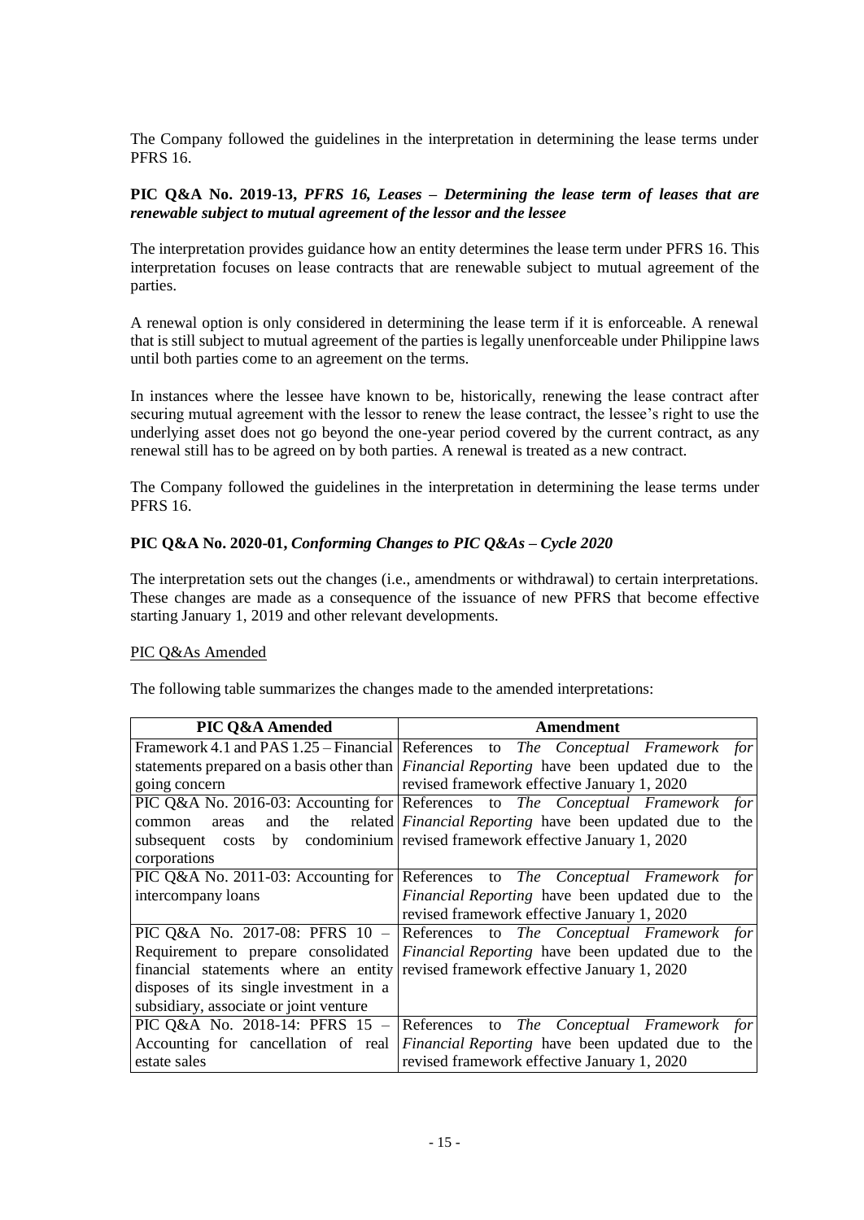The Company followed the guidelines in the interpretation in determining the lease terms under PFRS 16.

**PIC Q&A No. 2019-13,** ***PFRS 16, Leases – Determining the lease term of leases that are renewable subject to mutual agreement of the lessor and the lessee***

The interpretation provides guidance how an entity determines the lease term under PFRS 16. This interpretation focuses on lease contracts that are renewable subject to mutual agreement of the parties.

A renewal option is only considered in determining the lease term if it is enforceable. A renewal that is still subject to mutual agreement of the parties is legally unenforceable under Philippine laws until both parties come to an agreement on the terms.

In instances where the lessee have known to be, historically, renewing the lease contract after securing mutual agreement with the lessor to renew the lease contract, the lessee's right to use the underlying asset does not go beyond the one-year period covered by the current contract, as any renewal still has to be agreed on by both parties. A renewal is treated as a new contract.

The Company followed the guidelines in the interpretation in determining the lease terms under PFRS 16.

**PIC Q&A No. 2020-01,** ***Conforming Changes to PIC Q&As – Cycle 2020***

The interpretation sets out the changes (i.e., amendments or withdrawal) to certain interpretations. These changes are made as a consequence of the issuance of new PFRS that become effective starting January 1, 2019 and other relevant developments.

PIC Q&As Amended

The following table summarizes the changes made to the amended interpretations:

| PIC Q&A Amended | Amendment |
|---|---|
| Framework 4.1 and PAS 1.25 – Financial statements prepared on a basis other than going concern | References to *The Conceptual Framework for Financial Reporting* have been updated due to the revised framework effective January 1, 2020 |
| PIC Q&A No. 2016-03: Accounting for common areas and the related subsequent costs by condominium corporations | References to *The Conceptual Framework for Financial Reporting* have been updated due to the revised framework effective January 1, 2020 |
| PIC Q&A No. 2011-03: Accounting for intercompany loans | References to *The Conceptual Framework for Financial Reporting* have been updated due to the revised framework effective January 1, 2020 |
| PIC Q&A No. 2017-08: PFRS 10 – Requirement to prepare consolidated financial statements where an entity disposes of its single investment in a subsidiary, associate or joint venture | References to *The Conceptual Framework for Financial Reporting* have been updated due to the revised framework effective January 1, 2020 |
| PIC Q&A No. 2018-14: PFRS 15 – Accounting for cancellation of real estate sales | References to *The Conceptual Framework for Financial Reporting* have been updated due to the revised framework effective January 1, 2020 |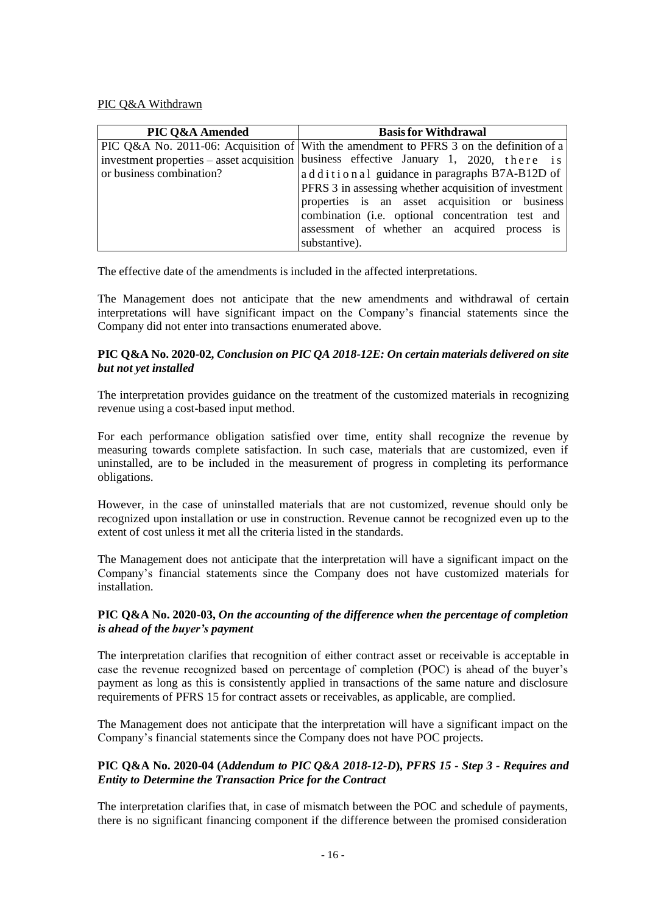PIC Q&A Withdrawn

| PIC Q&A Amended | Basis for Withdrawal |
|---|---|
| PIC Q&A No. 2011-06: Acquisition of investment properties – asset acquisition or business combination? | With the amendment to PFRS 3 on the definition of a business effective January 1, 2020, there is additional guidance in paragraphs B7A-B12D of PFRS 3 in assessing whether acquisition of investment properties is an asset acquisition or business combination (i.e. optional concentration test and assessment of whether an acquired process is substantive). |

The effective date of the amendments is included in the affected interpretations.

The Management does not anticipate that the new amendments and withdrawal of certain interpretations will have significant impact on the Company's financial statements since the Company did not enter into transactions enumerated above.

**PIC Q&A No. 2020-02,** ***Conclusion on PIC QA 2018-12E: On certain materials delivered on site but not yet installed***

The interpretation provides guidance on the treatment of the customized materials in recognizing revenue using a cost-based input method.

For each performance obligation satisfied over time, entity shall recognize the revenue by measuring towards complete satisfaction. In such case, materials that are customized, even if uninstalled, are to be included in the measurement of progress in completing its performance obligations.

However, in the case of uninstalled materials that are not customized, revenue should only be recognized upon installation or use in construction. Revenue cannot be recognized even up to the extent of cost unless it met all the criteria listed in the standards.

The Management does not anticipate that the interpretation will have a significant impact on the Company's financial statements since the Company does not have customized materials for installation.

**PIC Q&A No. 2020-03,** ***On the accounting of the difference when the percentage of completion is ahead of the buyer's payment***

The interpretation clarifies that recognition of either contract asset or receivable is acceptable in case the revenue recognized based on percentage of completion (POC) is ahead of the buyer's payment as long as this is consistently applied in transactions of the same nature and disclosure requirements of PFRS 15 for contract assets or receivables, as applicable, are complied.

The Management does not anticipate that the interpretation will have a significant impact on the Company's financial statements since the Company does not have POC projects.

**PIC Q&A No. 2020-04 (*****Addendum to PIC Q&A 2018-12-D*****),** ***PFRS 15 - Step 3 - Requires and Entity to Determine the Transaction Price for the Contract***

The interpretation clarifies that, in case of mismatch between the POC and schedule of payments, there is no significant financing component if the difference between the promised consideration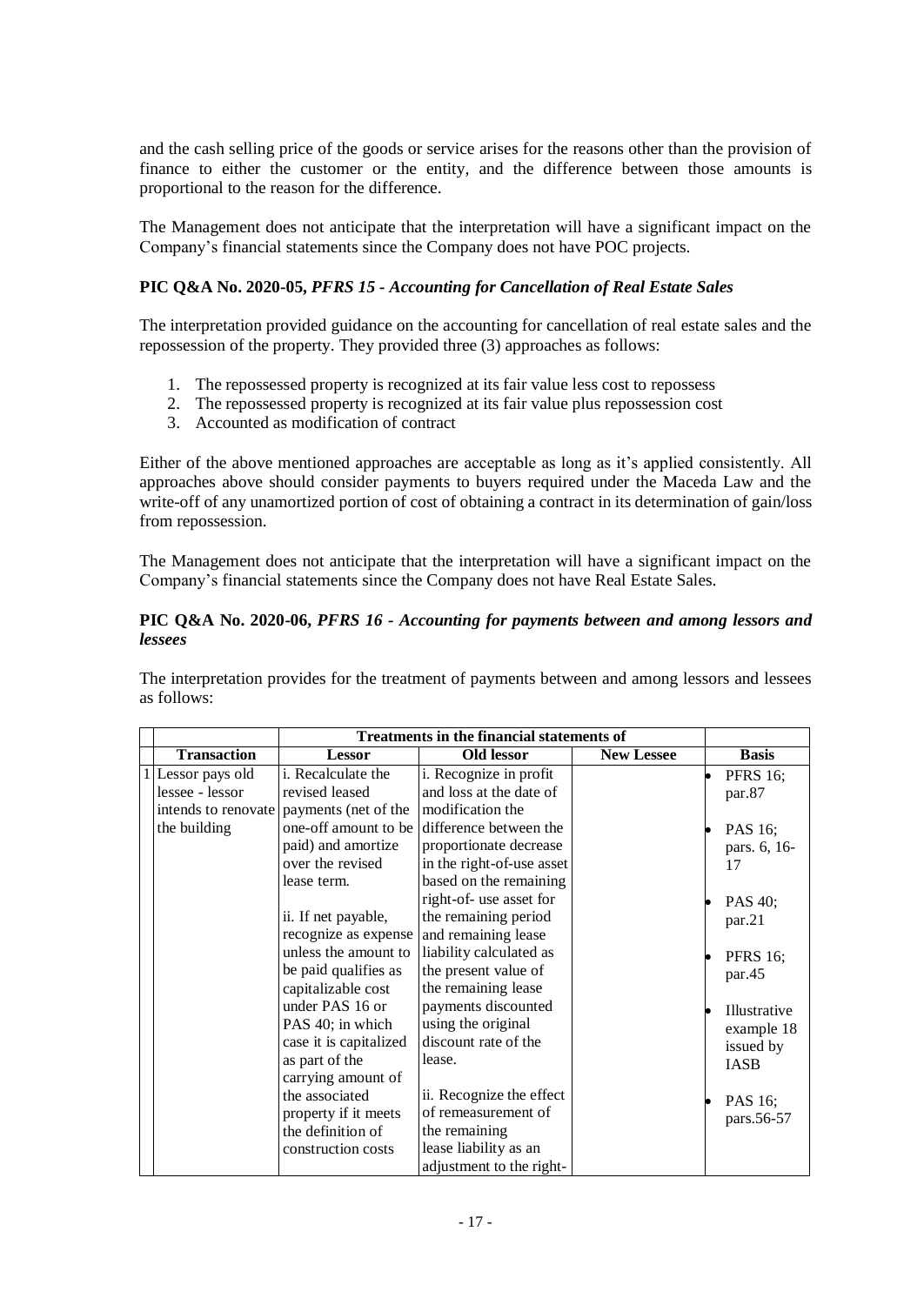and the cash selling price of the goods or service arises for the reasons other than the provision of finance to either the customer or the entity, and the difference between those amounts is proportional to the reason for the difference.

The Management does not anticipate that the interpretation will have a significant impact on the Company's financial statements since the Company does not have POC projects.

**PIC Q&A No. 2020-05,** ***PFRS 15 - Accounting for Cancellation of Real Estate Sales***

The interpretation provided guidance on the accounting for cancellation of real estate sales and the repossession of the property. They provided three (3) approaches as follows:

1. The repossessed property is recognized at its fair value less cost to repossess
2. The repossessed property is recognized at its fair value plus repossession cost
3. Accounted as modification of contract

Either of the above mentioned approaches are acceptable as long as it's applied consistently. All approaches above should consider payments to buyers required under the Maceda Law and the write-off of any unamortized portion of cost of obtaining a contract in its determination of gain/loss from repossession.

The Management does not anticipate that the interpretation will have a significant impact on the Company's financial statements since the Company does not have Real Estate Sales.

**PIC Q&A No. 2020-06,** ***PFRS 16 - Accounting for payments between and among lessors and lessees***

The interpretation provides for the treatment of payments between and among lessors and lessees as follows:

| | | Treatments in the financial statements of | | | |
|---|---|---|---|---|---|
| | **Transaction** | **Lessor** | **Old lessor** | **New Lessee** | **Basis** |
| 1 | Lessor pays old lessee - lessor intends to renovate the building | i. Recalculate the revised leased payments (net of the one-off amount to be paid) and amortize over the revised lease term.<br><br>ii. If net payable, recognize as expense unless the amount to be paid qualifies as capitalizable cost under PAS 16 or PAS 40; in which case it is capitalized as part of the carrying amount of the associated property if it meets the definition of construction costs | i. Recognize in profit and loss at the date of modification the difference between the proportionate decrease in the right-of-use asset based on the remaining right-of- use asset for the remaining period and remaining lease liability calculated as the present value of the remaining lease payments discounted using the original discount rate of the lease.<br><br>ii. Recognize the effect of remeasurement of the remaining lease liability as an adjustment to the right- | | • PFRS 16; par.87<br>• PAS 16; pars. 6, 16-17<br>• PAS 40; par.21<br>• PFRS 16; par.45<br>• Illustrative example 18 issued by IASB<br>• PAS 16; pars.56-57 |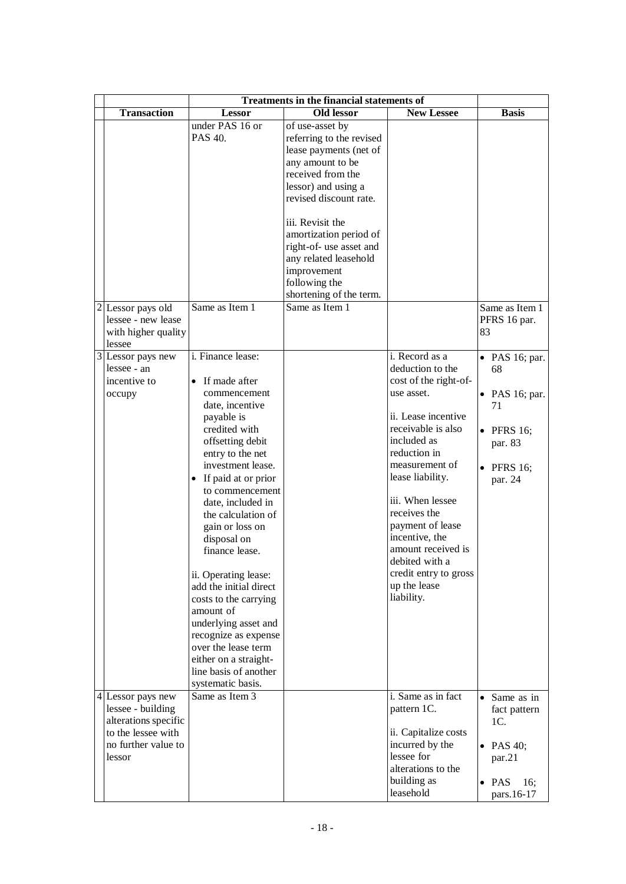| | | Treatments in the financial statements of | | | |
|---|---|---|---|---|---|
| | **Transaction** | **Lessor** | **Old lessor** | **New Lessee** | **Basis** |
| | | under PAS 16 or PAS 40. | of use-asset by referring to the revised lease payments (net of any amount to be received from the lessor) and using a revised discount rate.<br><br>iii. Revisit the amortization period of right-of- use asset and any related leasehold improvement following the shortening of the term. | | |
| 2 | Lessor pays old lessee - new lease with higher quality lessee | Same as Item 1 | Same as Item 1 | | Same as Item 1 PFRS 16 par. 83 |
| 3 | Lessor pays new lessee - an incentive to occupy | i. Finance lease:<br><br>• If made after commencement date, incentive payable is credited with offsetting debit entry to the net investment lease.<br>• If paid at or prior to commencement date, included in the calculation of gain or loss on disposal on finance lease.<br><br>ii. Operating lease: add the initial direct costs to the carrying amount of underlying asset and recognize as expense over the lease term either on a straight-line basis of another systematic basis. | | i. Record as a deduction to the cost of the right-of-use asset.<br><br>ii. Lease incentive receivable is also included as reduction in measurement of lease liability.<br><br>iii. When lessee receives the payment of lease incentive, the amount received is debited with a credit entry to gross up the lease liability. | • PAS 16; par. 68<br><br>• PAS 16; par. 71<br><br>• PFRS 16; par. 83<br><br>• PFRS 16; par. 24 |
| 4 | Lessor pays new lessee - building alterations specific to the lessee with no further value to lessor | Same as Item 3 | | i. Same as in fact pattern 1C.<br><br>ii. Capitalize costs incurred by the lessee for alterations to the building as leasehold | • Same as in fact pattern 1C.<br><br>• PAS 40; par.21<br><br>• PAS 16; pars.16-17 |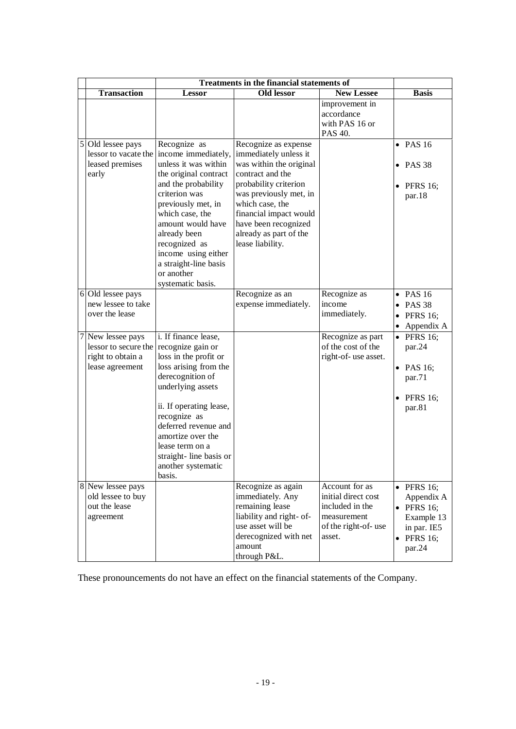| | | Treatments in the financial statements of | | | |
|---|---|---|---|---|---|
| | **Transaction** | **Lessor** | **Old lessor** | **New Lessee** | **Basis** |
| | | | | improvement in accordance with PAS 16 or PAS 40. | |
| 5 | Old lessee pays lessor to vacate the leased premises early | Recognize as income immediately, unless it was within the original contract and the probability criterion was previously met, in which case, the amount would have already been recognized as income using either a straight-line basis or another systematic basis. | Recognize as expense immediately unless it was within the original contract and the probability criterion was previously met, in which case, the financial impact would have been recognized already as part of the lease liability. | | • PAS 16<br>• PAS 38<br>• PFRS 16; par.18 |
| 6 | Old lessee pays new lessee to take over the lease | | Recognize as an expense immediately. | Recognize as income immediately. | • PAS 16<br>• PAS 38<br>• PFRS 16;<br>• Appendix A |
| 7 | New lessee pays lessor to secure the right to obtain a lease agreement | i. If finance lease, recognize gain or loss in the profit or loss arising from the derecognition of underlying assets<br><br>ii. If operating lease, recognize as deferred revenue and amortize over the lease term on a straight- line basis or another systematic basis. | | Recognize as part of the cost of the right-of- use asset. | • PFRS 16; par.24<br>• PAS 16; par.71<br>• PFRS 16; par.81 |
| 8 | New lessee pays old lessee to buy out the lease agreement | | Recognize as again immediately. Any remaining lease liability and right- of-use asset will be derecognized with net amount through P&L. | Account for as initial direct cost included in the measurement of the right-of- use asset. | • PFRS 16; Appendix A<br>• PFRS 16; Example 13 in par. IE5<br>• PFRS 16; par.24 |

These pronouncements do not have an effect on the financial statements of the Company.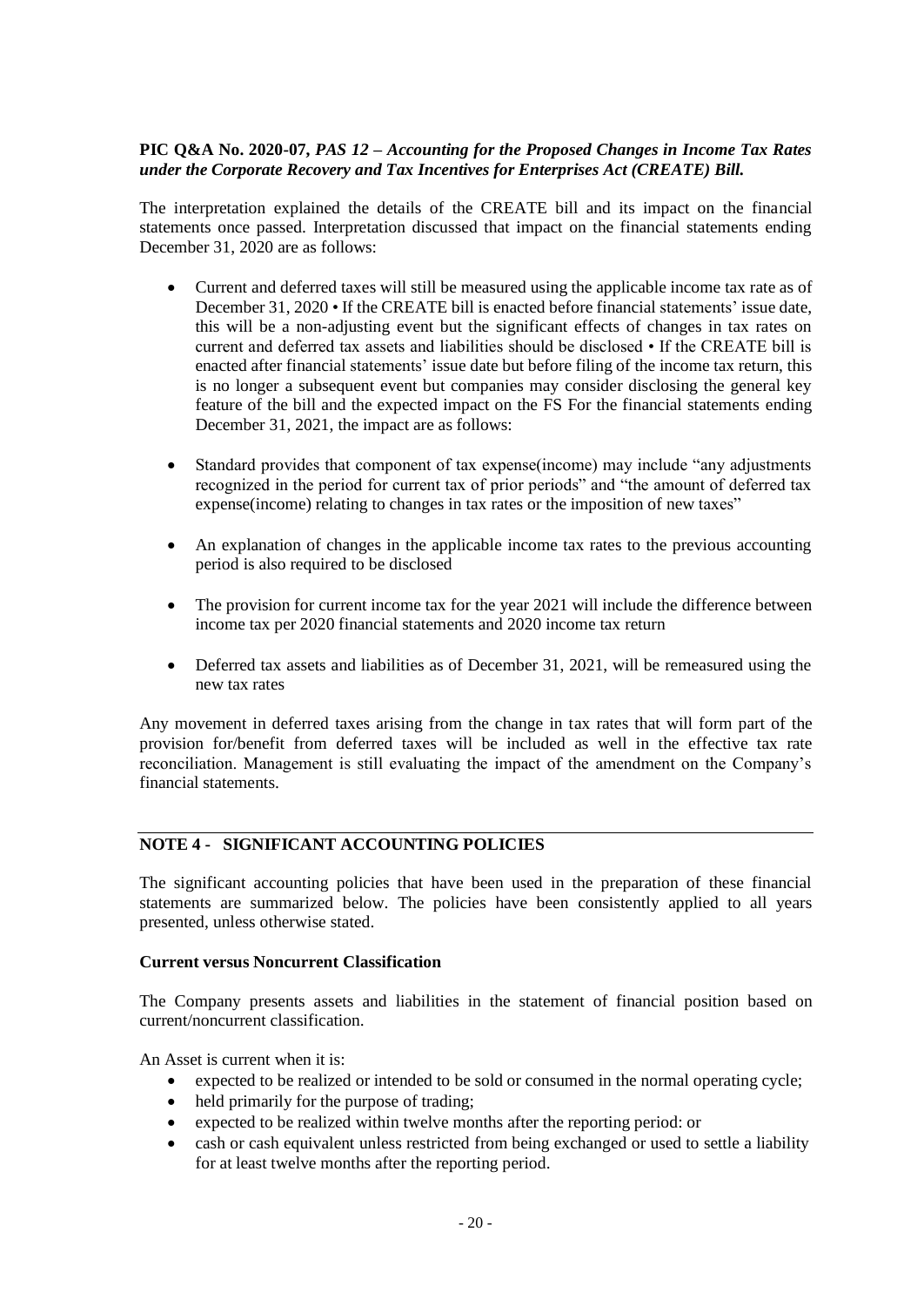**PIC Q&A No. 2020-07,** ***PAS 12 – Accounting for the Proposed Changes in Income Tax Rates under the Corporate Recovery and Tax Incentives for Enterprises Act (CREATE) Bill.***

The interpretation explained the details of the CREATE bill and its impact on the financial statements once passed. Interpretation discussed that impact on the financial statements ending December 31, 2020 are as follows:

- Current and deferred taxes will still be measured using the applicable income tax rate as of December 31, 2020 • If the CREATE bill is enacted before financial statements' issue date, this will be a non-adjusting event but the significant effects of changes in tax rates on current and deferred tax assets and liabilities should be disclosed • If the CREATE bill is enacted after financial statements' issue date but before filing of the income tax return, this is no longer a subsequent event but companies may consider disclosing the general key feature of the bill and the expected impact on the FS For the financial statements ending December 31, 2021, the impact are as follows:

- Standard provides that component of tax expense(income) may include "any adjustments recognized in the period for current tax of prior periods" and "the amount of deferred tax expense(income) relating to changes in tax rates or the imposition of new taxes"

- An explanation of changes in the applicable income tax rates to the previous accounting period is also required to be disclosed

- The provision for current income tax for the year 2021 will include the difference between income tax per 2020 financial statements and 2020 income tax return

- Deferred tax assets and liabilities as of December 31, 2021, will be remeasured using the new tax rates

Any movement in deferred taxes arising from the change in tax rates that will form part of the provision for/benefit from deferred taxes will be included as well in the effective tax rate reconciliation. Management is still evaluating the impact of the amendment on the Company's financial statements.

## NOTE 4 - SIGNIFICANT ACCOUNTING POLICIES

The significant accounting policies that have been used in the preparation of these financial statements are summarized below. The policies have been consistently applied to all years presented, unless otherwise stated.

### Current versus Noncurrent Classification

The Company presents assets and liabilities in the statement of financial position based on current/noncurrent classification.

An Asset is current when it is:

- expected to be realized or intended to be sold or consumed in the normal operating cycle;
- held primarily for the purpose of trading;
- expected to be realized within twelve months after the reporting period: or
- cash or cash equivalent unless restricted from being exchanged or used to settle a liability for at least twelve months after the reporting period.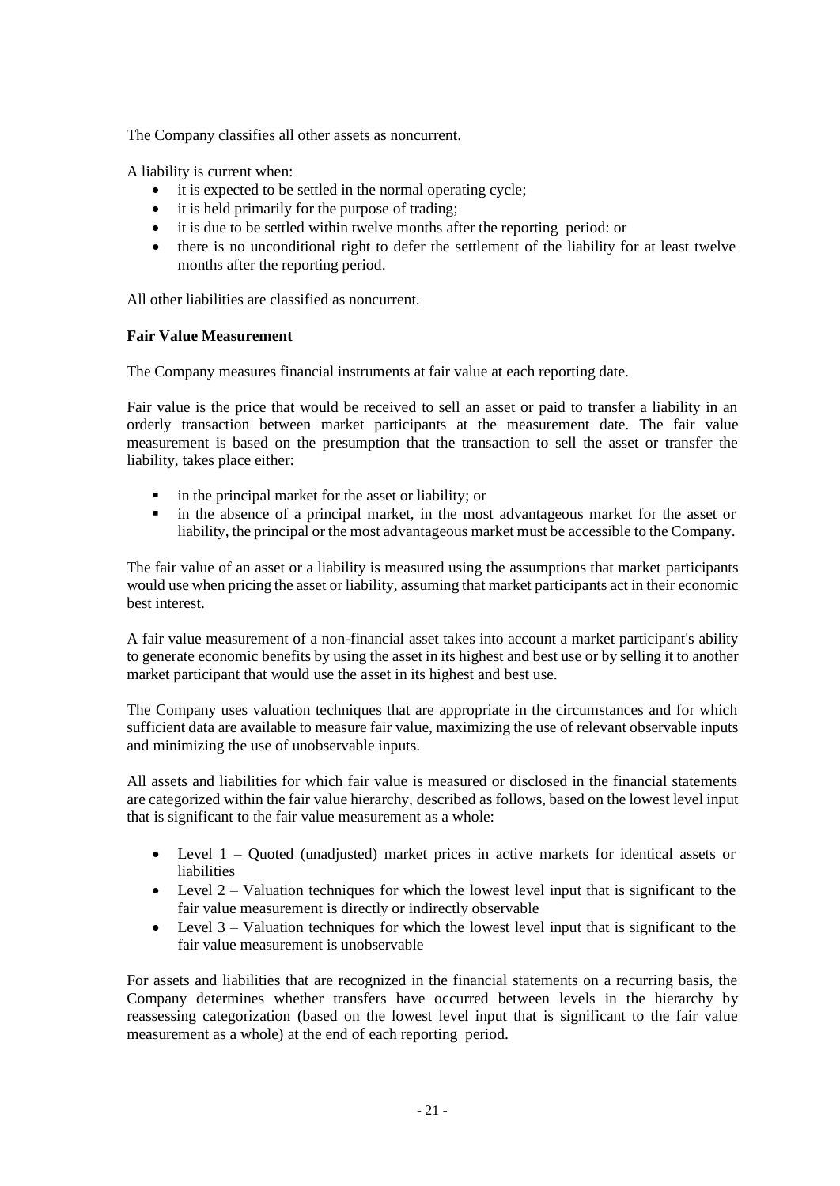The Company classifies all other assets as noncurrent.

A liability is current when:

- it is expected to be settled in the normal operating cycle;
- it is held primarily for the purpose of trading;
- it is due to be settled within twelve months after the reporting period: or
- there is no unconditional right to defer the settlement of the liability for at least twelve months after the reporting period.

All other liabilities are classified as noncurrent.

**Fair Value Measurement**

The Company measures financial instruments at fair value at each reporting date.

Fair value is the price that would be received to sell an asset or paid to transfer a liability in an orderly transaction between market participants at the measurement date. The fair value measurement is based on the presumption that the transaction to sell the asset or transfer the liability, takes place either:

- in the principal market for the asset or liability; or
- in the absence of a principal market, in the most advantageous market for the asset or liability, the principal or the most advantageous market must be accessible to the Company.

The fair value of an asset or a liability is measured using the assumptions that market participants would use when pricing the asset or liability, assuming that market participants act in their economic best interest.

A fair value measurement of a non-financial asset takes into account a market participant's ability to generate economic benefits by using the asset in its highest and best use or by selling it to another market participant that would use the asset in its highest and best use.

The Company uses valuation techniques that are appropriate in the circumstances and for which sufficient data are available to measure fair value, maximizing the use of relevant observable inputs and minimizing the use of unobservable inputs.

All assets and liabilities for which fair value is measured or disclosed in the financial statements are categorized within the fair value hierarchy, described as follows, based on the lowest level input that is significant to the fair value measurement as a whole:

- Level 1 – Quoted (unadjusted) market prices in active markets for identical assets or liabilities
- Level 2 – Valuation techniques for which the lowest level input that is significant to the fair value measurement is directly or indirectly observable
- Level 3 – Valuation techniques for which the lowest level input that is significant to the fair value measurement is unobservable

For assets and liabilities that are recognized in the financial statements on a recurring basis, the Company determines whether transfers have occurred between levels in the hierarchy by reassessing categorization (based on the lowest level input that is significant to the fair value measurement as a whole) at the end of each reporting period.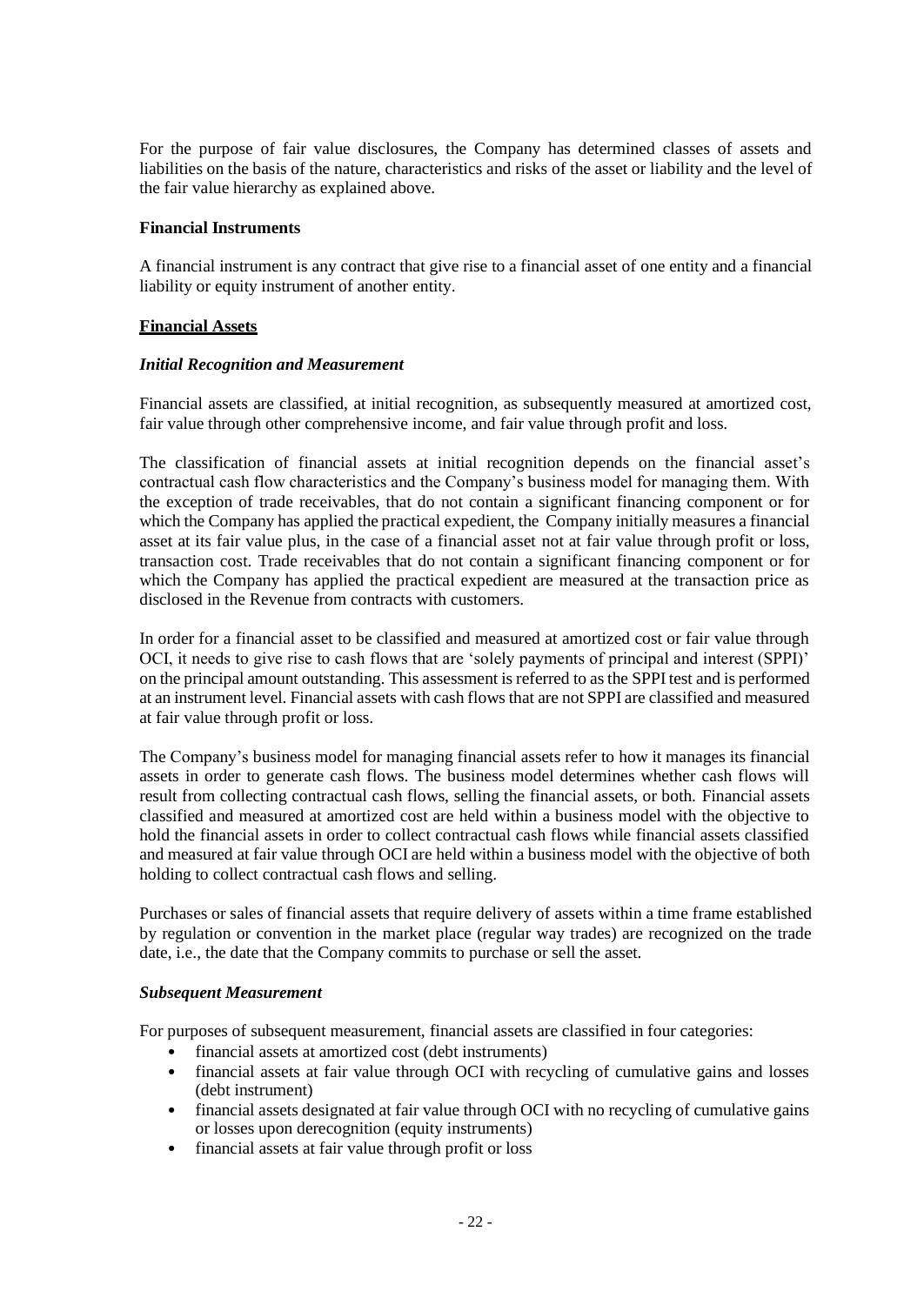For the purpose of fair value disclosures, the Company has determined classes of assets and liabilities on the basis of the nature, characteristics and risks of the asset or liability and the level of the fair value hierarchy as explained above.

**Financial Instruments**

A financial instrument is any contract that give rise to a financial asset of one entity and a financial liability or equity instrument of another entity.

**Financial Assets**

***Initial Recognition and Measurement***

Financial assets are classified, at initial recognition, as subsequently measured at amortized cost, fair value through other comprehensive income, and fair value through profit and loss.

The classification of financial assets at initial recognition depends on the financial asset's contractual cash flow characteristics and the Company's business model for managing them. With the exception of trade receivables, that do not contain a significant financing component or for which the Company has applied the practical expedient, the Company initially measures a financial asset at its fair value plus, in the case of a financial asset not at fair value through profit or loss, transaction cost. Trade receivables that do not contain a significant financing component or for which the Company has applied the practical expedient are measured at the transaction price as disclosed in the Revenue from contracts with customers.

In order for a financial asset to be classified and measured at amortized cost or fair value through OCI, it needs to give rise to cash flows that are 'solely payments of principal and interest (SPPI)' on the principal amount outstanding. This assessment is referred to as the SPPI test and is performed at an instrument level. Financial assets with cash flows that are not SPPI are classified and measured at fair value through profit or loss.

The Company's business model for managing financial assets refer to how it manages its financial assets in order to generate cash flows. The business model determines whether cash flows will result from collecting contractual cash flows, selling the financial assets, or both. Financial assets classified and measured at amortized cost are held within a business model with the objective to hold the financial assets in order to collect contractual cash flows while financial assets classified and measured at fair value through OCI are held within a business model with the objective of both holding to collect contractual cash flows and selling.

Purchases or sales of financial assets that require delivery of assets within a time frame established by regulation or convention in the market place (regular way trades) are recognized on the trade date, i.e., the date that the Company commits to purchase or sell the asset.

***Subsequent Measurement***

For purposes of subsequent measurement, financial assets are classified in four categories:

- financial assets at amortized cost (debt instruments)
- financial assets at fair value through OCI with recycling of cumulative gains and losses (debt instrument)
- financial assets designated at fair value through OCI with no recycling of cumulative gains or losses upon derecognition (equity instruments)
- financial assets at fair value through profit or loss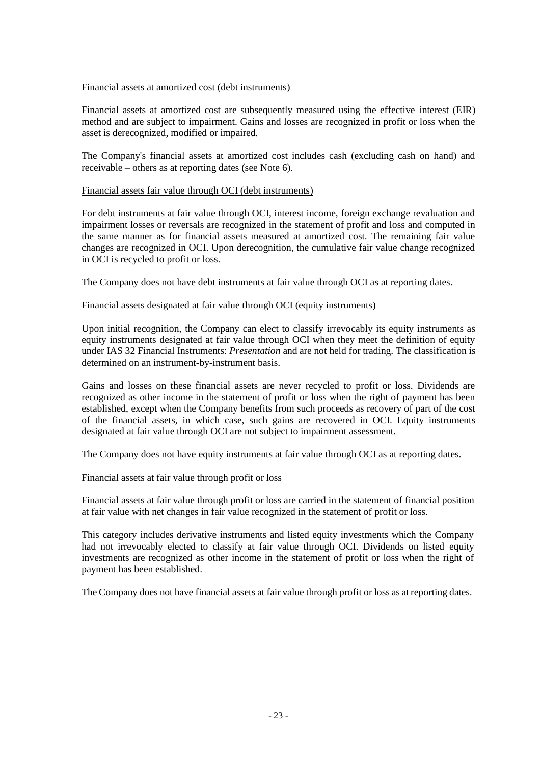Financial assets at amortized cost (debt instruments)

Financial assets at amortized cost are subsequently measured using the effective interest (EIR) method and are subject to impairment. Gains and losses are recognized in profit or loss when the asset is derecognized, modified or impaired.

The Company's financial assets at amortized cost includes cash (excluding cash on hand) and receivable – others as at reporting dates (see Note 6).

Financial assets fair value through OCI (debt instruments)

For debt instruments at fair value through OCI, interest income, foreign exchange revaluation and impairment losses or reversals are recognized in the statement of profit and loss and computed in the same manner as for financial assets measured at amortized cost. The remaining fair value changes are recognized in OCI. Upon derecognition, the cumulative fair value change recognized in OCI is recycled to profit or loss.

The Company does not have debt instruments at fair value through OCI as at reporting dates.

Financial assets designated at fair value through OCI (equity instruments)

Upon initial recognition, the Company can elect to classify irrevocably its equity instruments as equity instruments designated at fair value through OCI when they meet the definition of equity under IAS 32 Financial Instruments: *Presentation* and are not held for trading. The classification is determined on an instrument-by-instrument basis.

Gains and losses on these financial assets are never recycled to profit or loss. Dividends are recognized as other income in the statement of profit or loss when the right of payment has been established, except when the Company benefits from such proceeds as recovery of part of the cost of the financial assets, in which case, such gains are recovered in OCI. Equity instruments designated at fair value through OCI are not subject to impairment assessment.

The Company does not have equity instruments at fair value through OCI as at reporting dates.

Financial assets at fair value through profit or loss

Financial assets at fair value through profit or loss are carried in the statement of financial position at fair value with net changes in fair value recognized in the statement of profit or loss.

This category includes derivative instruments and listed equity investments which the Company had not irrevocably elected to classify at fair value through OCI. Dividends on listed equity investments are recognized as other income in the statement of profit or loss when the right of payment has been established.

The Company does not have financial assets at fair value through profit or loss as at reporting dates.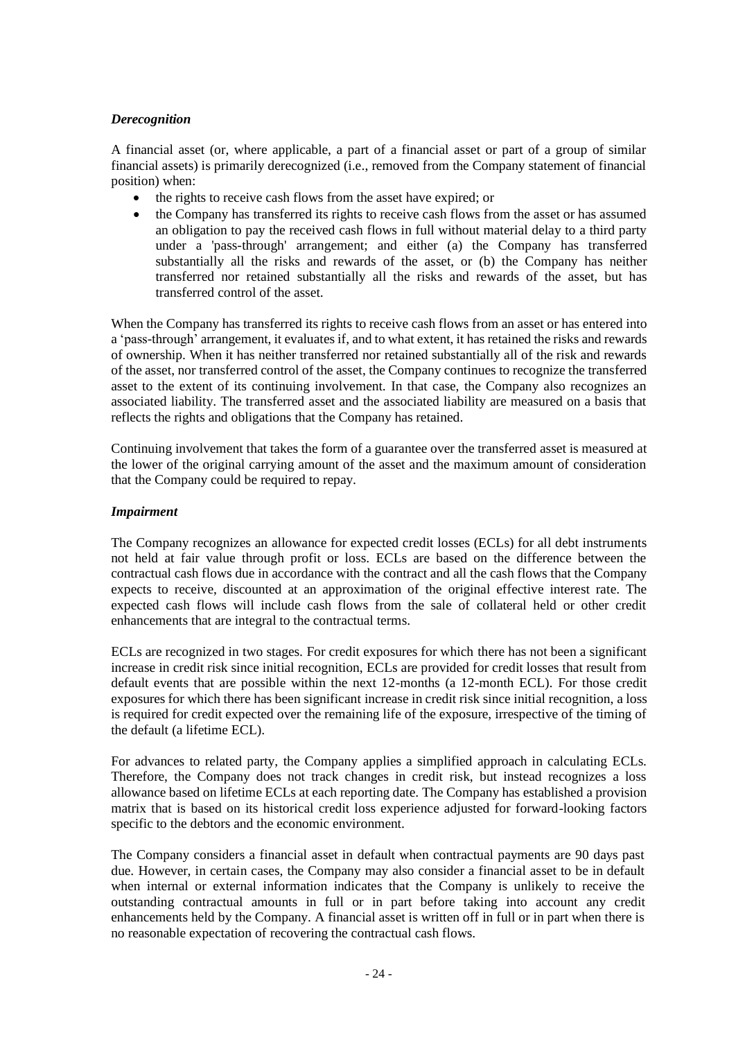***Derecognition***

A financial asset (or, where applicable, a part of a financial asset or part of a group of similar financial assets) is primarily derecognized (i.e., removed from the Company statement of financial position) when:

- the rights to receive cash flows from the asset have expired; or
- the Company has transferred its rights to receive cash flows from the asset or has assumed an obligation to pay the received cash flows in full without material delay to a third party under a 'pass-through' arrangement; and either (a) the Company has transferred substantially all the risks and rewards of the asset, or (b) the Company has neither transferred nor retained substantially all the risks and rewards of the asset, but has transferred control of the asset.

When the Company has transferred its rights to receive cash flows from an asset or has entered into a 'pass-through' arrangement, it evaluates if, and to what extent, it has retained the risks and rewards of ownership. When it has neither transferred nor retained substantially all of the risk and rewards of the asset, nor transferred control of the asset, the Company continues to recognize the transferred asset to the extent of its continuing involvement. In that case, the Company also recognizes an associated liability. The transferred asset and the associated liability are measured on a basis that reflects the rights and obligations that the Company has retained.

Continuing involvement that takes the form of a guarantee over the transferred asset is measured at the lower of the original carrying amount of the asset and the maximum amount of consideration that the Company could be required to repay.

***Impairment***

The Company recognizes an allowance for expected credit losses (ECLs) for all debt instruments not held at fair value through profit or loss. ECLs are based on the difference between the contractual cash flows due in accordance with the contract and all the cash flows that the Company expects to receive, discounted at an approximation of the original effective interest rate. The expected cash flows will include cash flows from the sale of collateral held or other credit enhancements that are integral to the contractual terms.

ECLs are recognized in two stages. For credit exposures for which there has not been a significant increase in credit risk since initial recognition, ECLs are provided for credit losses that result from default events that are possible within the next 12-months (a 12-month ECL). For those credit exposures for which there has been significant increase in credit risk since initial recognition, a loss is required for credit expected over the remaining life of the exposure, irrespective of the timing of the default (a lifetime ECL).

For advances to related party, the Company applies a simplified approach in calculating ECLs. Therefore, the Company does not track changes in credit risk, but instead recognizes a loss allowance based on lifetime ECLs at each reporting date. The Company has established a provision matrix that is based on its historical credit loss experience adjusted for forward-looking factors specific to the debtors and the economic environment.

The Company considers a financial asset in default when contractual payments are 90 days past due. However, in certain cases, the Company may also consider a financial asset to be in default when internal or external information indicates that the Company is unlikely to receive the outstanding contractual amounts in full or in part before taking into account any credit enhancements held by the Company. A financial asset is written off in full or in part when there is no reasonable expectation of recovering the contractual cash flows.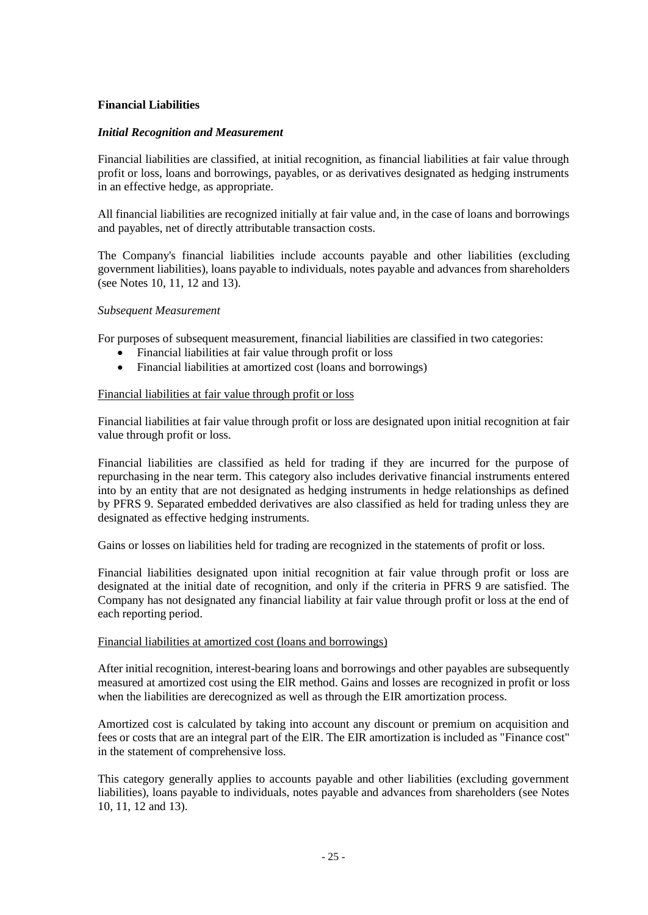**Financial Liabilities**

***Initial Recognition and Measurement***

Financial liabilities are classified, at initial recognition, as financial liabilities at fair value through profit or loss, loans and borrowings, payables, or as derivatives designated as hedging instruments in an effective hedge, as appropriate.

All financial liabilities are recognized initially at fair value and, in the case of loans and borrowings and payables, net of directly attributable transaction costs.

The Company's financial liabilities include accounts payable and other liabilities (excluding government liabilities), loans payable to individuals, notes payable and advances from shareholders (see Notes 10, 11, 12 and 13).

*Subsequent Measurement*

For purposes of subsequent measurement, financial liabilities are classified in two categories:

- Financial liabilities at fair value through profit or loss
- Financial liabilities at amortized cost (loans and borrowings)

<u>Financial liabilities at fair value through profit or loss</u>

Financial liabilities at fair value through profit or loss are designated upon initial recognition at fair value through profit or loss.

Financial liabilities are classified as held for trading if they are incurred for the purpose of repurchasing in the near term. This category also includes derivative financial instruments entered into by an entity that are not designated as hedging instruments in hedge relationships as defined by PFRS 9. Separated embedded derivatives are also classified as held for trading unless they are designated as effective hedging instruments.

Gains or losses on liabilities held for trading are recognized in the statements of profit or loss.

Financial liabilities designated upon initial recognition at fair value through profit or loss are designated at the initial date of recognition, and only if the criteria in PFRS 9 are satisfied. The Company has not designated any financial liability at fair value through profit or loss at the end of each reporting period.

<u>Financial liabilities at amortized cost (loans and borrowings)</u>

After initial recognition, interest-bearing loans and borrowings and other payables are subsequently measured at amortized cost using the ElR method. Gains and losses are recognized in profit or loss when the liabilities are derecognized as well as through the EIR amortization process.

Amortized cost is calculated by taking into account any discount or premium on acquisition and fees or costs that are an integral part of the ElR. The EIR amortization is included as "Finance cost" in the statement of comprehensive loss.

This category generally applies to accounts payable and other liabilities (excluding government liabilities), loans payable to individuals, notes payable and advances from shareholders (see Notes 10, 11, 12 and 13).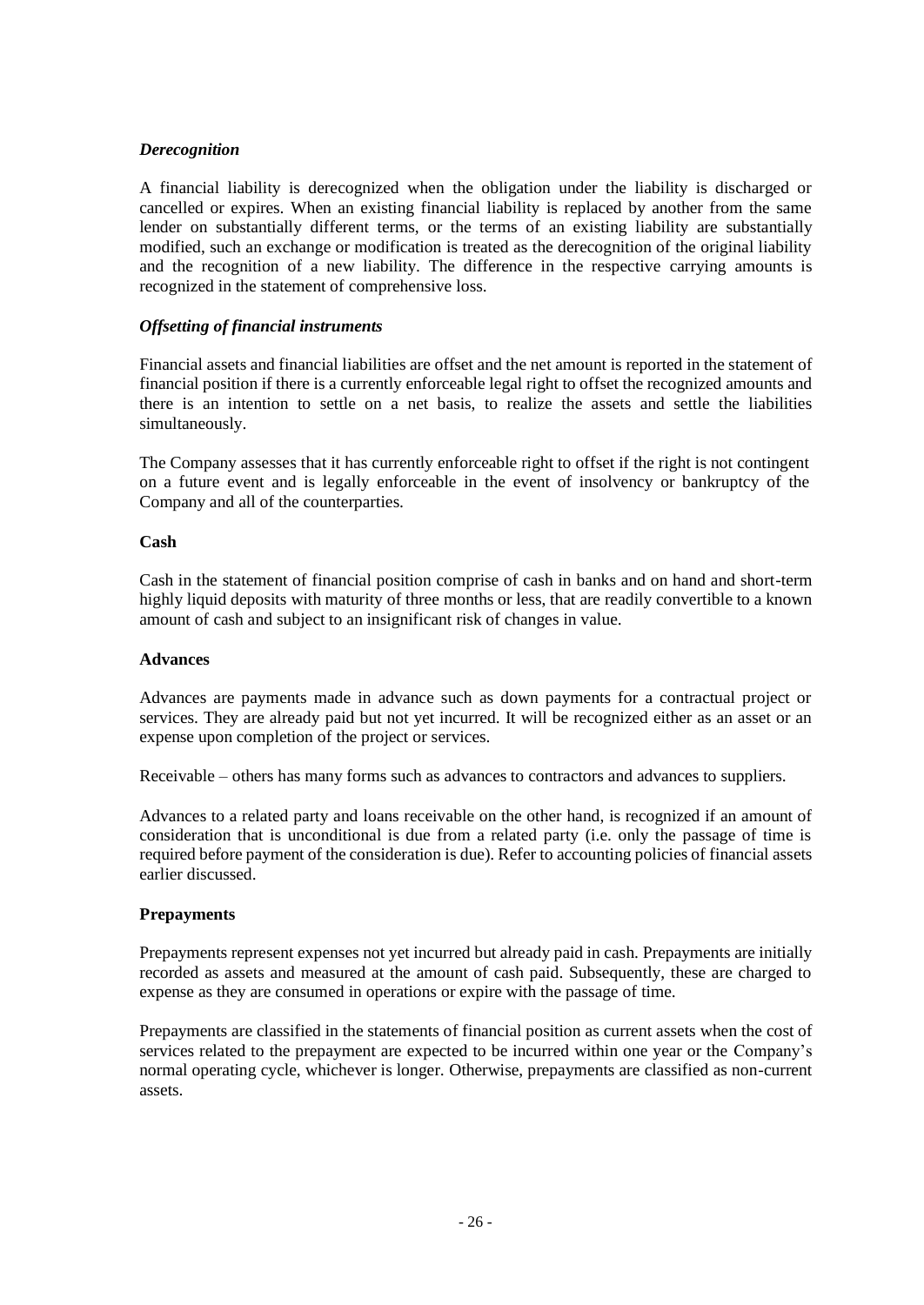#### *Derecognition*

A financial liability is derecognized when the obligation under the liability is discharged or cancelled or expires. When an existing financial liability is replaced by another from the same lender on substantially different terms, or the terms of an existing liability are substantially modified, such an exchange or modification is treated as the derecognition of the original liability and the recognition of a new liability. The difference in the respective carrying amounts is recognized in the statement of comprehensive loss.

#### *Offsetting of financial instruments*

Financial assets and financial liabilities are offset and the net amount is reported in the statement of financial position if there is a currently enforceable legal right to offset the recognized amounts and there is an intention to settle on a net basis, to realize the assets and settle the liabilities simultaneously.

The Company assesses that it has currently enforceable right to offset if the right is not contingent on a future event and is legally enforceable in the event of insolvency or bankruptcy of the Company and all of the counterparties.

### **Cash**

Cash in the statement of financial position comprise of cash in banks and on hand and short-term highly liquid deposits with maturity of three months or less, that are readily convertible to a known amount of cash and subject to an insignificant risk of changes in value.

### **Advances**

Advances are payments made in advance such as down payments for a contractual project or services. They are already paid but not yet incurred. It will be recognized either as an asset or an expense upon completion of the project or services.

Receivable – others has many forms such as advances to contractors and advances to suppliers.

Advances to a related party and loans receivable on the other hand, is recognized if an amount of consideration that is unconditional is due from a related party (i.e. only the passage of time is required before payment of the consideration is due). Refer to accounting policies of financial assets earlier discussed.

### **Prepayments**

Prepayments represent expenses not yet incurred but already paid in cash. Prepayments are initially recorded as assets and measured at the amount of cash paid. Subsequently, these are charged to expense as they are consumed in operations or expire with the passage of time.

Prepayments are classified in the statements of financial position as current assets when the cost of services related to the prepayment are expected to be incurred within one year or the Company's normal operating cycle, whichever is longer. Otherwise, prepayments are classified as non-current assets.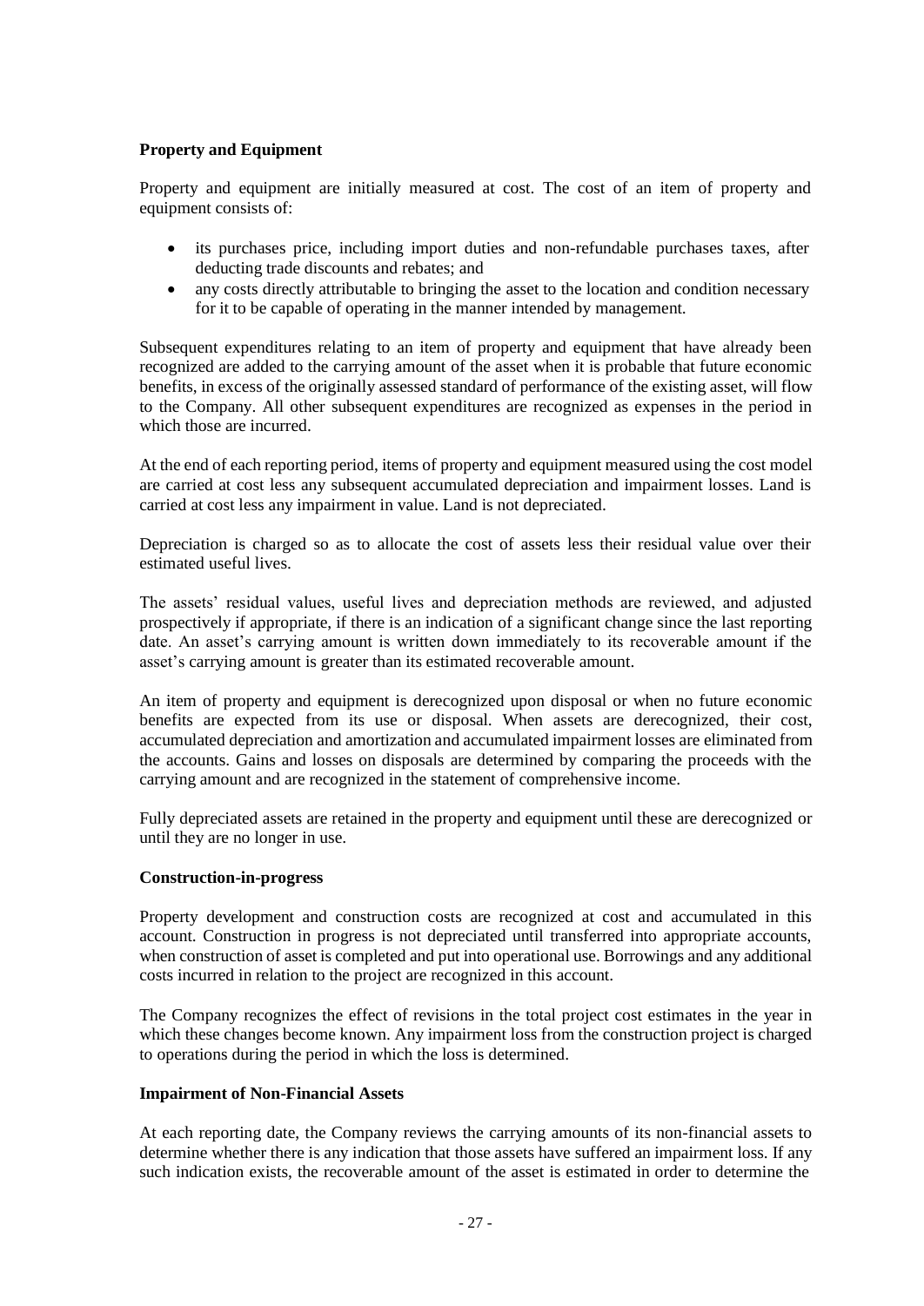**Property and Equipment**

Property and equipment are initially measured at cost. The cost of an item of property and equipment consists of:

- its purchases price, including import duties and non-refundable purchases taxes, after deducting trade discounts and rebates; and
- any costs directly attributable to bringing the asset to the location and condition necessary for it to be capable of operating in the manner intended by management.

Subsequent expenditures relating to an item of property and equipment that have already been recognized are added to the carrying amount of the asset when it is probable that future economic benefits, in excess of the originally assessed standard of performance of the existing asset, will flow to the Company. All other subsequent expenditures are recognized as expenses in the period in which those are incurred.

At the end of each reporting period, items of property and equipment measured using the cost model are carried at cost less any subsequent accumulated depreciation and impairment losses. Land is carried at cost less any impairment in value. Land is not depreciated.

Depreciation is charged so as to allocate the cost of assets less their residual value over their estimated useful lives.

The assets' residual values, useful lives and depreciation methods are reviewed, and adjusted prospectively if appropriate, if there is an indication of a significant change since the last reporting date. An asset's carrying amount is written down immediately to its recoverable amount if the asset's carrying amount is greater than its estimated recoverable amount.

An item of property and equipment is derecognized upon disposal or when no future economic benefits are expected from its use or disposal. When assets are derecognized, their cost, accumulated depreciation and amortization and accumulated impairment losses are eliminated from the accounts. Gains and losses on disposals are determined by comparing the proceeds with the carrying amount and are recognized in the statement of comprehensive income.

Fully depreciated assets are retained in the property and equipment until these are derecognized or until they are no longer in use.

**Construction-in-progress**

Property development and construction costs are recognized at cost and accumulated in this account. Construction in progress is not depreciated until transferred into appropriate accounts, when construction of asset is completed and put into operational use. Borrowings and any additional costs incurred in relation to the project are recognized in this account.

The Company recognizes the effect of revisions in the total project cost estimates in the year in which these changes become known. Any impairment loss from the construction project is charged to operations during the period in which the loss is determined.

**Impairment of Non-Financial Assets**

At each reporting date, the Company reviews the carrying amounts of its non-financial assets to determine whether there is any indication that those assets have suffered an impairment loss. If any such indication exists, the recoverable amount of the asset is estimated in order to determine the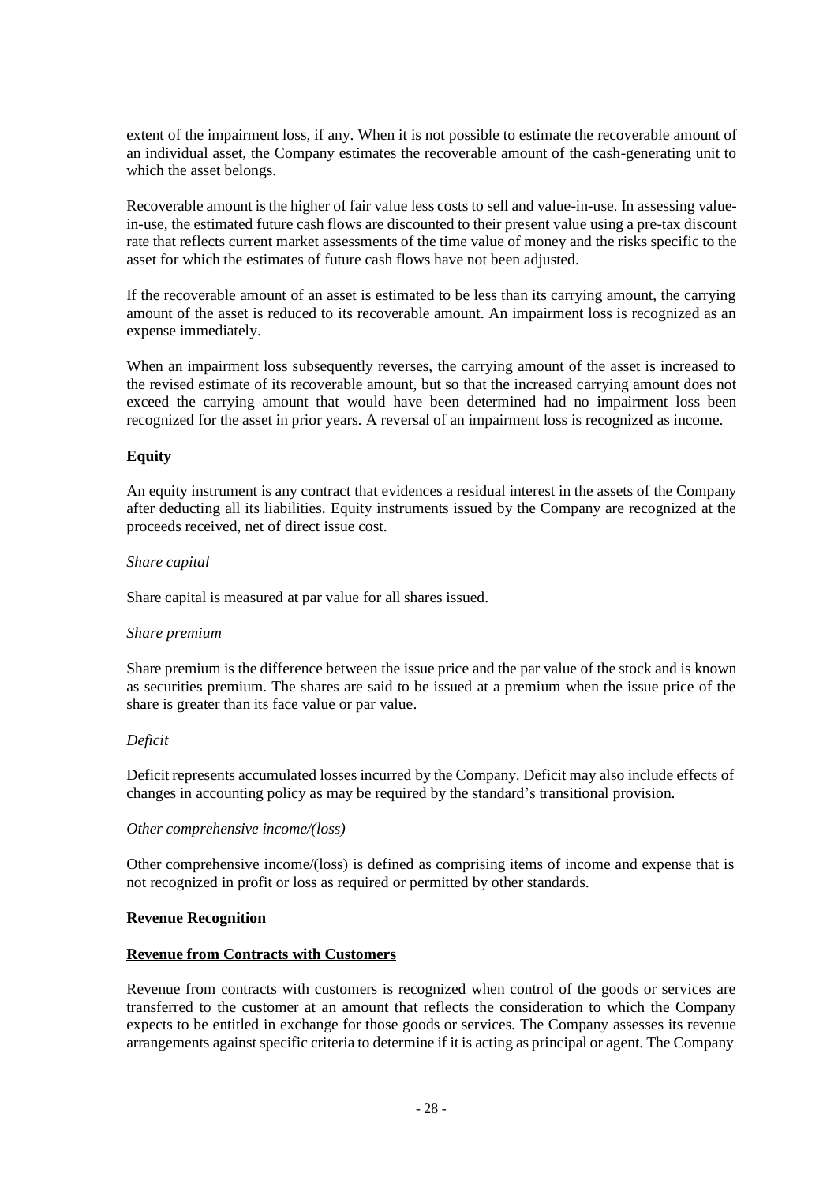extent of the impairment loss, if any. When it is not possible to estimate the recoverable amount of an individual asset, the Company estimates the recoverable amount of the cash-generating unit to which the asset belongs.

Recoverable amount is the higher of fair value less costs to sell and value-in-use. In assessing value-in-use, the estimated future cash flows are discounted to their present value using a pre-tax discount rate that reflects current market assessments of the time value of money and the risks specific to the asset for which the estimates of future cash flows have not been adjusted.

If the recoverable amount of an asset is estimated to be less than its carrying amount, the carrying amount of the asset is reduced to its recoverable amount. An impairment loss is recognized as an expense immediately.

When an impairment loss subsequently reverses, the carrying amount of the asset is increased to the revised estimate of its recoverable amount, but so that the increased carrying amount does not exceed the carrying amount that would have been determined had no impairment loss been recognized for the asset in prior years. A reversal of an impairment loss is recognized as income.

**Equity**

An equity instrument is any contract that evidences a residual interest in the assets of the Company after deducting all its liabilities. Equity instruments issued by the Company are recognized at the proceeds received, net of direct issue cost.

*Share capital*

Share capital is measured at par value for all shares issued.

*Share premium*

Share premium is the difference between the issue price and the par value of the stock and is known as securities premium. The shares are said to be issued at a premium when the issue price of the share is greater than its face value or par value.

*Deficit*

Deficit represents accumulated losses incurred by the Company. Deficit may also include effects of changes in accounting policy as may be required by the standard's transitional provision.

*Other comprehensive income/(loss)*

Other comprehensive income/(loss) is defined as comprising items of income and expense that is not recognized in profit or loss as required or permitted by other standards.

**Revenue Recognition**

**Revenue from Contracts with Customers**

Revenue from contracts with customers is recognized when control of the goods or services are transferred to the customer at an amount that reflects the consideration to which the Company expects to be entitled in exchange for those goods or services. The Company assesses its revenue arrangements against specific criteria to determine if it is acting as principal or agent. The Company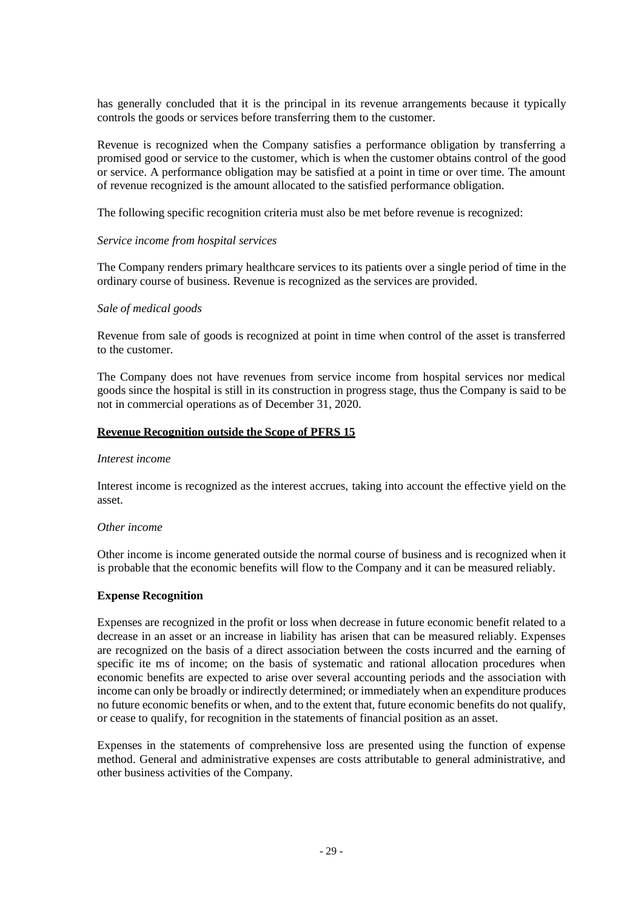has generally concluded that it is the principal in its revenue arrangements because it typically controls the goods or services before transferring them to the customer.

Revenue is recognized when the Company satisfies a performance obligation by transferring a promised good or service to the customer, which is when the customer obtains control of the good or service. A performance obligation may be satisfied at a point in time or over time. The amount of revenue recognized is the amount allocated to the satisfied performance obligation.

The following specific recognition criteria must also be met before revenue is recognized:

*Service income from hospital services*

The Company renders primary healthcare services to its patients over a single period of time in the ordinary course of business. Revenue is recognized as the services are provided.

*Sale of medical goods*

Revenue from sale of goods is recognized at point in time when control of the asset is transferred to the customer.

The Company does not have revenues from service income from hospital services nor medical goods since the hospital is still in its construction in progress stage, thus the Company is said to be not in commercial operations as of December 31, 2020.

**Revenue Recognition outside the Scope of PFRS 15**

*Interest income*

Interest income is recognized as the interest accrues, taking into account the effective yield on the asset.

*Other income*

Other income is income generated outside the normal course of business and is recognized when it is probable that the economic benefits will flow to the Company and it can be measured reliably.

**Expense Recognition**

Expenses are recognized in the profit or loss when decrease in future economic benefit related to a decrease in an asset or an increase in liability has arisen that can be measured reliably. Expenses are recognized on the basis of a direct association between the costs incurred and the earning of specific ite ms of income; on the basis of systematic and rational allocation procedures when economic benefits are expected to arise over several accounting periods and the association with income can only be broadly or indirectly determined; or immediately when an expenditure produces no future economic benefits or when, and to the extent that, future economic benefits do not qualify, or cease to qualify, for recognition in the statements of financial position as an asset.

Expenses in the statements of comprehensive loss are presented using the function of expense method. General and administrative expenses are costs attributable to general administrative, and other business activities of the Company.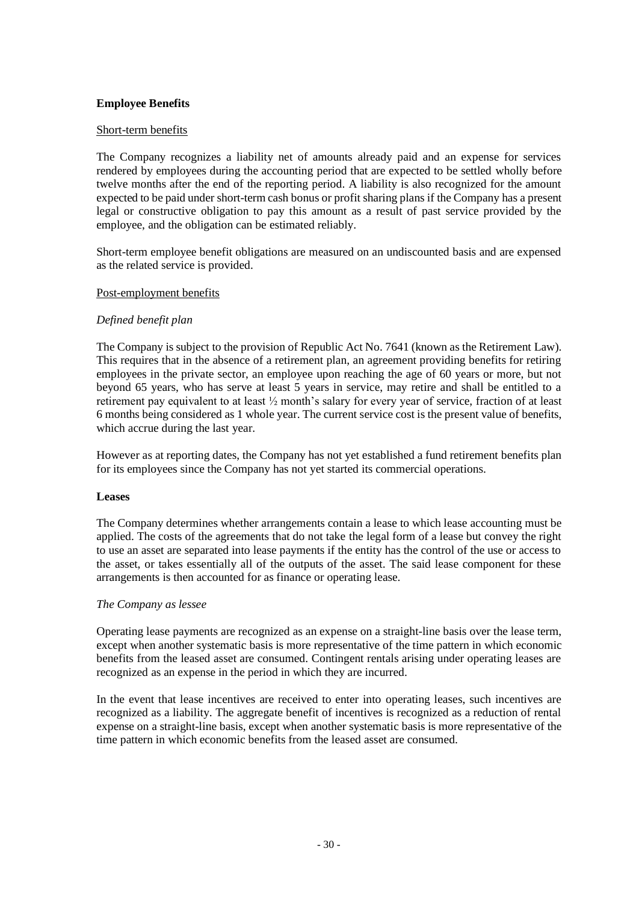**Employee Benefits**

Short-term benefits

The Company recognizes a liability net of amounts already paid and an expense for services rendered by employees during the accounting period that are expected to be settled wholly before twelve months after the end of the reporting period. A liability is also recognized for the amount expected to be paid under short-term cash bonus or profit sharing plans if the Company has a present legal or constructive obligation to pay this amount as a result of past service provided by the employee, and the obligation can be estimated reliably.

Short-term employee benefit obligations are measured on an undiscounted basis and are expensed as the related service is provided.

Post-employment benefits

*Defined benefit plan*

The Company is subject to the provision of Republic Act No. 7641 (known as the Retirement Law). This requires that in the absence of a retirement plan, an agreement providing benefits for retiring employees in the private sector, an employee upon reaching the age of 60 years or more, but not beyond 65 years, who has serve at least 5 years in service, may retire and shall be entitled to a retirement pay equivalent to at least ½ month's salary for every year of service, fraction of at least 6 months being considered as 1 whole year. The current service cost is the present value of benefits, which accrue during the last year.

However as at reporting dates, the Company has not yet established a fund retirement benefits plan for its employees since the Company has not yet started its commercial operations.

**Leases**

The Company determines whether arrangements contain a lease to which lease accounting must be applied. The costs of the agreements that do not take the legal form of a lease but convey the right to use an asset are separated into lease payments if the entity has the control of the use or access to the asset, or takes essentially all of the outputs of the asset. The said lease component for these arrangements is then accounted for as finance or operating lease.

*The Company as lessee*

Operating lease payments are recognized as an expense on a straight-line basis over the lease term, except when another systematic basis is more representative of the time pattern in which economic benefits from the leased asset are consumed. Contingent rentals arising under operating leases are recognized as an expense in the period in which they are incurred.

In the event that lease incentives are received to enter into operating leases, such incentives are recognized as a liability. The aggregate benefit of incentives is recognized as a reduction of rental expense on a straight-line basis, except when another systematic basis is more representative of the time pattern in which economic benefits from the leased asset are consumed.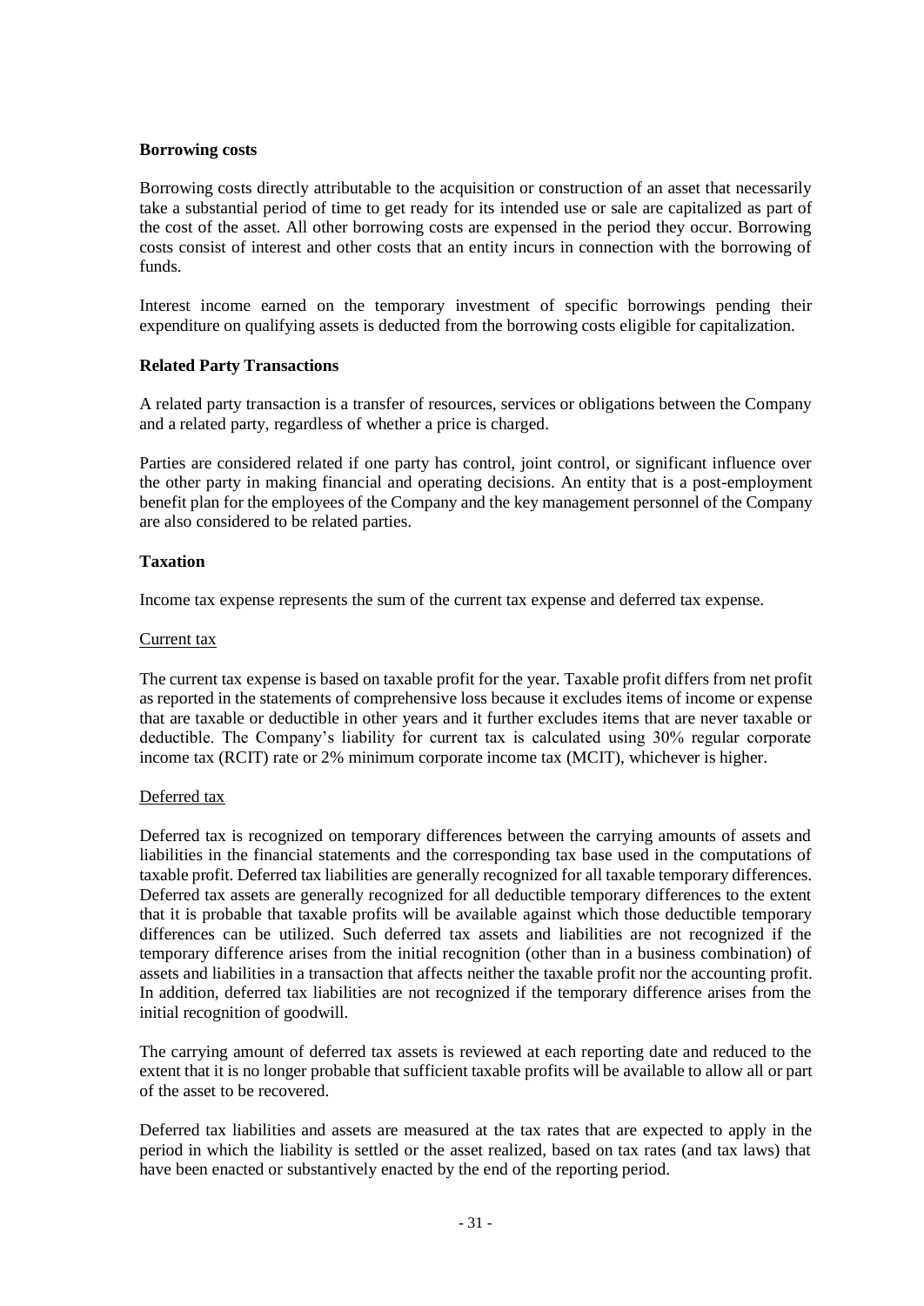**Borrowing costs**

Borrowing costs directly attributable to the acquisition or construction of an asset that necessarily take a substantial period of time to get ready for its intended use or sale are capitalized as part of the cost of the asset. All other borrowing costs are expensed in the period they occur. Borrowing costs consist of interest and other costs that an entity incurs in connection with the borrowing of funds.

Interest income earned on the temporary investment of specific borrowings pending their expenditure on qualifying assets is deducted from the borrowing costs eligible for capitalization.

**Related Party Transactions**

A related party transaction is a transfer of resources, services or obligations between the Company and a related party, regardless of whether a price is charged.

Parties are considered related if one party has control, joint control, or significant influence over the other party in making financial and operating decisions. An entity that is a post-employment benefit plan for the employees of the Company and the key management personnel of the Company are also considered to be related parties.

**Taxation**

Income tax expense represents the sum of the current tax expense and deferred tax expense.

<u>Current tax</u>

The current tax expense is based on taxable profit for the year. Taxable profit differs from net profit as reported in the statements of comprehensive loss because it excludes items of income or expense that are taxable or deductible in other years and it further excludes items that are never taxable or deductible. The Company's liability for current tax is calculated using 30% regular corporate income tax (RCIT) rate or 2% minimum corporate income tax (MCIT), whichever is higher.

<u>Deferred tax</u>

Deferred tax is recognized on temporary differences between the carrying amounts of assets and liabilities in the financial statements and the corresponding tax base used in the computations of taxable profit. Deferred tax liabilities are generally recognized for all taxable temporary differences. Deferred tax assets are generally recognized for all deductible temporary differences to the extent that it is probable that taxable profits will be available against which those deductible temporary differences can be utilized. Such deferred tax assets and liabilities are not recognized if the temporary difference arises from the initial recognition (other than in a business combination) of assets and liabilities in a transaction that affects neither the taxable profit nor the accounting profit. In addition, deferred tax liabilities are not recognized if the temporary difference arises from the initial recognition of goodwill.

The carrying amount of deferred tax assets is reviewed at each reporting date and reduced to the extent that it is no longer probable that sufficient taxable profits will be available to allow all or part of the asset to be recovered.

Deferred tax liabilities and assets are measured at the tax rates that are expected to apply in the period in which the liability is settled or the asset realized, based on tax rates (and tax laws) that have been enacted or substantively enacted by the end of the reporting period.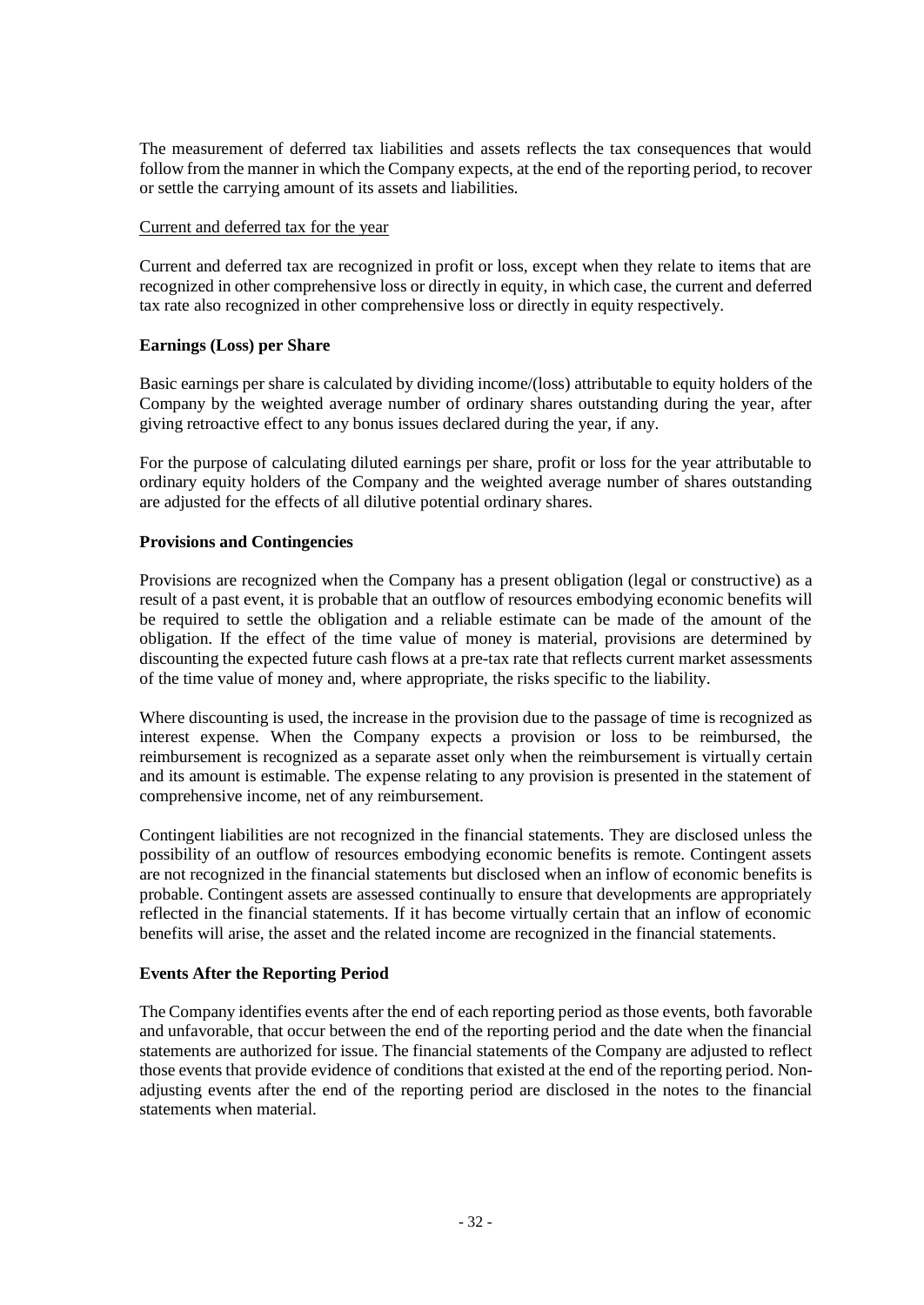The measurement of deferred tax liabilities and assets reflects the tax consequences that would follow from the manner in which the Company expects, at the end of the reporting period, to recover or settle the carrying amount of its assets and liabilities.

Current and deferred tax for the year

Current and deferred tax are recognized in profit or loss, except when they relate to items that are recognized in other comprehensive loss or directly in equity, in which case, the current and deferred tax rate also recognized in other comprehensive loss or directly in equity respectively.

**Earnings (Loss) per Share**

Basic earnings per share is calculated by dividing income/(loss) attributable to equity holders of the Company by the weighted average number of ordinary shares outstanding during the year, after giving retroactive effect to any bonus issues declared during the year, if any.

For the purpose of calculating diluted earnings per share, profit or loss for the year attributable to ordinary equity holders of the Company and the weighted average number of shares outstanding are adjusted for the effects of all dilutive potential ordinary shares.

**Provisions and Contingencies**

Provisions are recognized when the Company has a present obligation (legal or constructive) as a result of a past event, it is probable that an outflow of resources embodying economic benefits will be required to settle the obligation and a reliable estimate can be made of the amount of the obligation. If the effect of the time value of money is material, provisions are determined by discounting the expected future cash flows at a pre-tax rate that reflects current market assessments of the time value of money and, where appropriate, the risks specific to the liability.

Where discounting is used, the increase in the provision due to the passage of time is recognized as interest expense. When the Company expects a provision or loss to be reimbursed, the reimbursement is recognized as a separate asset only when the reimbursement is virtually certain and its amount is estimable. The expense relating to any provision is presented in the statement of comprehensive income, net of any reimbursement.

Contingent liabilities are not recognized in the financial statements. They are disclosed unless the possibility of an outflow of resources embodying economic benefits is remote. Contingent assets are not recognized in the financial statements but disclosed when an inflow of economic benefits is probable. Contingent assets are assessed continually to ensure that developments are appropriately reflected in the financial statements. If it has become virtually certain that an inflow of economic benefits will arise, the asset and the related income are recognized in the financial statements.

**Events After the Reporting Period**

The Company identifies events after the end of each reporting period as those events, both favorable and unfavorable, that occur between the end of the reporting period and the date when the financial statements are authorized for issue. The financial statements of the Company are adjusted to reflect those events that provide evidence of conditions that existed at the end of the reporting period. Non-adjusting events after the end of the reporting period are disclosed in the notes to the financial statements when material.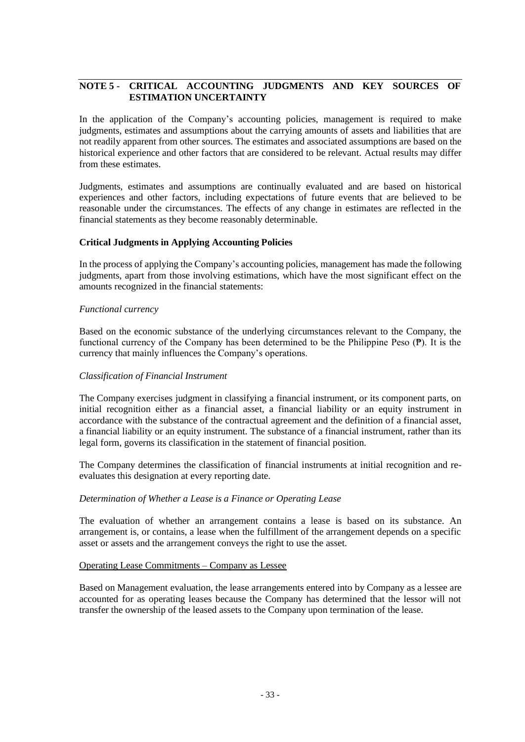## NOTE 5 - CRITICAL ACCOUNTING JUDGMENTS AND KEY SOURCES OF ESTIMATION UNCERTAINTY

In the application of the Company's accounting policies, management is required to make judgments, estimates and assumptions about the carrying amounts of assets and liabilities that are not readily apparent from other sources. The estimates and associated assumptions are based on the historical experience and other factors that are considered to be relevant. Actual results may differ from these estimates.

Judgments, estimates and assumptions are continually evaluated and are based on historical experiences and other factors, including expectations of future events that are believed to be reasonable under the circumstances. The effects of any change in estimates are reflected in the financial statements as they become reasonably determinable.

### Critical Judgments in Applying Accounting Policies

In the process of applying the Company's accounting policies, management has made the following judgments, apart from those involving estimations, which have the most significant effect on the amounts recognized in the financial statements:

*Functional currency*

Based on the economic substance of the underlying circumstances relevant to the Company, the functional currency of the Company has been determined to be the Philippine Peso (₱). It is the currency that mainly influences the Company's operations.

*Classification of Financial Instrument*

The Company exercises judgment in classifying a financial instrument, or its component parts, on initial recognition either as a financial asset, a financial liability or an equity instrument in accordance with the substance of the contractual agreement and the definition of a financial asset, a financial liability or an equity instrument. The substance of a financial instrument, rather than its legal form, governs its classification in the statement of financial position.

The Company determines the classification of financial instruments at initial recognition and re-evaluates this designation at every reporting date.

*Determination of Whether a Lease is a Finance or Operating Lease*

The evaluation of whether an arrangement contains a lease is based on its substance. An arrangement is, or contains, a lease when the fulfillment of the arrangement depends on a specific asset or assets and the arrangement conveys the right to use the asset.

Operating Lease Commitments – Company as Lessee

Based on Management evaluation, the lease arrangements entered into by Company as a lessee are accounted for as operating leases because the Company has determined that the lessor will not transfer the ownership of the leased assets to the Company upon termination of the lease.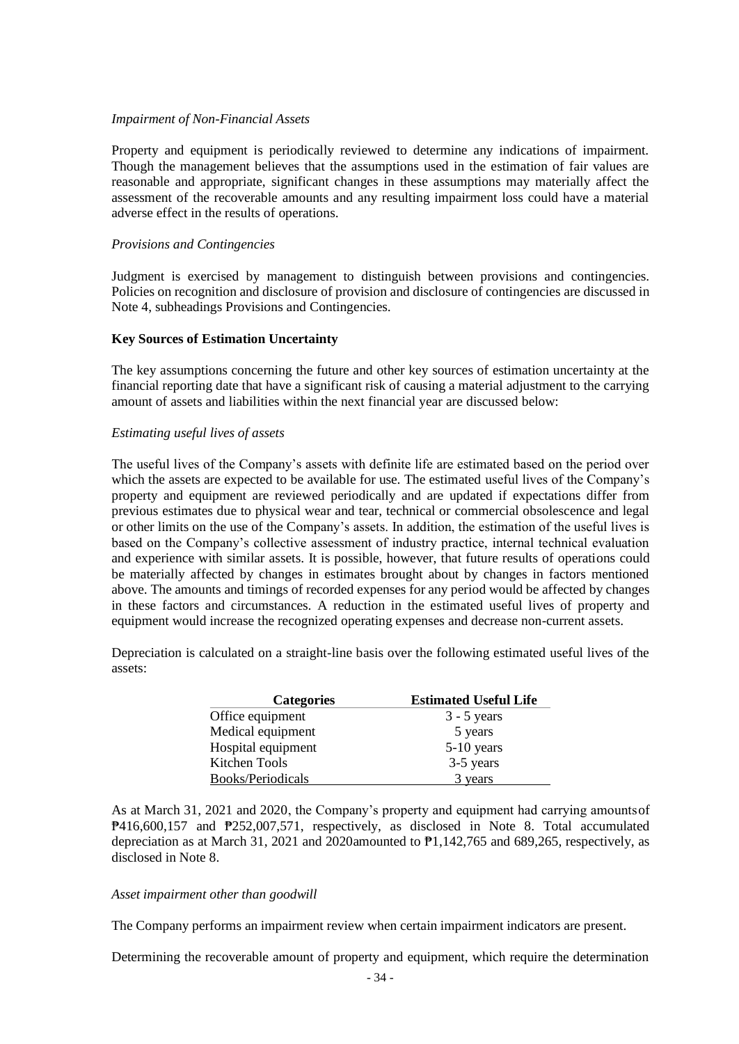*Impairment of Non-Financial Assets*

Property and equipment is periodically reviewed to determine any indications of impairment. Though the management believes that the assumptions used in the estimation of fair values are reasonable and appropriate, significant changes in these assumptions may materially affect the assessment of the recoverable amounts and any resulting impairment loss could have a material adverse effect in the results of operations.

*Provisions and Contingencies*

Judgment is exercised by management to distinguish between provisions and contingencies. Policies on recognition and disclosure of provision and disclosure of contingencies are discussed in Note 4, subheadings Provisions and Contingencies.

**Key Sources of Estimation Uncertainty**

The key assumptions concerning the future and other key sources of estimation uncertainty at the financial reporting date that have a significant risk of causing a material adjustment to the carrying amount of assets and liabilities within the next financial year are discussed below:

*Estimating useful lives of assets*

The useful lives of the Company's assets with definite life are estimated based on the period over which the assets are expected to be available for use. The estimated useful lives of the Company's property and equipment are reviewed periodically and are updated if expectations differ from previous estimates due to physical wear and tear, technical or commercial obsolescence and legal or other limits on the use of the Company's assets. In addition, the estimation of the useful lives is based on the Company's collective assessment of industry practice, internal technical evaluation and experience with similar assets. It is possible, however, that future results of operations could be materially affected by changes in estimates brought about by changes in factors mentioned above. The amounts and timings of recorded expenses for any period would be affected by changes in these factors and circumstances. A reduction in the estimated useful lives of property and equipment would increase the recognized operating expenses and decrease non-current assets.

Depreciation is calculated on a straight-line basis over the following estimated useful lives of the assets:

| Categories | Estimated Useful Life |
|---|---|
| Office equipment | 3 - 5 years |
| Medical equipment | 5 years |
| Hospital equipment | 5-10 years |
| Kitchen Tools | 3-5 years |
| Books/Periodicals | 3 years |

As at March 31, 2021 and 2020, the Company's property and equipment had carrying amountsof ₱416,600,157 and ₱252,007,571, respectively, as disclosed in Note 8. Total accumulated depreciation as at March 31, 2021 and 2020amounted to ₱1,142,765 and 689,265, respectively, as disclosed in Note 8.

*Asset impairment other than goodwill*

The Company performs an impairment review when certain impairment indicators are present.

Determining the recoverable amount of property and equipment, which require the determination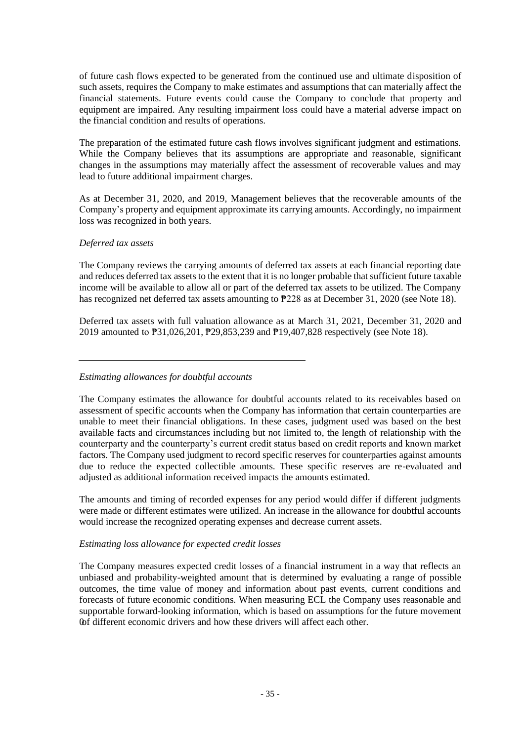of future cash flows expected to be generated from the continued use and ultimate disposition of such assets, requires the Company to make estimates and assumptions that can materially affect the financial statements. Future events could cause the Company to conclude that property and equipment are impaired. Any resulting impairment loss could have a material adverse impact on the financial condition and results of operations.

The preparation of the estimated future cash flows involves significant judgment and estimations. While the Company believes that its assumptions are appropriate and reasonable, significant changes in the assumptions may materially affect the assessment of recoverable values and may lead to future additional impairment charges.

As at December 31, 2020, and 2019, Management believes that the recoverable amounts of the Company's property and equipment approximate its carrying amounts. Accordingly, no impairment loss was recognized in both years.

*Deferred tax assets*

The Company reviews the carrying amounts of deferred tax assets at each financial reporting date and reduces deferred tax assets to the extent that it is no longer probable that sufficient future taxable income will be available to allow all or part of the deferred tax assets to be utilized. The Company has recognized net deferred tax assets amounting to ₱228 as at December 31, 2020 (see Note 18).

Deferred tax assets with full valuation allowance as at March 31, 2021, December 31, 2020 and 2019 amounted to ₱31,026,201, ₱29,853,239 and ₱19,407,828 respectively (see Note 18).

---

*Estimating allowances for doubtful accounts*

The Company estimates the allowance for doubtful accounts related to its receivables based on assessment of specific accounts when the Company has information that certain counterparties are unable to meet their financial obligations. In these cases, judgment used was based on the best available facts and circumstances including but not limited to, the length of relationship with the counterparty and the counterparty's current credit status based on credit reports and known market factors. The Company used judgment to record specific reserves for counterparties against amounts due to reduce the expected collectible amounts. These specific reserves are re-evaluated and adjusted as additional information received impacts the amounts estimated.

The amounts and timing of recorded expenses for any period would differ if different judgments were made or different estimates were utilized. An increase in the allowance for doubtful accounts would increase the recognized operating expenses and decrease current assets.

*Estimating loss allowance for expected credit losses*

The Company measures expected credit losses of a financial instrument in a way that reflects an unbiased and probability-weighted amount that is determined by evaluating a range of possible outcomes, the time value of money and information about past events, current conditions and forecasts of future economic conditions. When measuring ECL the Company uses reasonable and supportable forward-looking information, which is based on assumptions for the future movement 0of different economic drivers and how these drivers will affect each other.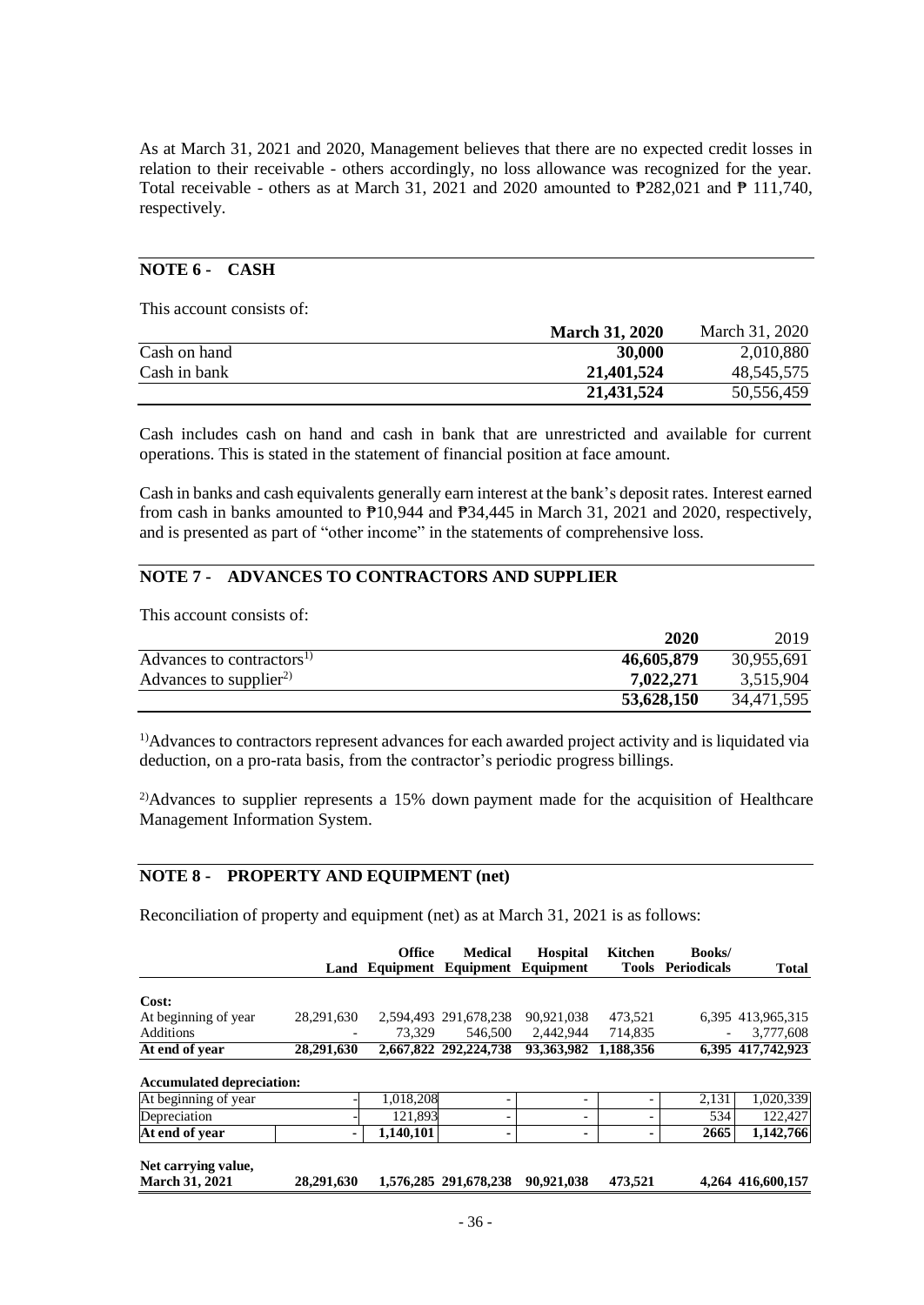As at March 31, 2021 and 2020, Management believes that there are no expected credit losses in relation to their receivable - others accordingly, no loss allowance was recognized for the year. Total receivable - others as at March 31, 2021 and 2020 amounted to ₱282,021 and ₱ 111,740, respectively.

## NOTE 6 - CASH

This account consists of:

| | **March 31, 2020** | March 31, 2020 |
|---|---|---|
| Cash on hand | **30,000** | 2,010,880 |
| Cash in bank | **21,401,524** | 48,545,575 |
| | **21,431,524** | 50,556,459 |

Cash includes cash on hand and cash in bank that are unrestricted and available for current operations. This is stated in the statement of financial position at face amount.

Cash in banks and cash equivalents generally earn interest at the bank's deposit rates. Interest earned from cash in banks amounted to ₱10,944 and ₱34,445 in March 31, 2021 and 2020, respectively, and is presented as part of "other income" in the statements of comprehensive loss.

## NOTE 7 - ADVANCES TO CONTRACTORS AND SUPPLIER

This account consists of:

| | **2020** | 2019 |
|---|---|---|
| Advances to contractors[1)] | **46,605,879** | 30,955,691 |
| Advances to supplier[2)] | **7,022,271** | 3,515,904 |
| | **53,628,150** | 34,471,595 |

[1)]Advances to contractors represent advances for each awarded project activity and is liquidated via deduction, on a pro-rata basis, from the contractor's periodic progress billings.

[2)]Advances to supplier represents a 15% down payment made for the acquisition of Healthcare Management Information System.

## NOTE 8 - PROPERTY AND EQUIPMENT (net)

Reconciliation of property and equipment (net) as at March 31, 2021 is as follows:

| | **Land** | **Office Equipment** | **Medical Equipment** | **Hospital Equipment** | **Kitchen Tools** | **Books/ Periodicals** | **Total** |
|---|---|---|---|---|---|---|---|
| **Cost:** | | | | | | | |
| At beginning of year | 28,291,630 | 2,594,493 | 291,678,238 | 90,921,038 | 473,521 | 6,395 | 413,965,315 |
| Additions | - | 73,329 | 546,500 | 2,442,944 | 714,835 | - | 3,777,608 |
| **At end of year** | **28,291,630** | **2,667,822** | **292,224,738** | **93,363,982** | **1,188,356** | **6,395** | **417,742,923** |
| **Accumulated depreciation:** | | | | | | | |
| At beginning of year | - | 1,018,208 | - | - | - | 2,131 | 1,020,339 |
| Depreciation | - | 121,893 | - | - | - | 534 | 122,427 |
| **At end of year** | **-** | **1,140,101** | **-** | **-** | **-** | **2665** | **1,142,766** |
| **Net carrying value, March 31, 2021** | **28,291,630** | **1,576,285** | **291,678,238** | **90,921,038** | **473,521** | **4,264** | **416,600,157** |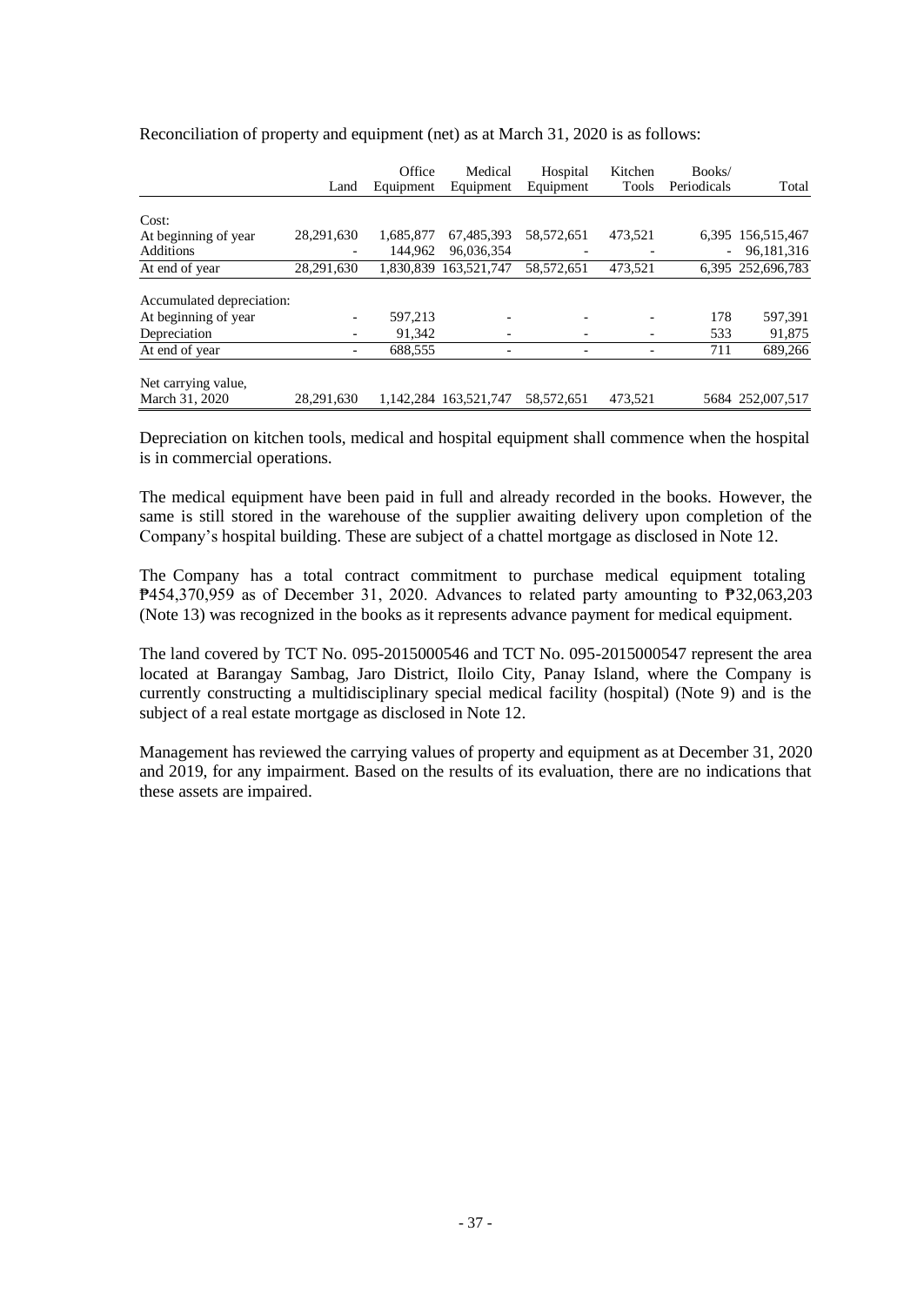Reconciliation of property and equipment (net) as at March 31, 2020 is as follows:

| | Land | Office Equipment | Medical Equipment | Hospital Equipment | Kitchen Tools | Books/ Periodicals | Total |
|---|---|---|---|---|---|---|---|
| Cost: | | | | | | | |
| At beginning of year | 28,291,630 | 1,685,877 | 67,485,393 | 58,572,651 | 473,521 | 6,395 | 156,515,467 |
| Additions | - | 144,962 | 96,036,354 | - | - | - | 96,181,316 |
| At end of year | 28,291,630 | 1,830,839 | 163,521,747 | 58,572,651 | 473,521 | 6,395 | 252,696,783 |
| Accumulated depreciation: | | | | | | | |
| At beginning of year | - | 597,213 | - | - | - | 178 | 597,391 |
| Depreciation | - | 91,342 | - | - | - | 533 | 91,875 |
| At end of year | - | 688,555 | - | - | - | 711 | 689,266 |
| Net carrying value, March 31, 2020 | 28,291,630 | 1,142,284 | 163,521,747 | 58,572,651 | 473,521 | 5684 | 252,007,517 |

Depreciation on kitchen tools, medical and hospital equipment shall commence when the hospital is in commercial operations.

The medical equipment have been paid in full and already recorded in the books. However, the same is still stored in the warehouse of the supplier awaiting delivery upon completion of the Company's hospital building. These are subject of a chattel mortgage as disclosed in Note 12.

The Company has a total contract commitment to purchase medical equipment totaling ₱454,370,959 as of December 31, 2020. Advances to related party amounting to ₱32,063,203 (Note 13) was recognized in the books as it represents advance payment for medical equipment.

The land covered by TCT No. 095-2015000546 and TCT No. 095-2015000547 represent the area located at Barangay Sambag, Jaro District, Iloilo City, Panay Island, where the Company is currently constructing a multidisciplinary special medical facility (hospital) (Note 9) and is the subject of a real estate mortgage as disclosed in Note 12.

Management has reviewed the carrying values of property and equipment as at December 31, 2020 and 2019, for any impairment. Based on the results of its evaluation, there are no indications that these assets are impaired.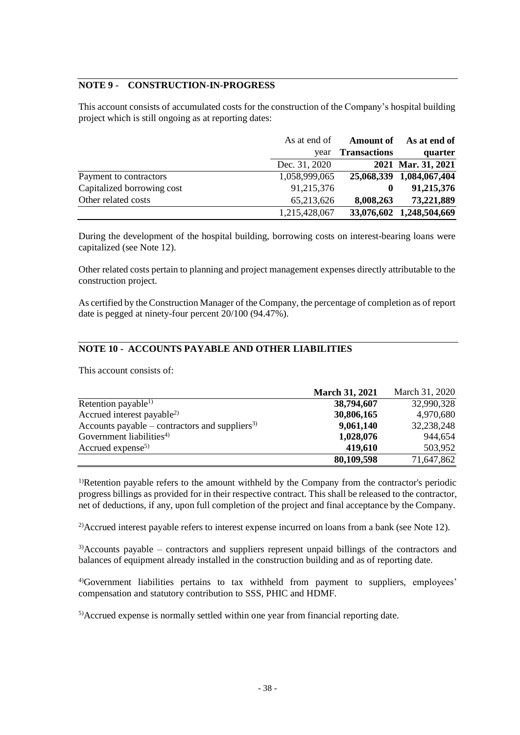## NOTE 9 - CONSTRUCTION-IN-PROGRESS

This account consists of accumulated costs for the construction of the Company's hospital building project which is still ongoing as at reporting dates:

| | As at end of year | **Amount of Transactions** | **As at end of quarter** |
|---|---|---|---|
| | Dec. 31, 2020 | **2021** | **Mar. 31, 2021** |
| Payment to contractors | 1,058,999,065 | **25,068,339** | **1,084,067,404** |
| Capitalized borrowing cost | 91,215,376 | **0** | **91,215,376** |
| Other related costs | 65,213,626 | **8,008,263** | **73,221,889** |
| | 1,215,428,067 | **33,076,602** | **1,248,504,669** |

During the development of the hospital building, borrowing costs on interest-bearing loans were capitalized (see Note 12).

Other related costs pertain to planning and project management expenses directly attributable to the construction project.

As certified by the Construction Manager of the Company, the percentage of completion as of report date is pegged at ninety-four percent 20/100 (94.47%).

## NOTE 10 - ACCOUNTS PAYABLE AND OTHER LIABILITIES

This account consists of:

| | **March 31, 2021** | March 31, 2020 |
|---|---|---|
| Retention payable[1)] | **38,794,607** | 32,990,328 |
| Accrued interest payable[2)] | **30,806,165** | 4,970,680 |
| Accounts payable – contractors and suppliers[3)] | **9,061,140** | 32,238,248 |
| Government liabilities[4)] | **1,028,076** | 944,654 |
| Accrued expense[5)] | **419,610** | 503,952 |
| | **80,109,598** | 71,647,862 |

[1)]Retention payable refers to the amount withheld by the Company from the contractor's periodic progress billings as provided for in their respective contract. This shall be released to the contractor, net of deductions, if any, upon full completion of the project and final acceptance by the Company.

[2)]Accrued interest payable refers to interest expense incurred on loans from a bank (see Note 12).

[3)]Accounts payable – contractors and suppliers represent unpaid billings of the contractors and balances of equipment already installed in the construction building and as of reporting date.

[4)]Government liabilities pertains to tax withheld from payment to suppliers, employees' compensation and statutory contribution to SSS, PHIC and HDMF.

[5)]Accrued expense is normally settled within one year from financial reporting date.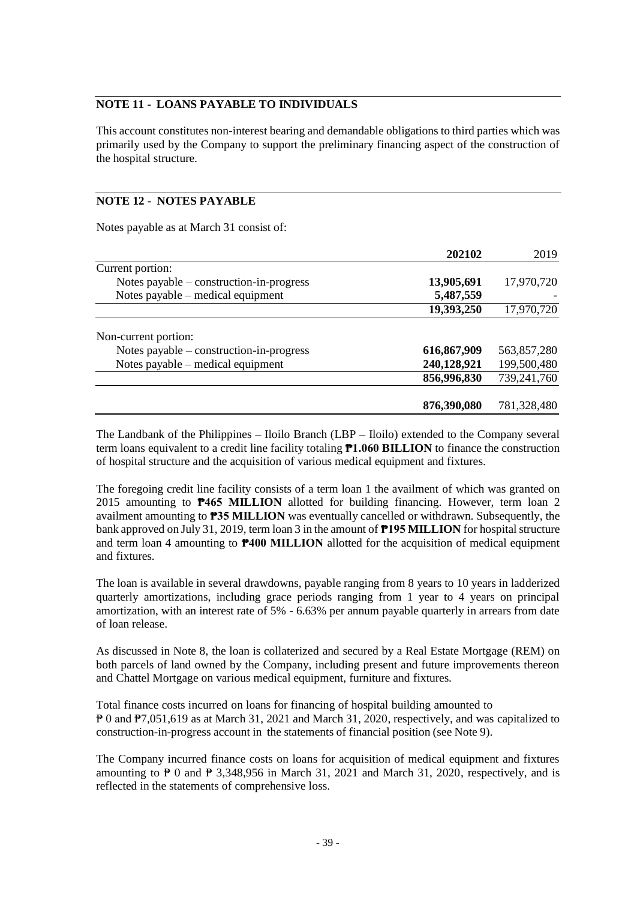## NOTE 11 - LOANS PAYABLE TO INDIVIDUALS

This account constitutes non-interest bearing and demandable obligations to third parties which was primarily used by the Company to support the preliminary financing aspect of the construction of the hospital structure.

## NOTE 12 - NOTES PAYABLE

Notes payable as at March 31 consist of:

| | **202102** | 2019 |
|---|---|---|
| Current portion: | | |
| Notes payable – construction-in-progress | **13,905,691** | 17,970,720 |
| Notes payable – medical equipment | **5,487,559** | - |
| | **19,393,250** | 17,970,720 |
| Non-current portion: | | |
| Notes payable – construction-in-progress | **616,867,909** | 563,857,280 |
| Notes payable – medical equipment | **240,128,921** | 199,500,480 |
| | **856,996,830** | 739,241,760 |
| | **876,390,080** | 781,328,480 |

The Landbank of the Philippines – Iloilo Branch (LBP – Iloilo) extended to the Company several term loans equivalent to a credit line facility totaling **₱1.060 BILLION** to finance the construction of hospital structure and the acquisition of various medical equipment and fixtures.

The foregoing credit line facility consists of a term loan 1 the availment of which was granted on 2015 amounting to **₱465 MILLION** allotted for building financing. However, term loan 2 availment amounting to **₱35 MILLION** was eventually cancelled or withdrawn. Subsequently, the bank approved on July 31, 2019, term loan 3 in the amount of **₱195 MILLION** for hospital structure and term loan 4 amounting to **₱400 MILLION** allotted for the acquisition of medical equipment and fixtures.

The loan is available in several drawdowns, payable ranging from 8 years to 10 years in ladderized quarterly amortizations, including grace periods ranging from 1 year to 4 years on principal amortization, with an interest rate of 5% - 6.63% per annum payable quarterly in arrears from date of loan release.

As discussed in Note 8, the loan is collaterized and secured by a Real Estate Mortgage (REM) on both parcels of land owned by the Company, including present and future improvements thereon and Chattel Mortgage on various medical equipment, furniture and fixtures.

Total finance costs incurred on loans for financing of hospital building amounted to ₱ 0 and ₱7,051,619 as at March 31, 2021 and March 31, 2020, respectively, and was capitalized to construction-in-progress account in the statements of financial position (see Note 9).

The Company incurred finance costs on loans for acquisition of medical equipment and fixtures amounting to ₱ 0 and ₱ 3,348,956 in March 31, 2021 and March 31, 2020, respectively, and is reflected in the statements of comprehensive loss.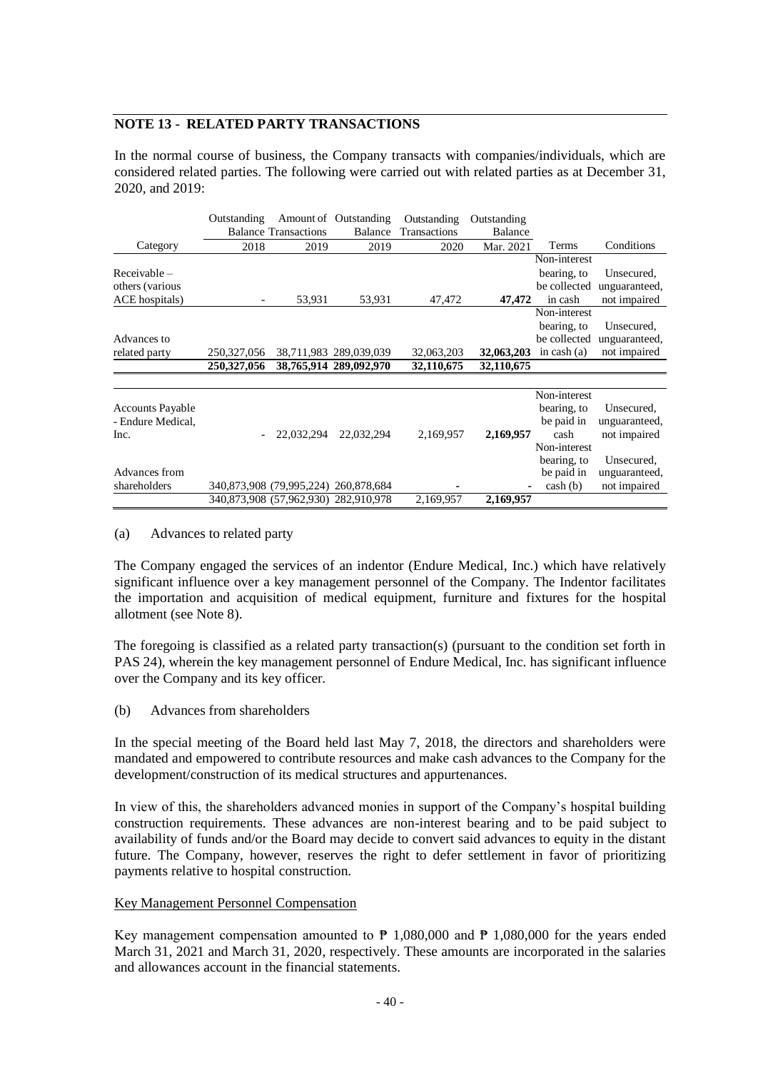## NOTE 13 - RELATED PARTY TRANSACTIONS

In the normal course of business, the Company transacts with companies/individuals, which are considered related parties. The following were carried out with related parties as at December 31, 2020, and 2019:

| Category | Outstanding Balance 2018 | Amount of Transactions 2019 | Outstanding Balance 2019 | Outstanding Transactions 2020 | Outstanding Balance Mar. 2021 | Terms | Conditions |
|---|---|---|---|---|---|---|---|
| Receivable – others (various ACE hospitals) | - | 53,931 | 53,931 | 47,472 | **47,472** | Non-interest bearing, to be collected in cash | Unsecured, unguaranteed, not impaired |
| Advances to related party | 250,327,056 | 38,711,983 | 289,039,039 | 32,063,203 | **32,063,203** | Non-interest bearing, to be collected in cash (a) | Unsecured, unguaranteed, not impaired |
| | **250,327,056** | **38,765,914** | **289,092,970** | **32,110,675** | **32,110,675** | | |
| Accounts Payable - Endure Medical, Inc. | - | 22,032,294 | 22,032,294 | 2,169,957 | **2,169,957** | Non-interest bearing, to be paid in cash | Unsecured, unguaranteed, not impaired |
| Advances from shareholders | 340,873,908 | (79,995,224) | 260,878,684 | - | - | Non-interest bearing, to be paid in cash (b) | Unsecured, unguaranteed, not impaired |
| | 340,873,908 | (57,962,930) | 282,910,978 | 2,169,957 | **2,169,957** | | |

(a) Advances to related party

The Company engaged the services of an indentor (Endure Medical, Inc.) which have relatively significant influence over a key management personnel of the Company. The Indentor facilitates the importation and acquisition of medical equipment, furniture and fixtures for the hospital allotment (see Note 8).

The foregoing is classified as a related party transaction(s) (pursuant to the condition set forth in PAS 24), wherein the key management personnel of Endure Medical, Inc. has significant influence over the Company and its key officer.

(b) Advances from shareholders

In the special meeting of the Board held last May 7, 2018, the directors and shareholders were mandated and empowered to contribute resources and make cash advances to the Company for the development/construction of its medical structures and appurtenances.

In view of this, the shareholders advanced monies in support of the Company's hospital building construction requirements. These advances are non-interest bearing and to be paid subject to availability of funds and/or the Board may decide to convert said advances to equity in the distant future. The Company, however, reserves the right to defer settlement in favor of prioritizing payments relative to hospital construction.

Key Management Personnel Compensation

Key management compensation amounted to ₱ 1,080,000 and ₱ 1,080,000 for the years ended March 31, 2021 and March 31, 2020, respectively. These amounts are incorporated in the salaries and allowances account in the financial statements.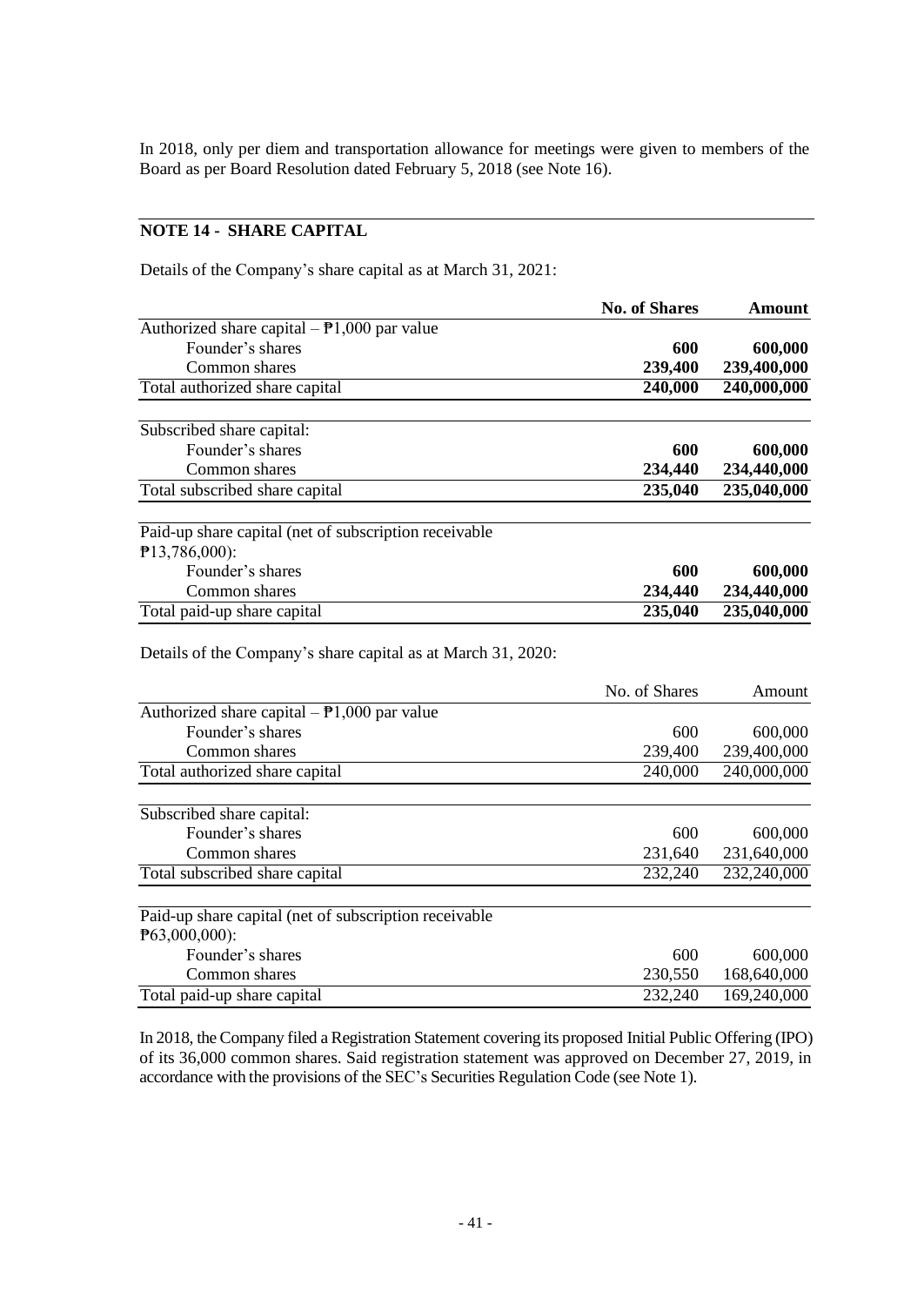In 2018, only per diem and transportation allowance for meetings were given to members of the Board as per Board Resolution dated February 5, 2018 (see Note 16).

## NOTE 14 - SHARE CAPITAL

Details of the Company's share capital as at March 31, 2021:

| | **No. of Shares** | **Amount** |
|---|---|---|
| Authorized share capital – ₱1,000 par value | | |
| Founder's shares | **600** | **600,000** |
| Common shares | **239,400** | **239,400,000** |
| Total authorized share capital | **240,000** | **240,000,000** |
| | | |
| Subscribed share capital: | | |
| Founder's shares | **600** | **600,000** |
| Common shares | **234,440** | **234,440,000** |
| Total subscribed share capital | **235,040** | **235,040,000** |
| | | |
| Paid-up share capital (net of subscription receivable ₱13,786,000): | | |
| Founder's shares | **600** | **600,000** |
| Common shares | **234,440** | **234,440,000** |
| Total paid-up share capital | **235,040** | **235,040,000** |

Details of the Company's share capital as at March 31, 2020:

| | No. of Shares | Amount |
|---|---|---|
| Authorized share capital – ₱1,000 par value | | |
| Founder's shares | 600 | 600,000 |
| Common shares | 239,400 | 239,400,000 |
| Total authorized share capital | 240,000 | 240,000,000 |
| | | |
| Subscribed share capital: | | |
| Founder's shares | 600 | 600,000 |
| Common shares | 231,640 | 231,640,000 |
| Total subscribed share capital | 232,240 | 232,240,000 |
| | | |
| Paid-up share capital (net of subscription receivable ₱63,000,000): | | |
| Founder's shares | 600 | 600,000 |
| Common shares | 230,550 | 168,640,000 |
| Total paid-up share capital | 232,240 | 169,240,000 |

In 2018, the Company filed a Registration Statement covering its proposed Initial Public Offering (IPO) of its 36,000 common shares. Said registration statement was approved on December 27, 2019, in accordance with the provisions of the SEC's Securities Regulation Code (see Note 1).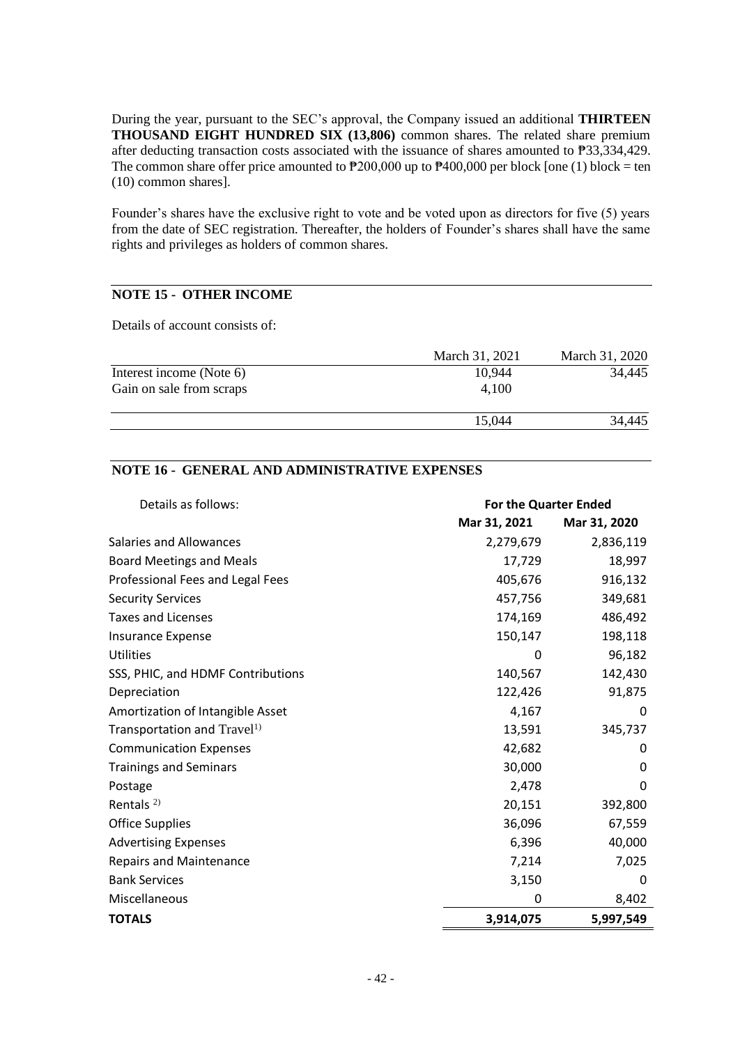During the year, pursuant to the SEC's approval, the Company issued an additional **THIRTEEN THOUSAND EIGHT HUNDRED SIX (13,806)** common shares. The related share premium after deducting transaction costs associated with the issuance of shares amounted to ₱33,334,429. The common share offer price amounted to ₱200,000 up to ₱400,000 per block [one (1) block = ten (10) common shares].

Founder's shares have the exclusive right to vote and be voted upon as directors for five (5) years from the date of SEC registration. Thereafter, the holders of Founder's shares shall have the same rights and privileges as holders of common shares.

## NOTE 15 - OTHER INCOME

Details of account consists of:

| | March 31, 2021 | March 31, 2020 |
|---|---|---|
| Interest income (Note 6) | 10,944 | 34,445 |
| Gain on sale from scraps | 4,100 | |
| | 15,044 | 34,445 |

## NOTE 16 - GENERAL AND ADMINISTRATIVE EXPENSES

| Details as follows: | For the Quarter Ended | |
|---|---|---|
| | **Mar 31, 2021** | **Mar 31, 2020** |
| Salaries and Allowances | 2,279,679 | 2,836,119 |
| Board Meetings and Meals | 17,729 | 18,997 |
| Professional Fees and Legal Fees | 405,676 | 916,132 |
| Security Services | 457,756 | 349,681 |
| Taxes and Licenses | 174,169 | 486,492 |
| Insurance Expense | 150,147 | 198,118 |
| Utilities | 0 | 96,182 |
| SSS, PHIC, and HDMF Contributions | 140,567 | 142,430 |
| Depreciation | 122,426 | 91,875 |
| Amortization of Intangible Asset | 4,167 | 0 |
| Transportation and Travel[1)] | 13,591 | 345,737 |
| Communication Expenses | 42,682 | 0 |
| Trainings and Seminars | 30,000 | 0 |
| Postage | 2,478 | 0 |
| Rentals [2)] | 20,151 | 392,800 |
| Office Supplies | 36,096 | 67,559 |
| Advertising Expenses | 6,396 | 40,000 |
| Repairs and Maintenance | 7,214 | 7,025 |
| Bank Services | 3,150 | 0 |
| Miscellaneous | 0 | 8,402 |
| **TOTALS** | **3,914,075** | **5,997,549** |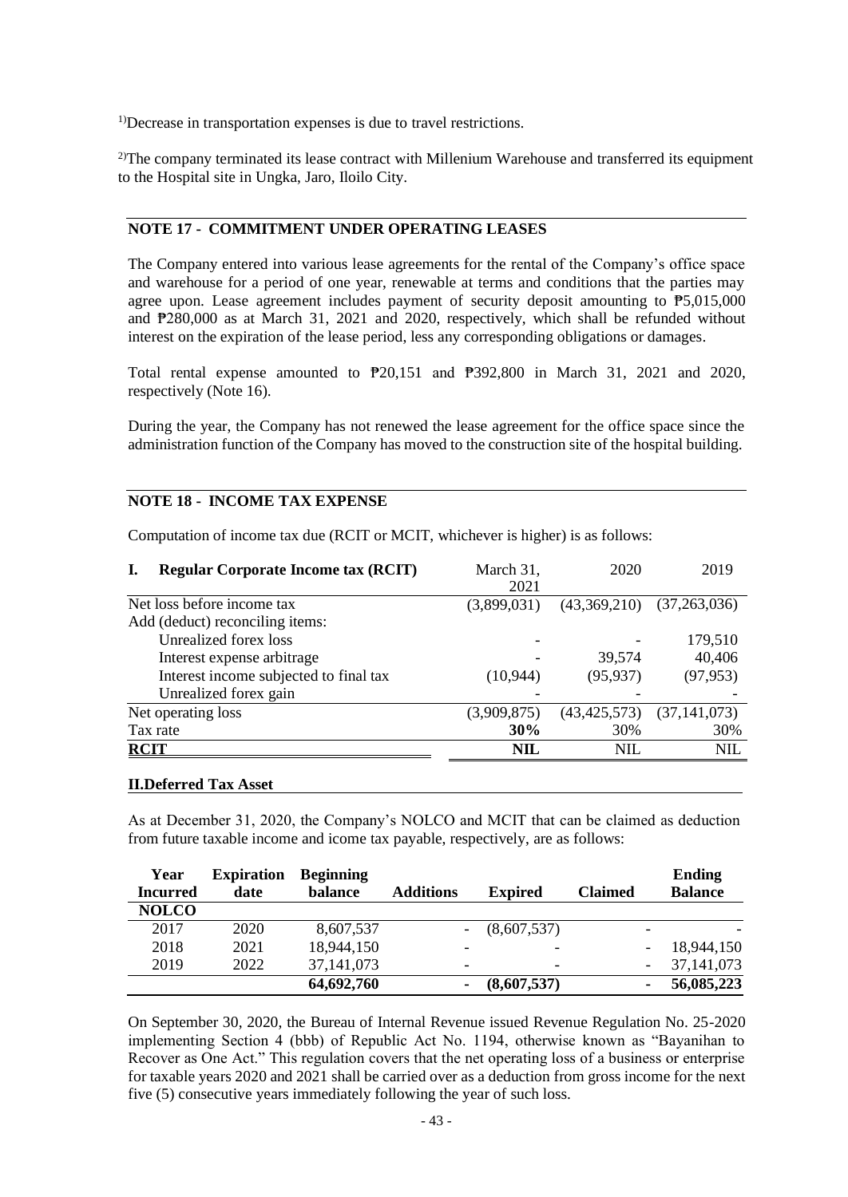[1)]Decrease in transportation expenses is due to travel restrictions.

[2)]The company terminated its lease contract with Millenium Warehouse and transferred its equipment to the Hospital site in Ungka, Jaro, Iloilo City.

## NOTE 17 - COMMITMENT UNDER OPERATING LEASES

The Company entered into various lease agreements for the rental of the Company's office space and warehouse for a period of one year, renewable at terms and conditions that the parties may agree upon. Lease agreement includes payment of security deposit amounting to ₱5,015,000 and ₱280,000 as at March 31, 2021 and 2020, respectively, which shall be refunded without interest on the expiration of the lease period, less any corresponding obligations or damages.

Total rental expense amounted to ₱20,151 and ₱392,800 in March 31, 2021 and 2020, respectively (Note 16).

During the year, the Company has not renewed the lease agreement for the office space since the administration function of the Company has moved to the construction site of the hospital building.

## NOTE 18 - INCOME TAX EXPENSE

Computation of income tax due (RCIT or MCIT, whichever is higher) is as follows:

| **I. Regular Corporate Income tax (RCIT)** | March 31, 2021 | 2020 | 2019 |
|---|---|---|---|
| Net loss before income tax | (3,899,031) | (43,369,210) | (37,263,036) |
| Add (deduct) reconciling items: | | | |
| Unrealized forex loss | - | - | 179,510 |
| Interest expense arbitrage | - | 39,574 | 40,406 |
| Interest income subjected to final tax | (10,944) | (95,937) | (97,953) |
| Unrealized forex gain | - | - | - |
| Net operating loss | (3,909,875) | (43,425,573) | (37,141,073) |
| Tax rate | **30%** | 30% | 30% |
| **RCIT** | **NIL** | NIL | NIL |

### II.Deferred Tax Asset

As at December 31, 2020, the Company's NOLCO and MCIT that can be claimed as deduction from future taxable income and icome tax payable, respectively, are as follows:

| Year Incurred | Expiration date | Beginning balance | Additions | Expired | Claimed | Ending Balance |
|---|---|---|---|---|---|---|
| **NOLCO** | | | | | | |
| 2017 | 2020 | 8,607,537 | - | (8,607,537) | - | - |
| 2018 | 2021 | 18,944,150 | - | - | - | 18,944,150 |
| 2019 | 2022 | 37,141,073 | - | - | - | 37,141,073 |
| | | **64,692,760** | **-** | **(8,607,537)** | **-** | **56,085,223** |

On September 30, 2020, the Bureau of Internal Revenue issued Revenue Regulation No. 25-2020 implementing Section 4 (bbb) of Republic Act No. 1194, otherwise known as "Bayanihan to Recover as One Act." This regulation covers that the net operating loss of a business or enterprise for taxable years 2020 and 2021 shall be carried over as a deduction from gross income for the next five (5) consecutive years immediately following the year of such loss.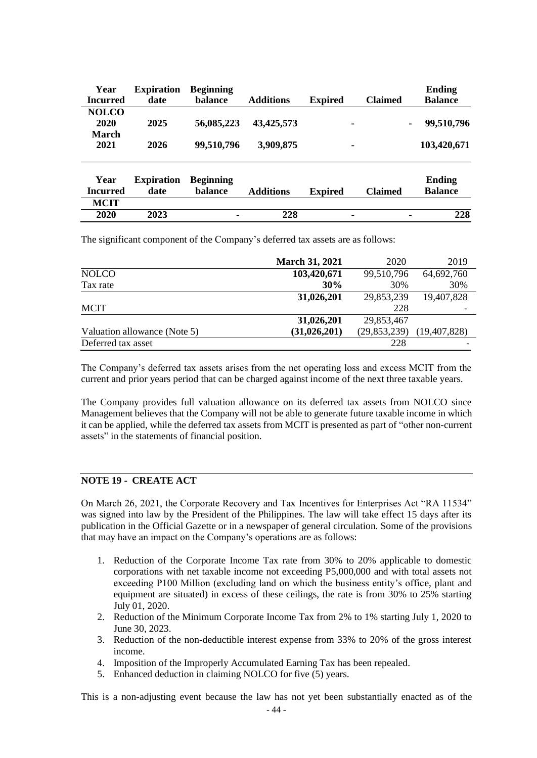| Year Incurred | Expiration date | Beginning balance | Additions | Expired | Claimed | Ending Balance |
|---|---|---|---|---|---|---|
| **NOLCO** | | | | | | |
| **2020** | **2025** | **56,085,223** | **43,425,573** | **-** | **-** | **99,510,796** |
| **March 2021** | **2026** | **99,510,796** | **3,909,875** | **-** | | **103,420,671** |

| Year Incurred | Expiration date | Beginning balance | Additions | Expired | Claimed | Ending Balance |
|---|---|---|---|---|---|---|
| **MCIT** | | | | | | |
| **2020** | **2023** | **-** | **228** | **-** | **-** | **228** |

The significant component of the Company's deferred tax assets are as follows:

| | March 31, 2021 | 2020 | 2019 |
|---|---|---|---|
| NOLCO | **103,420,671** | 99,510,796 | 64,692,760 |
| Tax rate | **30%** | 30% | 30% |
| | **31,026,201** | 29,853,239 | 19,407,828 |
| MCIT | | 228 | - |
| | **31,026,201** | 29,853,467 | |
| Valuation allowance (Note 5) | **(31,026,201)** | (29,853,239) | (19,407,828) |
| Deferred tax asset | | 228 | - |

The Company's deferred tax assets arises from the net operating loss and excess MCIT from the current and prior years period that can be charged against income of the next three taxable years.

The Company provides full valuation allowance on its deferred tax assets from NOLCO since Management believes that the Company will not be able to generate future taxable income in which it can be applied, while the deferred tax assets from MCIT is presented as part of "other non-current assets" in the statements of financial position.

## NOTE 19 - CREATE ACT

On March 26, 2021, the Corporate Recovery and Tax Incentives for Enterprises Act "RA 11534" was signed into law by the President of the Philippines. The law will take effect 15 days after its publication in the Official Gazette or in a newspaper of general circulation. Some of the provisions that may have an impact on the Company's operations are as follows:

1. Reduction of the Corporate Income Tax rate from 30% to 20% applicable to domestic corporations with net taxable income not exceeding P5,000,000 and with total assets not exceeding P100 Million (excluding land on which the business entity's office, plant and equipment are situated) in excess of these ceilings, the rate is from 30% to 25% starting July 01, 2020.
2. Reduction of the Minimum Corporate Income Tax from 2% to 1% starting July 1, 2020 to June 30, 2023.
3. Reduction of the non-deductible interest expense from 33% to 20% of the gross interest income.
4. Imposition of the Improperly Accumulated Earning Tax has been repealed.
5. Enhanced deduction in claiming NOLCO for five (5) years.

This is a non-adjusting event because the law has not yet been substantially enacted as of the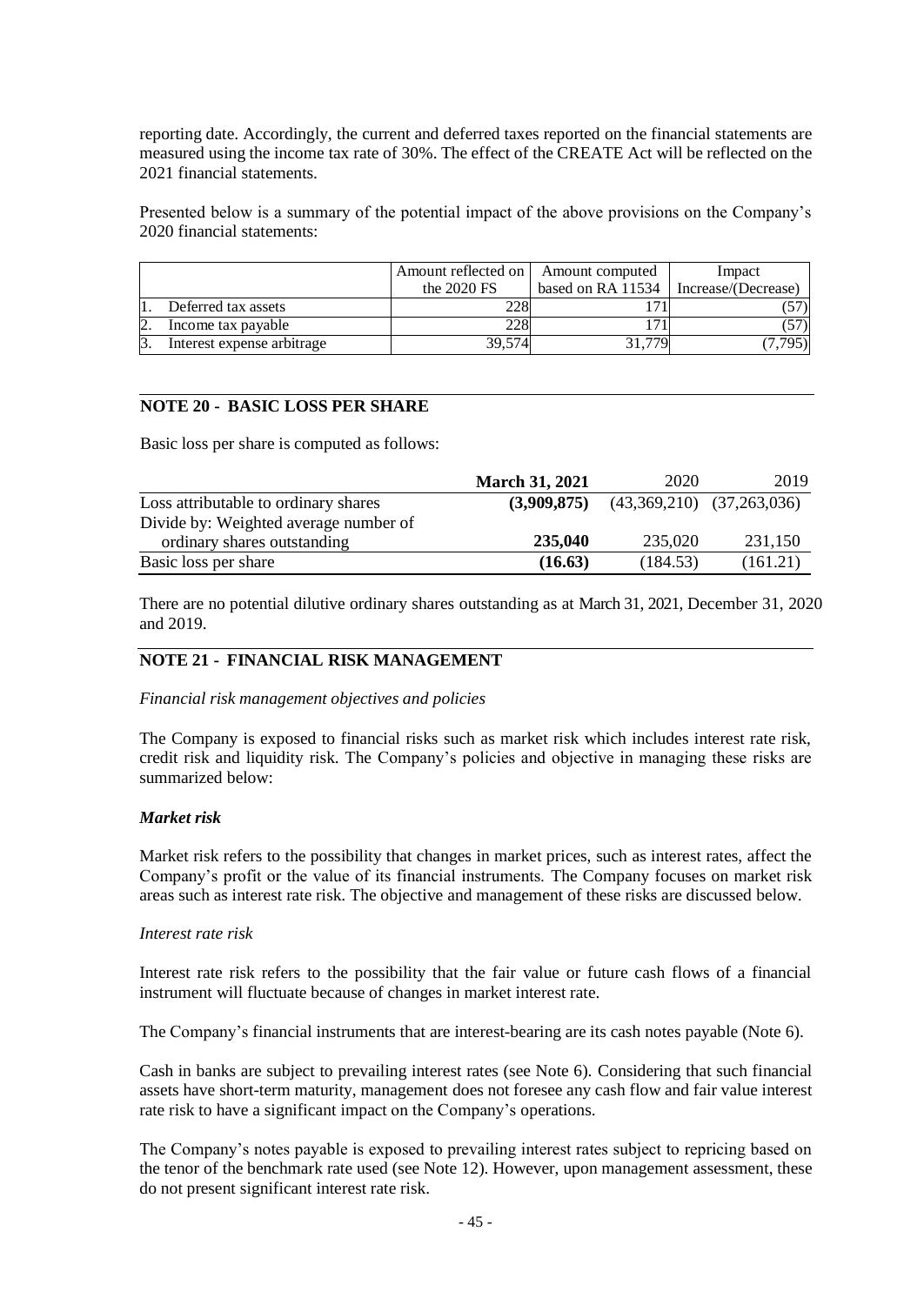reporting date. Accordingly, the current and deferred taxes reported on the financial statements are measured using the income tax rate of 30%. The effect of the CREATE Act will be reflected on the 2021 financial statements.

Presented below is a summary of the potential impact of the above provisions on the Company's 2020 financial statements:

| | Amount reflected on the 2020 FS | Amount computed based on RA 11534 | Impact Increase/(Decrease) |
|---|---|---|---|
| 1. Deferred tax assets | 228 | 171 | (57) |
| 2. Income tax payable | 228 | 171 | (57) |
| 3. Interest expense arbitrage | 39,574 | 31,779 | (7,795) |

## NOTE 20 - BASIC LOSS PER SHARE

Basic loss per share is computed as follows:

| | **March 31, 2021** | 2020 | 2019 |
|---|---|---|---|
| Loss attributable to ordinary shares | **(3,909,875)** | (43,369,210) | (37,263,036) |
| Divide by: Weighted average number of ordinary shares outstanding | **235,040** | 235,020 | 231,150 |
| Basic loss per share | **(16.63)** | (184.53) | (161.21) |

There are no potential dilutive ordinary shares outstanding as at March 31, 2021, December 31, 2020 and 2019.

## NOTE 21 - FINANCIAL RISK MANAGEMENT

*Financial risk management objectives and policies*

The Company is exposed to financial risks such as market risk which includes interest rate risk, credit risk and liquidity risk. The Company's policies and objective in managing these risks are summarized below:

***Market risk***

Market risk refers to the possibility that changes in market prices, such as interest rates, affect the Company's profit or the value of its financial instruments. The Company focuses on market risk areas such as interest rate risk. The objective and management of these risks are discussed below.

*Interest rate risk*

Interest rate risk refers to the possibility that the fair value or future cash flows of a financial instrument will fluctuate because of changes in market interest rate.

The Company's financial instruments that are interest-bearing are its cash notes payable (Note 6).

Cash in banks are subject to prevailing interest rates (see Note 6). Considering that such financial assets have short-term maturity, management does not foresee any cash flow and fair value interest rate risk to have a significant impact on the Company's operations.

The Company's notes payable is exposed to prevailing interest rates subject to repricing based on the tenor of the benchmark rate used (see Note 12). However, upon management assessment, these do not present significant interest rate risk.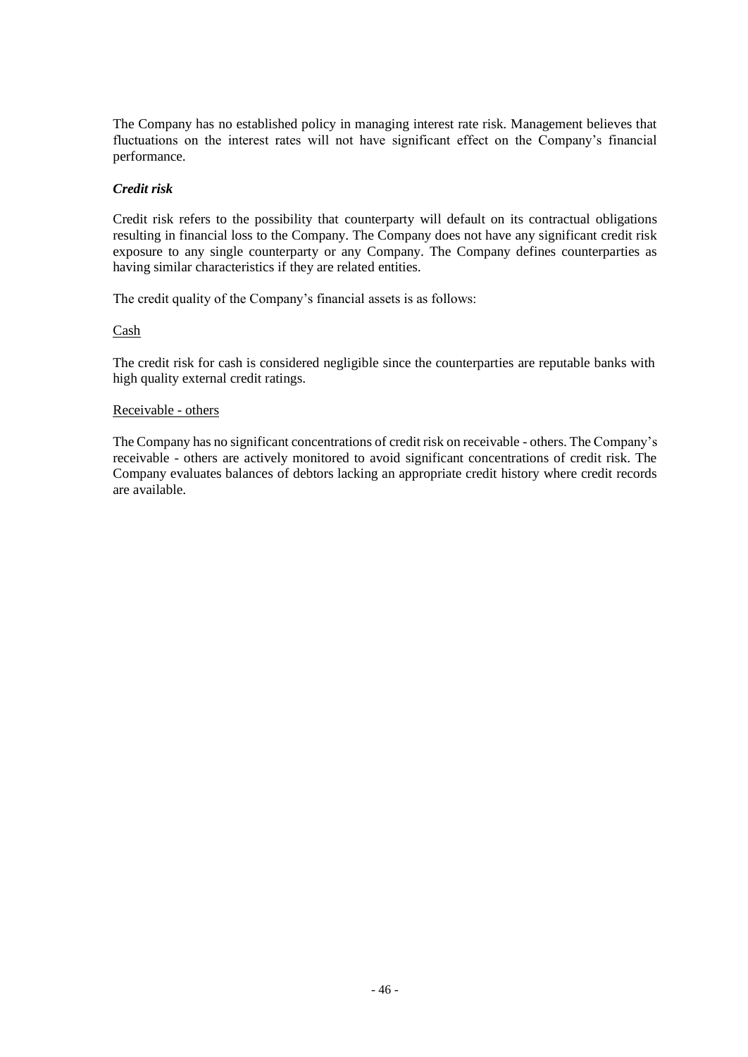The Company has no established policy in managing interest rate risk. Management believes that fluctuations on the interest rates will not have significant effect on the Company's financial performance.

***Credit risk***

Credit risk refers to the possibility that counterparty will default on its contractual obligations resulting in financial loss to the Company. The Company does not have any significant credit risk exposure to any single counterparty or any Company. The Company defines counterparties as having similar characteristics if they are related entities.

The credit quality of the Company's financial assets is as follows:

<u>Cash</u>

The credit risk for cash is considered negligible since the counterparties are reputable banks with high quality external credit ratings.

<u>Receivable - others</u>

The Company has no significant concentrations of credit risk on receivable - others. The Company's receivable - others are actively monitored to avoid significant concentrations of credit risk. The Company evaluates balances of debtors lacking an appropriate credit history where credit records are available.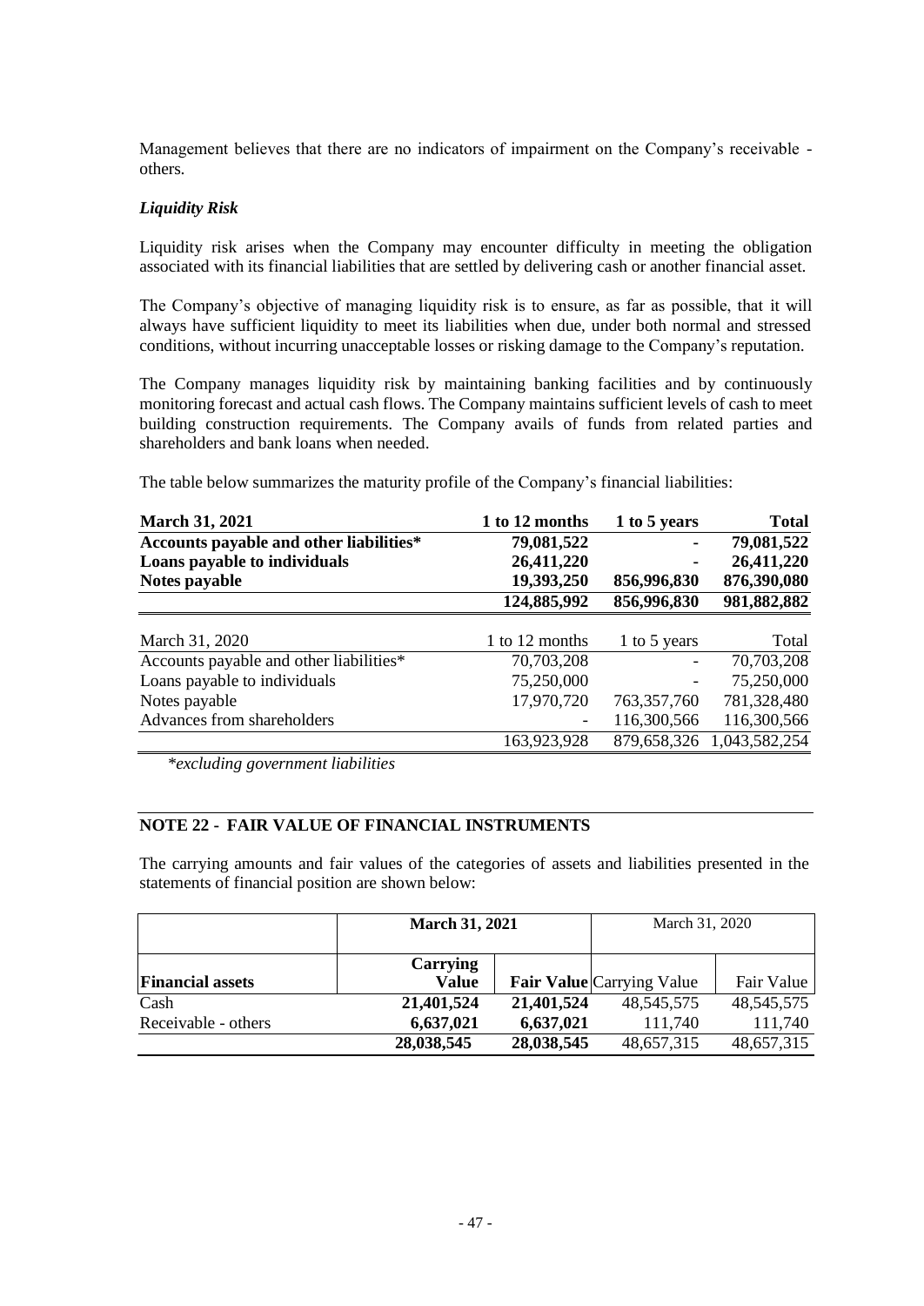Management believes that there are no indicators of impairment on the Company's receivable - others.

***Liquidity Risk***

Liquidity risk arises when the Company may encounter difficulty in meeting the obligation associated with its financial liabilities that are settled by delivering cash or another financial asset.

The Company's objective of managing liquidity risk is to ensure, as far as possible, that it will always have sufficient liquidity to meet its liabilities when due, under both normal and stressed conditions, without incurring unacceptable losses or risking damage to the Company's reputation.

The Company manages liquidity risk by maintaining banking facilities and by continuously monitoring forecast and actual cash flows. The Company maintains sufficient levels of cash to meet building construction requirements. The Company avails of funds from related parties and shareholders and bank loans when needed.

The table below summarizes the maturity profile of the Company's financial liabilities:

| **March 31, 2021** | **1 to 12 months** | **1 to 5 years** | **Total** |
|---|---|---|---|
| **Accounts payable and other liabilities*** | **79,081,522** | **-** | **79,081,522** |
| **Loans payable to individuals** | **26,411,220** | **-** | **26,411,220** |
| **Notes payable** | **19,393,250** | **856,996,830** | **876,390,080** |
| | **124,885,992** | **856,996,830** | **981,882,882** |

| March 31, 2020 | 1 to 12 months | 1 to 5 years | Total |
|---|---|---|---|
| Accounts payable and other liabilities* | 70,703,208 | - | 70,703,208 |
| Loans payable to individuals | 75,250,000 | - | 75,250,000 |
| Notes payable | 17,970,720 | 763,357,760 | 781,328,480 |
| Advances from shareholders | - | 116,300,566 | 116,300,566 |
| | 163,923,928 | 879,658,326 | 1,043,582,254 |

*\*excluding government liabilities*

## NOTE 22 - FAIR VALUE OF FINANCIAL INSTRUMENTS

The carrying amounts and fair values of the categories of assets and liabilities presented in the statements of financial position are shown below:

| | **March 31, 2021** | | March 31, 2020 | |
|---|---|---|---|---|
| **Financial assets** | **Carrying Value** | **Fair Value** | Carrying Value | Fair Value |
| Cash | **21,401,524** | **21,401,524** | 48,545,575 | 48,545,575 |
| Receivable - others | **6,637,021** | **6,637,021** | 111,740 | 111,740 |
| | **28,038,545** | **28,038,545** | 48,657,315 | 48,657,315 |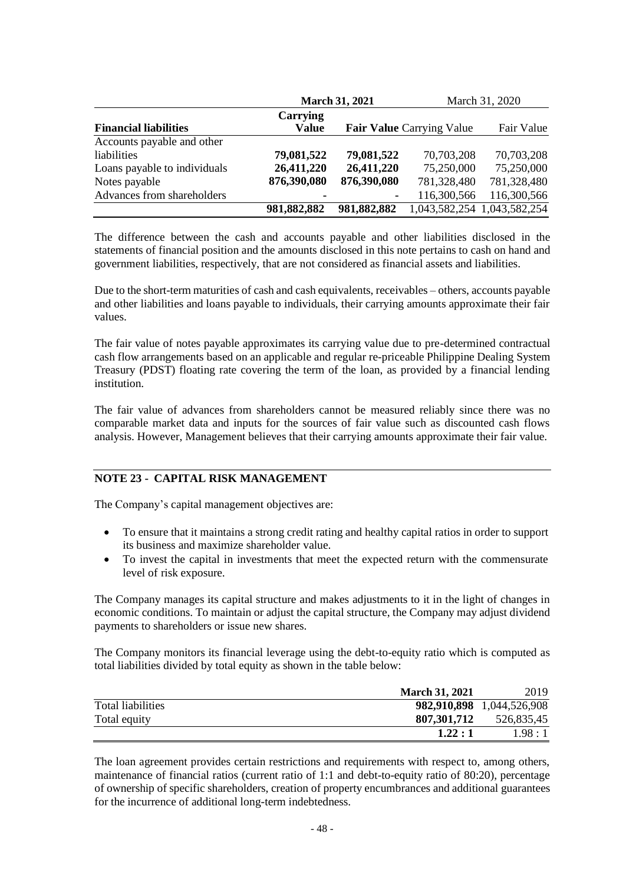| | March 31, 2021 | | March 31, 2020 | |
|---|---|---|---|---|
| **Financial liabilities** | **Carrying Value** | **Fair Value** | Carrying Value | Fair Value |
| Accounts payable and other liabilities | **79,081,522** | **79,081,522** | 70,703,208 | 70,703,208 |
| Loans payable to individuals | **26,411,220** | **26,411,220** | 75,250,000 | 75,250,000 |
| Notes payable | **876,390,080** | **876,390,080** | 781,328,480 | 781,328,480 |
| Advances from shareholders | **-** | **-** | 116,300,566 | 116,300,566 |
| | **981,882,882** | **981,882,882** | 1,043,582,254 | 1,043,582,254 |

The difference between the cash and accounts payable and other liabilities disclosed in the statements of financial position and the amounts disclosed in this note pertains to cash on hand and government liabilities, respectively, that are not considered as financial assets and liabilities.

Due to the short-term maturities of cash and cash equivalents, receivables – others, accounts payable and other liabilities and loans payable to individuals, their carrying amounts approximate their fair values.

The fair value of notes payable approximates its carrying value due to pre-determined contractual cash flow arrangements based on an applicable and regular re-priceable Philippine Dealing System Treasury (PDST) floating rate covering the term of the loan, as provided by a financial lending institution.

The fair value of advances from shareholders cannot be measured reliably since there was no comparable market data and inputs for the sources of fair value such as discounted cash flows analysis. However, Management believes that their carrying amounts approximate their fair value.

## NOTE 23 - CAPITAL RISK MANAGEMENT

The Company's capital management objectives are:

- To ensure that it maintains a strong credit rating and healthy capital ratios in order to support its business and maximize shareholder value.
- To invest the capital in investments that meet the expected return with the commensurate level of risk exposure.

The Company manages its capital structure and makes adjustments to it in the light of changes in economic conditions. To maintain or adjust the capital structure, the Company may adjust dividend payments to shareholders or issue new shares.

The Company monitors its financial leverage using the debt-to-equity ratio which is computed as total liabilities divided by total equity as shown in the table below:

| | **March 31, 2021** | 2019 |
|---|---|---|
| Total liabilities | **982,910,898** | 1,044,526,908 |
| Total equity | **807,301,712** | 526,835,45 |
| | **1.22 : 1** | 1.98 : 1 |

The loan agreement provides certain restrictions and requirements with respect to, among others, maintenance of financial ratios (current ratio of 1:1 and debt-to-equity ratio of 80:20), percentage of ownership of specific shareholders, creation of property encumbrances and additional guarantees for the incurrence of additional long-term indebtedness.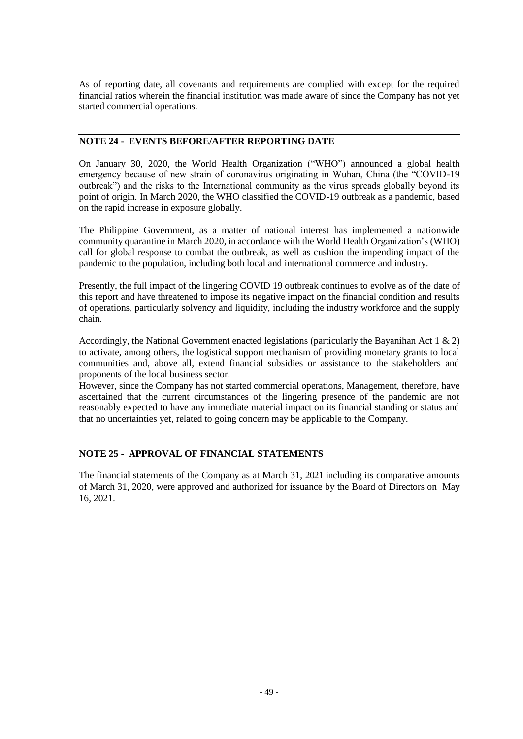As of reporting date, all covenants and requirements are complied with except for the required financial ratios wherein the financial institution was made aware of since the Company has not yet started commercial operations.

## NOTE 24 - EVENTS BEFORE/AFTER REPORTING DATE

On January 30, 2020, the World Health Organization ("WHO") announced a global health emergency because of new strain of coronavirus originating in Wuhan, China (the "COVID-19 outbreak") and the risks to the International community as the virus spreads globally beyond its point of origin. In March 2020, the WHO classified the COVID-19 outbreak as a pandemic, based on the rapid increase in exposure globally.

The Philippine Government, as a matter of national interest has implemented a nationwide community quarantine in March 2020, in accordance with the World Health Organization's (WHO) call for global response to combat the outbreak, as well as cushion the impending impact of the pandemic to the population, including both local and international commerce and industry.

Presently, the full impact of the lingering COVID 19 outbreak continues to evolve as of the date of this report and have threatened to impose its negative impact on the financial condition and results of operations, particularly solvency and liquidity, including the industry workforce and the supply chain.

Accordingly, the National Government enacted legislations (particularly the Bayanihan Act 1 & 2) to activate, among others, the logistical support mechanism of providing monetary grants to local communities and, above all, extend financial subsidies or assistance to the stakeholders and proponents of the local business sector.
However, since the Company has not started commercial operations, Management, therefore, have ascertained that the current circumstances of the lingering presence of the pandemic are not reasonably expected to have any immediate material impact on its financial standing or status and that no uncertainties yet, related to going concern may be applicable to the Company.

## NOTE 25 - APPROVAL OF FINANCIAL STATEMENTS

The financial statements of the Company as at March 31, 2021 including its comparative amounts of March 31, 2020, were approved and authorized for issuance by the Board of Directors on May 16, 2021.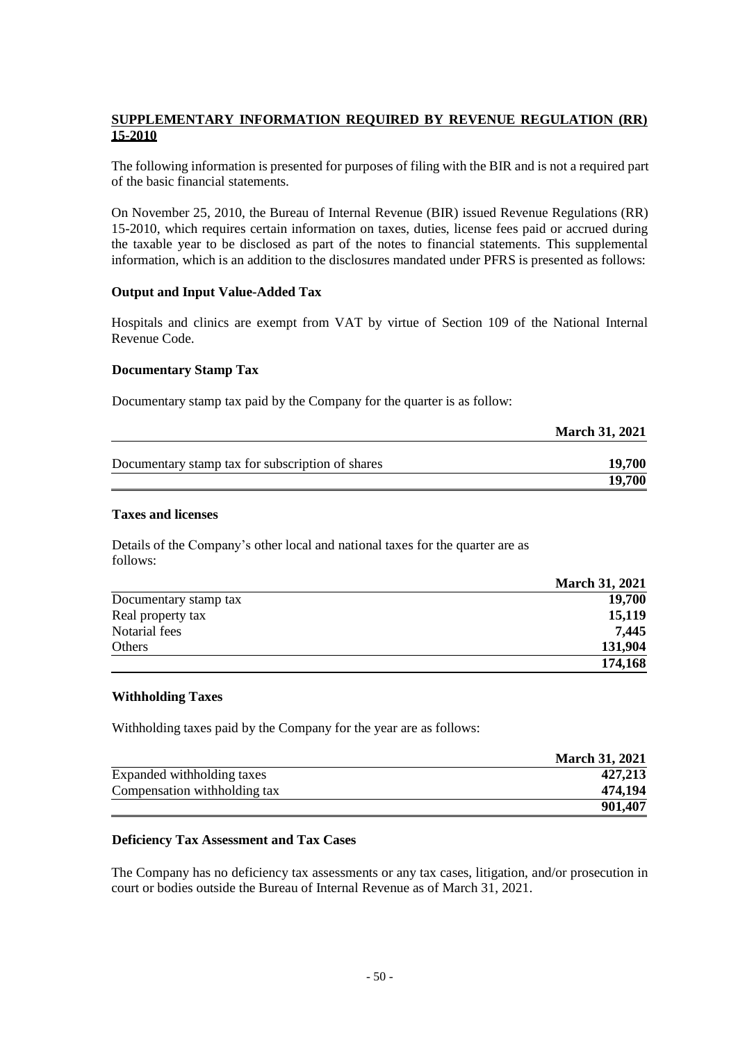## SUPPLEMENTARY INFORMATION REQUIRED BY REVENUE REGULATION (RR) 15-2010

The following information is presented for purposes of filing with the BIR and is not a required part of the basic financial statements.

On November 25, 2010, the Bureau of Internal Revenue (BIR) issued Revenue Regulations (RR) 15-2010, which requires certain information on taxes, duties, license fees paid or accrued during the taxable year to be disclosed as part of the notes to financial statements. This supplemental information, which is an addition to the disclosures mandated under PFRS is presented as follows:

### Output and Input Value-Added Tax

Hospitals and clinics are exempt from VAT by virtue of Section 109 of the National Internal Revenue Code.

### Documentary Stamp Tax

Documentary stamp tax paid by the Company for the quarter is as follow:

| | **March 31, 2021** |
|---|---|
| Documentary stamp tax for subscription of shares | **19,700** |
| | **19,700** |

### Taxes and licenses

Details of the Company's other local and national taxes for the quarter are as follows:

| | **March 31, 2021** |
|---|---|
| Documentary stamp tax | **19,700** |
| Real property tax | **15,119** |
| Notarial fees | **7,445** |
| Others | **131,904** |
| | **174,168** |

### Withholding Taxes

Withholding taxes paid by the Company for the year are as follows:

| | **March 31, 2021** |
|---|---|
| Expanded withholding taxes | **427,213** |
| Compensation withholding tax | **474,194** |
| | **901,407** |

### Deficiency Tax Assessment and Tax Cases

The Company has no deficiency tax assessments or any tax cases, litigation, and/or prosecution in court or bodies outside the Bureau of Internal Revenue as of March 31, 2021.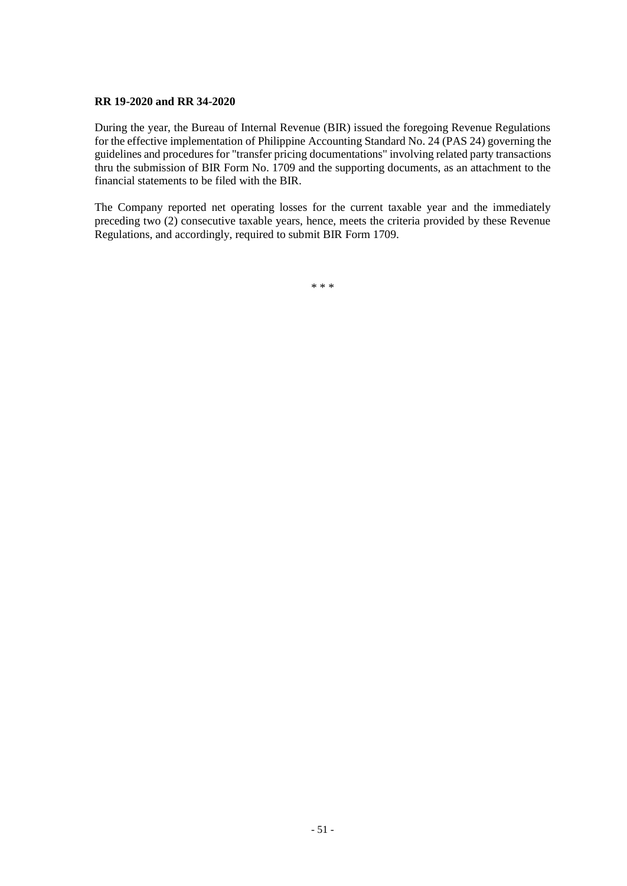**RR 19-2020 and RR 34-2020**

During the year, the Bureau of Internal Revenue (BIR) issued the foregoing Revenue Regulations for the effective implementation of Philippine Accounting Standard No. 24 (PAS 24) governing the guidelines and procedures for "transfer pricing documentations" involving related party transactions thru the submission of BIR Form No. 1709 and the supporting documents, as an attachment to the financial statements to be filed with the BIR.

The Company reported net operating losses for the current taxable year and the immediately preceding two (2) consecutive taxable years, hence, meets the criteria provided by these Revenue Regulations, and accordingly, required to submit BIR Form 1709.

\* \* \*